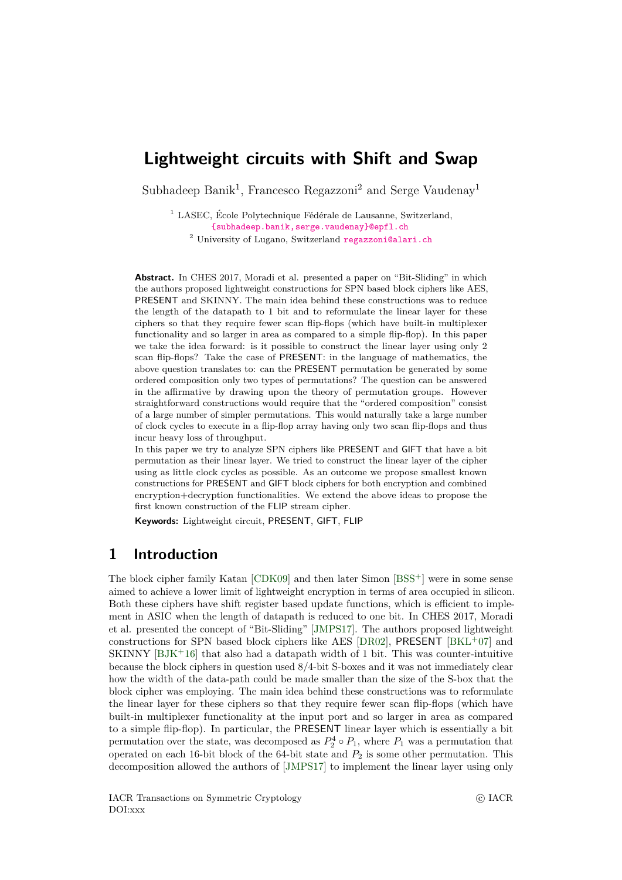# Lightweight circuits with Shift and Swap

Subhadeep Banik[1], Francesco Regazzoni[2] and Serge Vaudenay[1]

[1] LASEC, École Polytechnique Fédérale de Lausanne, Switzerland, {subhadeep.banik,serge.vaudenay}@epfl.ch

[2] University of Lugano, Switzerland regazzoni@alari.ch

**Abstract.** In CHES 2017, Moradi et al. presented a paper on "Bit-Sliding" in which the authors proposed lightweight constructions for SPN based block ciphers like AES, PRESENT and SKINNY. The main idea behind these constructions was to reduce the length of the datapath to 1 bit and to reformulate the linear layer for these ciphers so that they require fewer scan flip-flops (which have built-in multiplexer functionality and so larger in area as compared to a simple flip-flop). In this paper we take the idea forward: is it possible to construct the linear layer using only 2 scan flip-flops? Take the case of PRESENT: in the language of mathematics, the above question translates to: can the PRESENT permutation be generated by some ordered composition only two types of permutations? The question can be answered in the affirmative by drawing upon the theory of permutation groups. However straightforward constructions would require that the "ordered composition" consist of a large number of simpler permutations. This would naturally take a large number of clock cycles to execute in a flip-flop array having only two scan flip-flops and thus incur heavy loss of throughput.

In this paper we try to analyze SPN ciphers like PRESENT and GIFT that have a bit permutation as their linear layer. We tried to construct the linear layer of the cipher using as little clock cycles as possible. As an outcome we propose smallest known constructions for PRESENT and GIFT block ciphers for both encryption and combined encryption+decryption functionalities. We extend the above ideas to propose the first known construction of the FLIP stream cipher.

**Keywords:** Lightweight circuit, PRESENT, GIFT, FLIP

## 1 Introduction

The block cipher family Katan [CDK09] and then later Simon [BSS+] were in some sense aimed to achieve a lower limit of lightweight encryption in terms of area occupied in silicon. Both these ciphers have shift register based update functions, which is efficient to implement in ASIC when the length of datapath is reduced to one bit. In CHES 2017, Moradi et al. presented the concept of "Bit-Sliding" [JMPS17]. The authors proposed lightweight constructions for SPN based block ciphers like AES [DR02], PRESENT [BKL+07] and SKINNY [BJK+16] that also had a datapath width of 1 bit. This was counter-intuitive because the block ciphers in question used 8/4-bit S-boxes and it was not immediately clear how the width of the data-path could be made smaller than the size of the S-box that the block cipher was employing. The main idea behind these constructions was to reformulate the linear layer for these ciphers so that they require fewer scan flip-flops (which have built-in multiplexer functionality at the input port and so larger in area as compared to a simple flip-flop). In particular, the PRESENT linear layer which is essentially a bit permutation over the state, was decomposed as $P_2^4 \circ P_1$, where $P_1$ was a permutation that operated on each 16-bit block of the 64-bit state and $P_2$ is some other permutation. This decomposition allowed the authors of [JMPS17] to implement the linear layer using only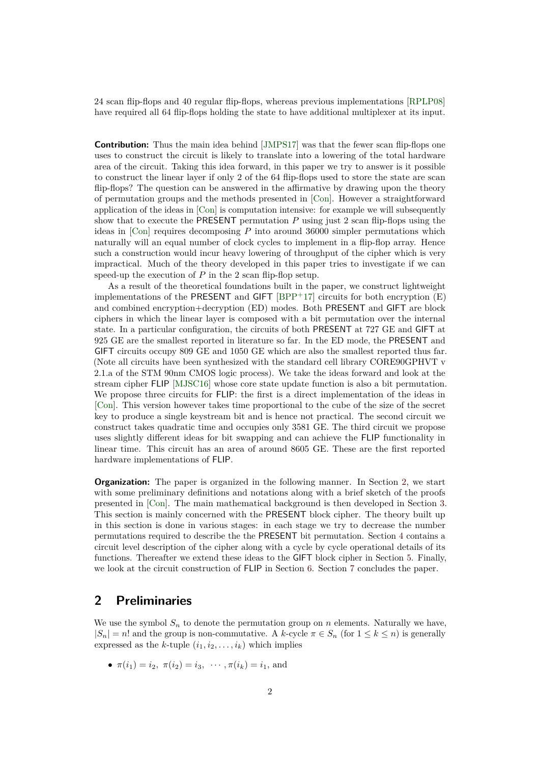24 scan flip-flops and 40 regular flip-flops, whereas previous implementations [RPLP08] have required all 64 flip-flops holding the state to have additional multiplexer at its input.

**Contribution:** Thus the main idea behind [JMPS17] was that the fewer scan flip-flops one uses to construct the circuit is likely to translate into a lowering of the total hardware area of the circuit. Taking this idea forward, in this paper we try to answer is it possible to construct the linear layer if only 2 of the 64 flip-flops used to store the state are scan flip-flops? The question can be answered in the affirmative by drawing upon the theory of permutation groups and the methods presented in [Con]. However a straightforward application of the ideas in [Con] is computation intensive: for example we will subsequently show that to execute the PRESENT permutation $P$ using just 2 scan flip-flops using the ideas in [Con] requires decomposing $P$ into around 36000 simpler permutations which naturally will an equal number of clock cycles to implement in a flip-flop array. Hence such a construction would incur heavy lowering of throughput of the cipher which is very impractical. Much of the theory developed in this paper tries to investigate if we can speed-up the execution of $P$ in the 2 scan flip-flop setup.

As a result of the theoretical foundations built in the paper, we construct lightweight implementations of the PRESENT and GIFT [BPP+17] circuits for both encryption (E) and combined encryption+decryption (ED) modes. Both PRESENT and GIFT are block ciphers in which the linear layer is composed with a bit permutation over the internal state. In a particular configuration, the circuits of both PRESENT at 727 GE and GIFT at 925 GE are the smallest reported in literature so far. In the ED mode, the PRESENT and GIFT circuits occupy 809 GE and 1050 GE which are also the smallest reported thus far. (Note all circuits have been synthesized with the standard cell library CORE90GPHVT v 2.1.a of the STM 90nm CMOS logic process). We take the ideas forward and look at the stream cipher FLIP [MJSC16] whose core state update function is also a bit permutation. We propose three circuits for FLIP: the first is a direct implementation of the ideas in [Con]. This version however takes time proportional to the cube of the size of the secret key to produce a single keystream bit and is hence not practical. The second circuit we construct takes quadratic time and occupies only 3581 GE. The third circuit we propose uses slightly different ideas for bit swapping and can achieve the FLIP functionality in linear time. This circuit has an area of around 8605 GE. These are the first reported hardware implementations of FLIP.

**Organization:** The paper is organized in the following manner. In Section 2, we start with some preliminary definitions and notations along with a brief sketch of the proofs presented in [Con]. The main mathematical background is then developed in Section 3. This section is mainly concerned with the PRESENT block cipher. The theory built up in this section is done in various stages: in each stage we try to decrease the number permutations required to describe the the PRESENT bit permutation. Section 4 contains a circuit level description of the cipher along with a cycle by cycle operational details of its functions. Thereafter we extend these ideas to the GIFT block cipher in Section 5. Finally, we look at the circuit construction of FLIP in Section 6. Section 7 concludes the paper.

## 2 Preliminaries

We use the symbol $S_n$ to denote the permutation group on $n$ elements. Naturally we have, $|S_n| = n!$ and the group is non-commutative. A $k$-cycle $\pi \in S_n$ (for $1 \leq k \leq n$) is generally expressed as the $k$-tuple $(i_1, i_2, \ldots, i_k)$ which implies

- $\pi(i_1) = i_2,\ \pi(i_2) = i_3,\ \cdots, \pi(i_k) = i_1$, and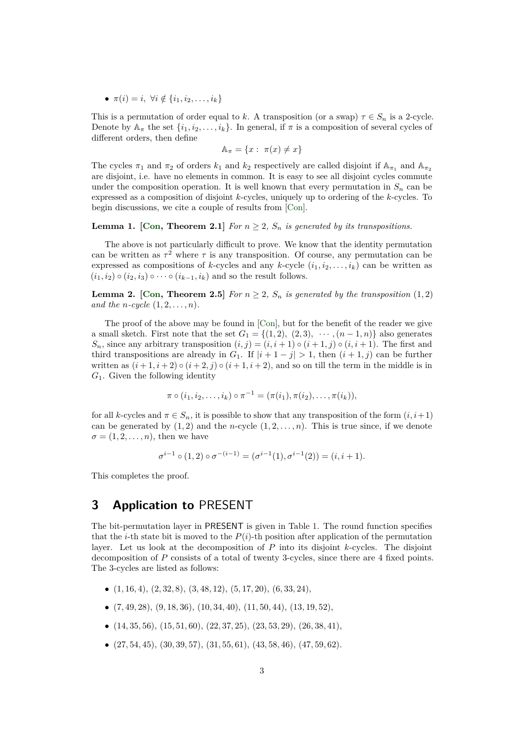- $\pi(i) = i, \ \forall i \notin \{i_1, i_2, \ldots, i_k\}$

This is a permutation of order equal to $k$. A transposition (or a swap) $\tau \in S_n$ is a 2-cycle. Denote by $\mathbb{A}_\pi$ the set $\{i_1, i_2, \ldots, i_k\}$. In general, if $\pi$ is a composition of several cycles of different orders, then define

$$\mathbb{A}_\pi = \{x : \ \pi(x) \neq x\}$$

The cycles $\pi_1$ and $\pi_2$ of orders $k_1$ and $k_2$ respectively are called disjoint if $\mathbb{A}_{\pi_1}$ and $\mathbb{A}_{\pi_2}$ are disjoint, i.e. have no elements in common. It is easy to see all disjoint cycles commute under the composition operation. It is well known that every permutation in $S_n$ can be expressed as a composition of disjoint $k$-cycles, uniquely up to ordering of the $k$-cycles. To begin discussions, we cite a couple of results from [Con].

**Lemma 1.** **[Con, Theorem 2.1]** *For $n \geq 2$, $S_n$ is generated by its transpositions.*

The above is not particularly difficult to prove. We know that the identity permutation can be written as $\tau^2$ where $\tau$ is any transposition. Of course, any permutation can be expressed as compositions of $k$-cycles and any $k$-cycle $(i_1, i_2, \ldots, i_k)$ can be written as $(i_1, i_2) \circ (i_2, i_3) \circ \cdots \circ (i_{k-1}, i_k)$ and so the result follows.

**Lemma 2.** **[Con, Theorem 2.5]** *For $n \geq 2$, $S_n$ is generated by the transposition $(1, 2)$ and the $n$-cycle $(1, 2, \ldots, n)$.*

The proof of the above may be found in [Con], but for the benefit of the reader we give a small sketch. First note that the set $G_1 = \{(1, 2), \ (2, 3), \ \cdots, (n-1, n)\}$ also generates $S_n$, since any arbitrary transposition $(i, j) = (i, i+1) \circ (i+1, j) \circ (i, i+1)$. The first and third transpositions are already in $G_1$. If $|i + 1 - j| > 1$, then $(i + 1, j)$ can be further written as $(i+1, i+2) \circ (i+2, j) \circ (i+1, i+2)$, and so on till the term in the middle is in $G_1$. Given the following identity

$$\pi \circ (i_1, i_2, \ldots, i_k) \circ \pi^{-1} = (\pi(i_1), \pi(i_2), \ldots, \pi(i_k)),$$

for all $k$-cycles and $\pi \in S_n$, it is possible to show that any transposition of the form $(i, i+1)$ can be generated by $(1, 2)$ and the $n$-cycle $(1, 2, \ldots, n)$. This is true since, if we denote $\sigma = (1, 2, \ldots, n)$, then we have

$$\sigma^{i-1} \circ (1, 2) \circ \sigma^{-(i-1)} = (\sigma^{i-1}(1), \sigma^{i-1}(2)) = (i, i+1).$$

This completes the proof.

## 3 Application to PRESENT

The bit-permutation layer in PRESENT is given in Table 1. The round function specifies that the $i$-th state bit is moved to the $P(i)$-th position after application of the permutation layer. Let us look at the decomposition of $P$ into its disjoint $k$-cycles. The disjoint decomposition of $P$ consists of a total of twenty 3-cycles, since there are 4 fixed points. The 3-cycles are listed as follows:

- $(1, 16, 4)$, $(2, 32, 8)$, $(3, 48, 12)$, $(5, 17, 20)$, $(6, 33, 24)$,
- $(7, 49, 28)$, $(9, 18, 36)$, $(10, 34, 40)$, $(11, 50, 44)$, $(13, 19, 52)$,
- $(14, 35, 56)$, $(15, 51, 60)$, $(22, 37, 25)$, $(23, 53, 29)$, $(26, 38, 41)$,
- $(27, 54, 45)$, $(30, 39, 57)$, $(31, 55, 61)$, $(43, 58, 46)$, $(47, 59, 62)$.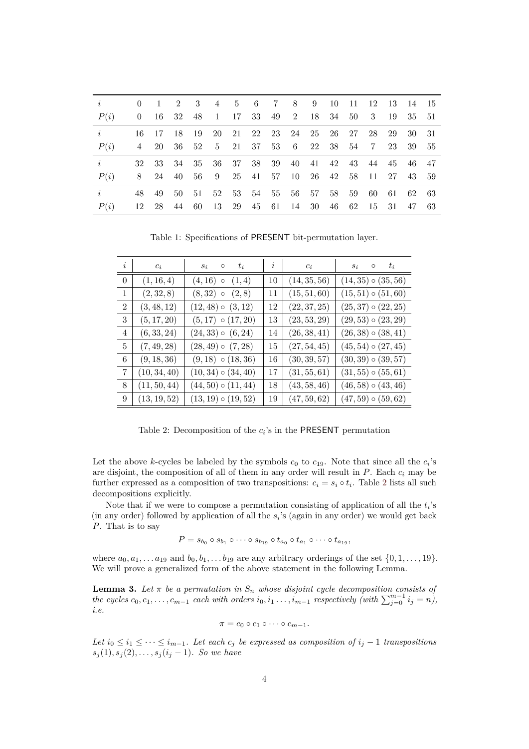| $i$ | 0 | 1 | 2 | 3 | 4 | 5 | 6 | 7 | 8 | 9 | 10 | 11 | 12 | 13 | 14 | 15 |
|---|---|---|---|---|---|---|---|---|---|---|---|---|---|---|---|---|
| $P(i)$ | 0 | 16 | 32 | 48 | 1 | 17 | 33 | 49 | 2 | 18 | 34 | 50 | 3 | 19 | 35 | 51 |
| $i$ | 16 | 17 | 18 | 19 | 20 | 21 | 22 | 23 | 24 | 25 | 26 | 27 | 28 | 29 | 30 | 31 |
| $P(i)$ | 4 | 20 | 36 | 52 | 5 | 21 | 37 | 53 | 6 | 22 | 38 | 54 | 7 | 23 | 39 | 55 |
| $i$ | 32 | 33 | 34 | 35 | 36 | 37 | 38 | 39 | 40 | 41 | 42 | 43 | 44 | 45 | 46 | 47 |
| $P(i)$ | 8 | 24 | 40 | 56 | 9 | 25 | 41 | 57 | 10 | 26 | 42 | 58 | 11 | 27 | 43 | 59 |
| $i$ | 48 | 49 | 50 | 51 | 52 | 53 | 54 | 55 | 56 | 57 | 58 | 59 | 60 | 61 | 62 | 63 |
| $P(i)$ | 12 | 28 | 44 | 60 | 13 | 29 | 45 | 61 | 14 | 30 | 46 | 62 | 15 | 31 | 47 | 63 |

Table 1: Specifications of PRESENT bit-permutation layer.

| $i$ | $c_i$ | $s_i \circ t_i$ | $i$ | $c_i$ | $s_i \circ t_i$ |
|---|---|---|---|---|---|
| 0 | $(1,16,4)$ | $(4,16) \circ (1,4)$ | 10 | $(14,35,56)$ | $(14,35) \circ (35,56)$ |
| 1 | $(2,32,8)$ | $(8,32) \circ (2,8)$ | 11 | $(15,51,60)$ | $(15,51) \circ (51,60)$ |
| 2 | $(3,48,12)$ | $(12,48) \circ (3,12)$ | 12 | $(22,37,25)$ | $(25,37) \circ (22,25)$ |
| 3 | $(5,17,20)$ | $(5,17) \circ (17,20)$ | 13 | $(23,53,29)$ | $(29,53) \circ (23,29)$ |
| 4 | $(6,33,24)$ | $(24,33) \circ (6,24)$ | 14 | $(26,38,41)$ | $(26,38) \circ (38,41)$ |
| 5 | $(7,49,28)$ | $(28,49) \circ (7,28)$ | 15 | $(27,54,45)$ | $(45,54) \circ (27,45)$ |
| 6 | $(9,18,36)$ | $(9,18) \circ (18,36)$ | 16 | $(30,39,57)$ | $(30,39) \circ (39,57)$ |
| 7 | $(10,34,40)$ | $(10,34) \circ (34,40)$ | 17 | $(31,55,61)$ | $(31,55) \circ (55,61)$ |
| 8 | $(11,50,44)$ | $(44,50) \circ (11,44)$ | 18 | $(43,58,46)$ | $(46,58) \circ (43,46)$ |
| 9 | $(13,19,52)$ | $(13,19) \circ (19,52)$ | 19 | $(47,59,62)$ | $(47,59) \circ (59,62)$ |

Table 2: Decomposition of the $c_i$'s in the PRESENT permutation

Let the above $k$-cycles be labeled by the symbols $c_0$ to $c_{19}$. Note that since all the $c_i$'s are disjoint, the composition of all of them in any order will result in $P$. Each $c_i$ may be further expressed as a composition of two transpositions: $c_i = s_i \circ t_i$. Table 2 lists all such decompositions explicitly.

Note that if we were to compose a permutation consisting of application of all the $t_i$'s (in any order) followed by application of all the $s_i$'s (again in any order) we would get back $P$. That is to say

$$P = s_{b_0} \circ s_{b_1} \circ \cdots \circ s_{b_{19}} \circ t_{a_0} \circ t_{a_1} \circ \cdots \circ t_{a_{19}},$$

where $a_0, a_1, \ldots a_{19}$ and $b_0, b_1, \ldots b_{19}$ are any arbitrary orderings of the set $\{0, 1, \ldots, 19\}$. We will prove a generalized form of the above statement in the following Lemma.

**Lemma 3.** *Let $\pi$ be a permutation in $S_n$ whose disjoint cycle decomposition consists of the cycles $c_0, c_1, \ldots, c_{m-1}$ each with orders $i_0, i_1 \ldots, i_{m-1}$ respectively (with $\sum_{j=0}^{m-1} i_j = n$), i.e.*

$$\pi = c_0 \circ c_1 \circ \cdots \circ c_{m-1}.$$

*Let $i_0 \leq i_1 \leq \cdots \leq i_{m-1}$. Let each $c_j$ be expressed as composition of $i_j - 1$ transpositions $s_j(1), s_j(2), \ldots, s_j(i_j - 1)$. So we have*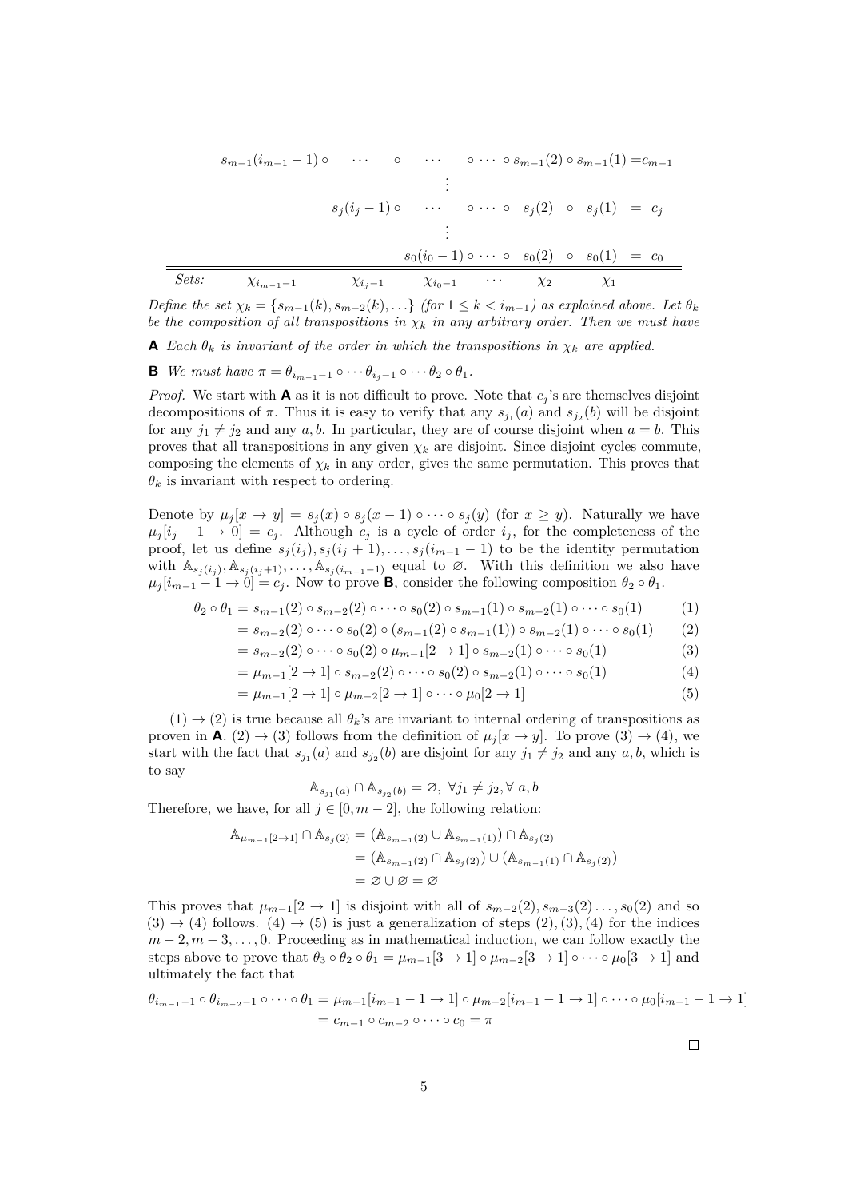$$
\begin{array}{ccccccccc}
s_{m-1}(i_{m-1}-1)\circ & \cdots & \circ & \cdots & \circ\cdots\circ\, s_{m-1}(2) & \circ\, s_{m-1}(1) & =c_{m-1} \\
 & & & \vdots & & & \\
 & s_j(i_j-1)\circ & & \cdots & \circ\cdots\circ\ \ s_j(2) & \circ\ \ s_j(1) & =\ c_j \\
 & & & \vdots & & & \\
 & & & s_0(i_0-1)\circ\cdots\circ & s_0(2) & \circ\ \ s_0(1) & =\ c_0 \\
\hline
\textit{Sets:} \quad \chi_{i_{m-1}-1} & & \chi_{i_j-1} & \chi_{i_0-1} & \cdots\quad \chi_2 & \chi_1 &
\end{array}
$$

*Define the set $\chi_k = \{s_{m-1}(k), s_{m-2}(k), \ldots\}$ (for $1 \leq k < i_{m-1}$) as explained above. Let $\theta_k$ be the composition of all transpositions in $\chi_k$ in any arbitrary order. Then we must have*

**A** *Each $\theta_k$ is invariant of the order in which the transpositions in $\chi_k$ are applied.*

**B** *We must have $\pi = \theta_{i_{m-1}-1} \circ \cdots \theta_{i_j-1} \circ \cdots \theta_2 \circ \theta_1$.*

*Proof.* We start with **A** as it is not difficult to prove. Note that $c_j$'s are themselves disjoint decompositions of $\pi$. Thus it is easy to verify that any $s_{j_1}(a)$ and $s_{j_2}(b)$ will be disjoint for any $j_1 \neq j_2$ and any $a, b$. In particular, they are of course disjoint when $a = b$. This proves that all transpositions in any given $\chi_k$ are disjoint. Since disjoint cycles commute, composing the elements of $\chi_k$ in any order, gives the same permutation. This proves that $\theta_k$ is invariant with respect to ordering.

Denote by $\mu_j[x \to y] = s_j(x) \circ s_j(x-1) \circ \cdots \circ s_j(y)$ (for $x \geq y$). Naturally we have $\mu_j[i_j - 1 \to 0] = c_j$. Although $c_j$ is a cycle of order $i_j$, for the completeness of the proof, let us define $s_j(i_j), s_j(i_j+1), \ldots, s_j(i_{m-1}-1)$ to be the identity permutation with $\mathbb{A}_{s_j(i_j)}, \mathbb{A}_{s_j(i_j+1)}, \ldots, \mathbb{A}_{s_j(i_{m-1}-1)}$ equal to $\varnothing$. With this definition we also have $\mu_j[i_{m-1} - 1 \to 0] = c_j$. Now to prove **B**, consider the following composition $\theta_2 \circ \theta_1$.

$$
\begin{aligned}
\theta_2 \circ \theta_1 &= s_{m-1}(2) \circ s_{m-2}(2) \circ \cdots \circ s_0(2) \circ s_{m-1}(1) \circ s_{m-2}(1) \circ \cdots \circ s_0(1) && (1)\\
&= s_{m-2}(2) \circ \cdots \circ s_0(2) \circ (s_{m-1}(2) \circ s_{m-1}(1)) \circ s_{m-2}(1) \circ \cdots \circ s_0(1) && (2)\\
&= s_{m-2}(2) \circ \cdots \circ s_0(2) \circ \mu_{m-1}[2 \to 1] \circ s_{m-2}(1) \circ \cdots \circ s_0(1) && (3)\\
&= \mu_{m-1}[2 \to 1] \circ s_{m-2}(2) \circ \cdots \circ s_0(2) \circ s_{m-2}(1) \circ \cdots \circ s_0(1) && (4)\\
&= \mu_{m-1}[2 \to 1] \circ \mu_{m-2}[2 \to 1] \circ \cdots \circ \mu_0[2 \to 1] && (5)
\end{aligned}
$$

$(1) \to (2)$ is true because all $\theta_k$'s are invariant to internal ordering of transpositions as proven in **A**. $(2) \to (3)$ follows from the definition of $\mu_j[x \to y]$. To prove $(3) \to (4)$, we start with the fact that $s_{j_1}(a)$ and $s_{j_2}(b)$ are disjoint for any $j_1 \neq j_2$ and any $a, b$, which is to say

$$\mathbb{A}_{s_{j_1}(a)} \cap \mathbb{A}_{s_{j_2}(b)} = \varnothing,\ \forall j_1 \neq j_2, \forall\, a, b$$

Therefore, we have, for all $j \in [0, m-2]$, the following relation:

$$
\begin{aligned}
\mathbb{A}_{\mu_{m-1}[2\to 1]} \cap \mathbb{A}_{s_j(2)} &= (\mathbb{A}_{s_{m-1}(2)} \cup \mathbb{A}_{s_{m-1}(1)}) \cap \mathbb{A}_{s_j(2)}\\
&= (\mathbb{A}_{s_{m-1}(2)} \cap \mathbb{A}_{s_j(2)}) \cup (\mathbb{A}_{s_{m-1}(1)} \cap \mathbb{A}_{s_j(2)})\\
&= \varnothing \cup \varnothing = \varnothing
\end{aligned}
$$

This proves that $\mu_{m-1}[2 \to 1]$ is disjoint with all of $s_{m-2}(2), s_{m-3}(2) \ldots, s_0(2)$ and so $(3) \to (4)$ follows. $(4) \to (5)$ is just a generalization of steps $(2), (3), (4)$ for the indices $m-2, m-3, \ldots, 0$. Proceeding as in mathematical induction, we can follow exactly the steps above to prove that $\theta_3 \circ \theta_2 \circ \theta_1 = \mu_{m-1}[3 \to 1] \circ \mu_{m-2}[3 \to 1] \circ \cdots \circ \mu_0[3 \to 1]$ and ultimately the fact that

$$
\begin{aligned}
\theta_{i_{m-1}-1} \circ \theta_{i_{m-2}-1} \circ \cdots \circ \theta_1 &= \mu_{m-1}[i_{m-1} - 1 \to 1] \circ \mu_{m-2}[i_{m-1} - 1 \to 1] \circ \cdots \circ \mu_0[i_{m-1} - 1 \to 1]\\
&= c_{m-1} \circ c_{m-2} \circ \cdots \circ c_0 = \pi
\end{aligned}
$$

□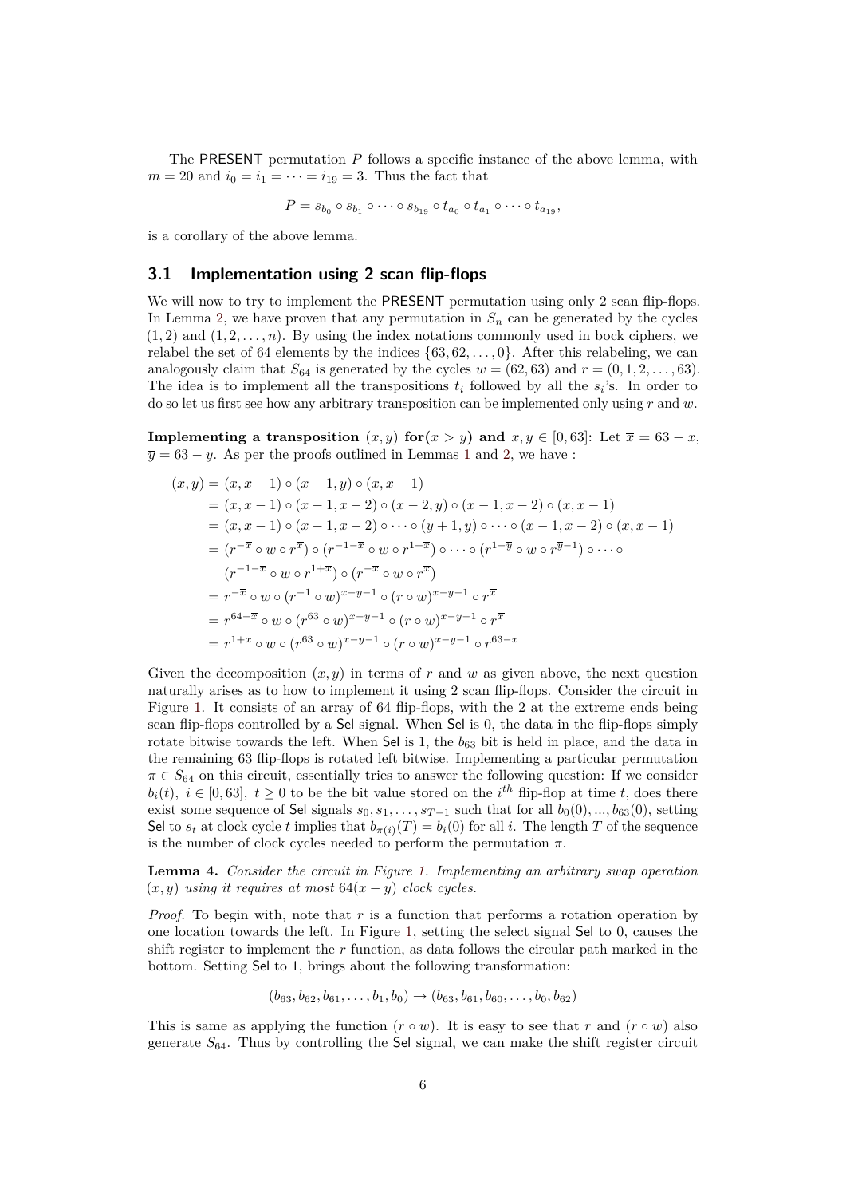The PRESENT permutation $P$ follows a specific instance of the above lemma, with $m = 20$ and $i_0 = i_1 = \cdots = i_{19} = 3$. Thus the fact that

$$P = s_{b_0} \circ s_{b_1} \circ \cdots \circ s_{b_{19}} \circ t_{a_0} \circ t_{a_1} \circ \cdots \circ t_{a_{19}},$$

is a corollary of the above lemma.

## 3.1 Implementation using 2 scan flip-flops

We will now to try to implement the PRESENT permutation using only 2 scan flip-flops. In Lemma 2, we have proven that any permutation in $S_n$ can be generated by the cycles $(1, 2)$ and $(1, 2, \ldots, n)$. By using the index notations commonly used in bock ciphers, we relabel the set of 64 elements by the indices $\{63, 62, \ldots, 0\}$. After this relabeling, we can analogously claim that $S_{64}$ is generated by the cycles $w = (62, 63)$ and $r = (0, 1, 2, \ldots, 63)$. The idea is to implement all the transpositions $t_i$ followed by all the $s_i$'s. In order to do so let us first see how any arbitrary transposition can be implemented only using $r$ and $w$.

**Implementing a transposition** $(x, y)$ **for**$(x > y)$ **and** $x, y \in [0, 63]$: Let $\overline{x} = 63 - x$, $\overline{y} = 63 - y$. As per the proofs outlined in Lemmas 1 and 2, we have :

$$\begin{aligned}
(x, y) &= (x, x-1) \circ (x-1, y) \circ (x, x-1) \\
&= (x, x-1) \circ (x-1, x-2) \circ (x-2, y) \circ (x-1, x-2) \circ (x, x-1) \\
&= (x, x-1) \circ (x-1, x-2) \circ \cdots \circ (y+1, y) \circ \cdots \circ (x-1, x-2) \circ (x, x-1) \\
&= (r^{-\overline{x}} \circ w \circ r^{\overline{x}}) \circ (r^{-1-\overline{x}} \circ w \circ r^{1+\overline{x}}) \circ \cdots \circ (r^{1-\overline{y}} \circ w \circ r^{\overline{y}-1}) \circ \cdots \circ \\
&\quad (r^{-1-\overline{x}} \circ w \circ r^{1+\overline{x}}) \circ (r^{-\overline{x}} \circ w \circ r^{\overline{x}}) \\
&= r^{-\overline{x}} \circ w \circ (r^{-1} \circ w)^{x-y-1} \circ (r \circ w)^{x-y-1} \circ r^{\overline{x}} \\
&= r^{64-\overline{x}} \circ w \circ (r^{63} \circ w)^{x-y-1} \circ (r \circ w)^{x-y-1} \circ r^{\overline{x}} \\
&= r^{1+x} \circ w \circ (r^{63} \circ w)^{x-y-1} \circ (r \circ w)^{x-y-1} \circ r^{63-x}
\end{aligned}$$

Given the decomposition $(x, y)$ in terms of $r$ and $w$ as given above, the next question naturally arises as to how to implement it using 2 scan flip-flops. Consider the circuit in Figure 1. It consists of an array of 64 flip-flops, with the 2 at the extreme ends being scan flip-flops controlled by a Sel signal. When Sel is 0, the data in the flip-flops simply rotate bitwise towards the left. When Sel is 1, the $b_{63}$ bit is held in place, and the data in the remaining 63 flip-flops is rotated left bitwise. Implementing a particular permutation $\pi \in S_{64}$ on this circuit, essentially tries to answer the following question: If we consider $b_i(t),\ i \in [0, 63],\ t \geq 0$ to be the bit value stored on the $i^{th}$ flip-flop at time $t$, does there exist some sequence of Sel signals $s_0, s_1, \ldots, s_{T-1}$ such that for all $b_0(0), \ldots, b_{63}(0)$, setting Sel to $s_t$ at clock cycle $t$ implies that $b_{\pi(i)}(T) = b_i(0)$ for all $i$. The length $T$ of the sequence is the number of clock cycles needed to perform the permutation $\pi$.

**Lemma 4.** *Consider the circuit in Figure 1. Implementing an arbitrary swap operation* $(x, y)$ *using it requires at most* $64(x - y)$ *clock cycles.*

*Proof.* To begin with, note that $r$ is a function that performs a rotation operation by one location towards the left. In Figure 1, setting the select signal Sel to 0, causes the shift register to implement the $r$ function, as data follows the circular path marked in the bottom. Setting Sel to 1, brings about the following transformation:

$$(b_{63}, b_{62}, b_{61}, \ldots, b_1, b_0) \rightarrow (b_{63}, b_{61}, b_{60}, \ldots, b_0, b_{62})$$

This is same as applying the function $(r \circ w)$. It is easy to see that $r$ and $(r \circ w)$ also generate $S_{64}$. Thus by controlling the Sel signal, we can make the shift register circuit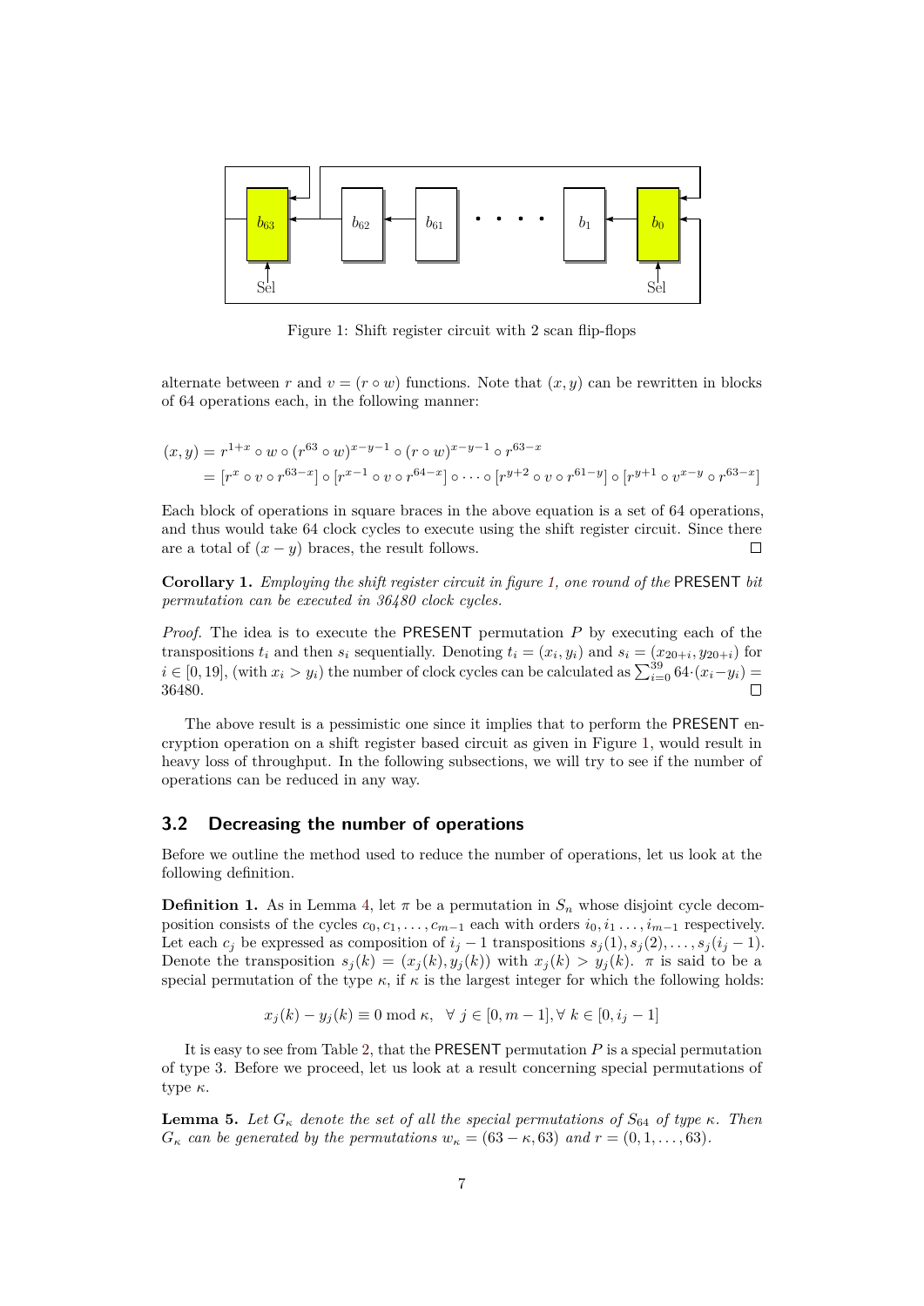Figure 1: Shift register circuit with 2 scan flip-flops

alternate between $r$ and $v = (r \circ w)$ functions. Note that $(x, y)$ can be rewritten in blocks of 64 operations each, in the following manner:

$$
\begin{aligned}
(x,y) &= r^{1+x} \circ w \circ (r^{63} \circ w)^{x-y-1} \circ (r \circ w)^{x-y-1} \circ r^{63-x} \\
&= [r^{x} \circ v \circ r^{63-x}] \circ [r^{x-1} \circ v \circ r^{64-x}] \circ \cdots \circ [r^{y+2} \circ v \circ r^{61-y}] \circ [r^{y+1} \circ v^{x-y} \circ r^{63-x}]
\end{aligned}
$$

Each block of operations in square braces in the above equation is a set of 64 operations, and thus would take 64 clock cycles to execute using the shift register circuit. Since there are a total of $(x - y)$ braces, the result follows. $\square$

**Corollary 1.** *Employing the shift register circuit in figure 1, one round of the* PRESENT *bit permutation can be executed in 36480 clock cycles.*

*Proof.* The idea is to execute the PRESENT permutation $P$ by executing each of the transpositions $t_i$ and then $s_i$ sequentially. Denoting $t_i = (x_i, y_i)$ and $s_i = (x_{20+i}, y_{20+i})$ for $i \in [0, 19]$, (with $x_i > y_i$) the number of clock cycles can be calculated as $\sum_{i=0}^{39} 64 \cdot (x_i - y_i) = 36480$. $\square$

The above result is a pessimistic one since it implies that to perform the PRESENT encryption operation on a shift register based circuit as given in Figure 1, would result in heavy loss of throughput. In the following subsections, we will try to see if the number of operations can be reduced in any way.

## 3.2 Decreasing the number of operations

Before we outline the method used to reduce the number of operations, let us look at the following definition.

**Definition 1.** As in Lemma 4, let $\pi$ be a permutation in $S_n$ whose disjoint cycle decomposition consists of the cycles $c_0, c_1, \ldots, c_{m-1}$ each with orders $i_0, i_1 \ldots, i_{m-1}$ respectively. Let each $c_j$ be expressed as composition of $i_j - 1$ transpositions $s_j(1), s_j(2), \ldots, s_j(i_j - 1)$. Denote the transposition $s_j(k) = (x_j(k), y_j(k))$ with $x_j(k) > y_j(k)$. $\pi$ is said to be a special permutation of the type $\kappa$, if $\kappa$ is the largest integer for which the following holds:

$$x_j(k) - y_j(k) \equiv 0 \bmod \kappa, \quad \forall\, j \in [0, m-1], \forall\, k \in [0, i_j - 1]$$

It is easy to see from Table 2, that the PRESENT permutation $P$ is a special permutation of type 3. Before we proceed, let us look at a result concerning special permutations of type $\kappa$.

**Lemma 5.** *Let $G_\kappa$ denote the set of all the special permutations of $S_{64}$ of type $\kappa$. Then $G_\kappa$ can be generated by the permutations $w_\kappa = (63 - \kappa, 63)$ and $r = (0, 1, \ldots, 63)$.*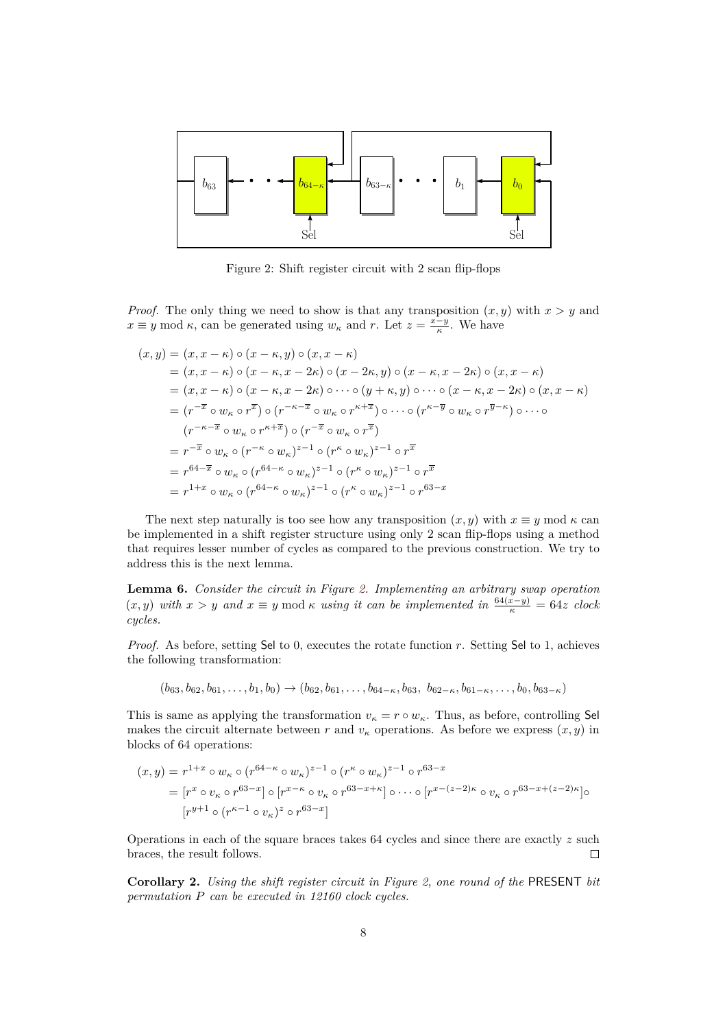Figure 2: Shift register circuit with 2 scan flip-flops

*Proof.* The only thing we need to show is that any transposition $(x, y)$ with $x > y$ and $x \equiv y \bmod \kappa$, can be generated using $w_\kappa$ and $r$. Let $z = \frac{x-y}{\kappa}$. We have

$$
\begin{aligned}
(x, y) &= (x, x-\kappa) \circ (x-\kappa, y) \circ (x, x-\kappa) \\
&= (x, x-\kappa) \circ (x-\kappa, x-2\kappa) \circ (x-2\kappa, y) \circ (x-\kappa, x-2\kappa) \circ (x, x-\kappa) \\
&= (x, x-\kappa) \circ (x-\kappa, x-2\kappa) \circ \cdots \circ (y+\kappa, y) \circ \cdots \circ (x-\kappa, x-2\kappa) \circ (x, x-\kappa) \\
&= (r^{-\overline{x}} \circ w_\kappa \circ r^{\overline{x}}) \circ (r^{-\kappa-\overline{x}} \circ w_\kappa \circ r^{\kappa+\overline{x}}) \circ \cdots \circ (r^{\kappa-\overline{y}} \circ w_\kappa \circ r^{\overline{y}-\kappa}) \circ \cdots \circ \\
&\quad (r^{-\kappa-\overline{x}} \circ w_\kappa \circ r^{\kappa+\overline{x}}) \circ (r^{-\overline{x}} \circ w_\kappa \circ r^{\overline{x}}) \\
&= r^{-\overline{x}} \circ w_\kappa \circ (r^{-\kappa} \circ w_\kappa)^{z-1} \circ (r^{\kappa} \circ w_\kappa)^{z-1} \circ r^{\overline{x}} \\
&= r^{64-\overline{x}} \circ w_\kappa \circ (r^{64-\kappa} \circ w_\kappa)^{z-1} \circ (r^{\kappa} \circ w_\kappa)^{z-1} \circ r^{\overline{x}} \\
&= r^{1+x} \circ w_\kappa \circ (r^{64-\kappa} \circ w_\kappa)^{z-1} \circ (r^{\kappa} \circ w_\kappa)^{z-1} \circ r^{63-x}
\end{aligned}
$$

∎

The next step naturally is too see how any transposition $(x, y)$ with $x \equiv y \bmod \kappa$ can be implemented in a shift register structure using only 2 scan flip-flops using a method that requires lesser number of cycles as compared to the previous construction. We try to address this is the next lemma.

**Lemma 6.** *Consider the circuit in Figure 2. Implementing an arbitrary swap operation $(x, y)$ with $x > y$ and $x \equiv y \bmod \kappa$ using it can be implemented in $\frac{64(x-y)}{\kappa} = 64z$ clock cycles.*

*Proof.* As before, setting Sel to 0, executes the rotate function $r$. Setting Sel to 1, achieves the following transformation:

$$
(b_{63}, b_{62}, b_{61}, \ldots, b_1, b_0) \rightarrow (b_{62}, b_{61}, \ldots, b_{64-\kappa}, b_{63},\ b_{62-\kappa}, b_{61-\kappa}, \ldots, b_0, b_{63-\kappa})
$$

This is same as applying the transformation $v_\kappa = r \circ w_\kappa$. Thus, as before, controlling Sel makes the circuit alternate between $r$ and $v_\kappa$ operations. As before we express $(x, y)$ in blocks of 64 operations:

$$
\begin{aligned}
(x, y) &= r^{1+x} \circ w_\kappa \circ (r^{64-\kappa} \circ w_\kappa)^{z-1} \circ (r^{\kappa} \circ w_\kappa)^{z-1} \circ r^{63-x} \\
&= [r^{x} \circ v_\kappa \circ r^{63-x}] \circ [r^{x-\kappa} \circ v_\kappa \circ r^{63-x+\kappa}] \circ \cdots \circ [r^{x-(z-2)\kappa} \circ v_\kappa \circ r^{63-x+(z-2)\kappa}] \circ \\
&\quad [r^{y+1} \circ (r^{\kappa-1} \circ v_\kappa)^{z} \circ r^{63-x}]
\end{aligned}
$$

Operations in each of the square braces takes 64 cycles and since there are exactly $z$ such braces, the result follows. ∎

**Corollary 2.** *Using the shift register circuit in Figure 2, one round of the* PRESENT *bit permutation $P$ can be executed in 12160 clock cycles.*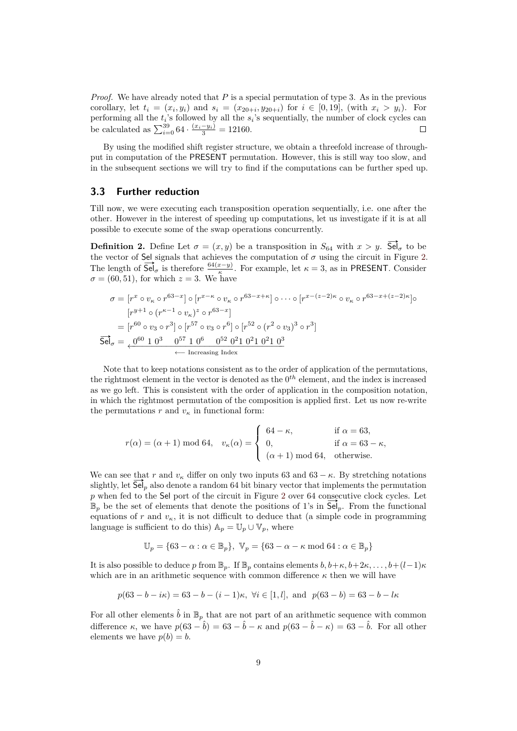*Proof.* We have already noted that $P$ is a special permutation of type 3. As in the previous corollary, let $t_i = (x_i, y_i)$ and $s_i = (x_{20+i}, y_{20+i})$ for $i \in [0, 19]$, (with $x_i > y_i$). For performing all the $t_i$'s followed by all the $s_i$'s sequentially, the number of clock cycles can be calculated as $\sum_{i=0}^{39} 64 \cdot \frac{(x_i - y_i)}{3} = 12160$. ∎

By using the modified shift register structure, we obtain a threefold increase of throughput in computation of the PRESENT permutation. However, this is still way too slow, and in the subsequent sections we will try to find if the computations can be further sped up.

## 3.3 Further reduction

Till now, we were executing each transposition operation sequentially, i.e. one after the other. However in the interest of speeding up computations, let us investigate if it is at all possible to execute some of the swap operations concurrently.

**Definition 2.** Define Let $\sigma = (x, y)$ be a transposition in $S_{64}$ with $x > y$. $\overrightarrow{\mathsf{Sel}}_\sigma$ to be the vector of Sel signals that achieves the computation of $\sigma$ using the circuit in Figure 2. The length of $\overrightarrow{\mathsf{Sel}}_\sigma$ is therefore $\frac{64(x-y)}{\kappa}$. For example, let $\kappa = 3$, as in PRESENT. Consider $\sigma = (60, 51)$, for which $z = 3$. We have

$$
\begin{aligned}
\sigma &= [r^x \circ v_\kappa \circ r^{63-x}] \circ [r^{x-\kappa} \circ v_\kappa \circ r^{63-x+\kappa}] \circ \cdots \circ [r^{x-(z-2)\kappa} \circ v_\kappa \circ r^{63-x+(z-2)\kappa}] \circ \\
&\quad [r^{y+1} \circ (r^{\kappa-1} \circ v_\kappa)^z \circ r^{63-x}] \\
&= [r^{60} \circ v_3 \circ r^3] \circ [r^{57} \circ v_3 \circ r^6] \circ [r^{52} \circ (r^2 \circ v_3)^3 \circ r^3] \\
\overrightarrow{\mathsf{Sel}}_\sigma &= \underset{\longleftarrow \text{ Increasing Index}}{\underline{0^{60}\ 1\ 0^3 \quad 0^{57}\ 1\ 0^6 \quad 0^{52}\ 0^2 1\ 0^2 1\ 0^2 1\ 0^3}}
\end{aligned}
$$

Note that to keep notations consistent as to the order of application of the permutations, the rightmost element in the vector is denoted as the $0^{th}$ element, and the index is increased as we go left. This is consistent with the order of application in the composition notation, in which the rightmost permutation of the composition is applied first. Let us now re-write the permutations $r$ and $v_\kappa$ in functional form:

$$
r(\alpha) = (\alpha + 1) \bmod 64, \quad v_\kappa(\alpha) = \begin{cases} 64 - \kappa, & \text{if } \alpha = 63, \\ 0, & \text{if } \alpha = 63 - \kappa, \\ (\alpha + 1) \bmod 64, & \text{otherwise.} \end{cases}
$$

We can see that $r$ and $v_\kappa$ differ on only two inputs 63 and $63 - \kappa$. By stretching notations slightly, let $\overrightarrow{\mathsf{Sel}}_p$ also denote a random 64 bit binary vector that implements the permutation $p$ when fed to the Sel port of the circuit in Figure 2 over 64 consecutive clock cycles. Let $\mathbb{B}_p$ be the set of elements that denote the positions of 1's in $\overrightarrow{\mathsf{Sel}}_p$. From the functional equations of $r$ and $v_\kappa$, it is not difficult to deduce that (a simple code in programming language is sufficient to do this) $\mathbb{A}_p = \mathbb{U}_p \cup \mathbb{V}_p$, where

$$
\mathbb{U}_p = \{63 - \alpha : \alpha \in \mathbb{B}_p\}, \ \mathbb{V}_p = \{63 - \alpha - \kappa \bmod 64 : \alpha \in \mathbb{B}_p\}
$$

It is also possible to deduce $p$ from $\mathbb{B}_p$. If $\mathbb{B}_p$ contains elements $b, b+\kappa, b+2\kappa, \ldots, b+(l-1)\kappa$ which are in an arithmetic sequence with common difference $\kappa$ then we will have

$$
p(63 - b - i\kappa) = 63 - b - (i-1)\kappa, \ \forall i \in [1, l], \text{ and } \ p(63 - b) = 63 - b - l\kappa
$$

For all other elements $\hat{b}$ in $\mathbb{B}_p$ that are not part of an arithmetic sequence with common difference $\kappa$, we have $p(63 - \hat{b}) = 63 - \hat{b} - \kappa$ and $p(63 - \hat{b} - \kappa) = 63 - \hat{b}$. For all other elements we have $p(b) = b$.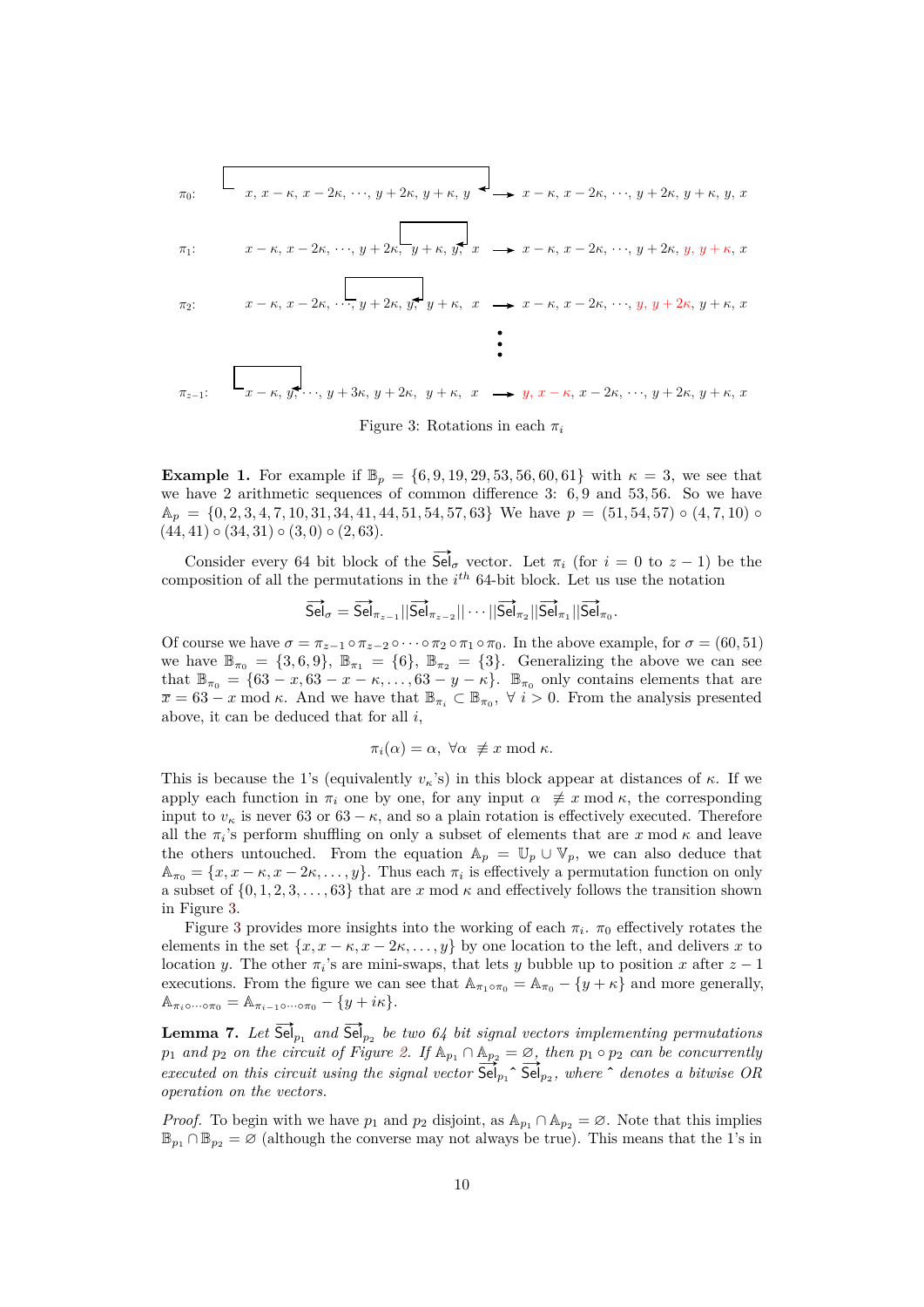$\pi_0$: $x,\ x-\kappa,\ x-2\kappa,\ \cdots,\ y+2\kappa,\ y+\kappa,\ y \longrightarrow x-\kappa,\ x-2\kappa,\ \cdots,\ y+2\kappa,\ y+\kappa,\ y,\ x$

$\pi_1$: $x-\kappa,\ x-2\kappa,\ \cdots,\ y+2\kappa,\ y+\kappa,\ y,\ x \longrightarrow x-\kappa,\ x-2\kappa,\ \cdots,\ y+2\kappa,\ y,\ y+\kappa,\ x$

$\pi_2$: $x-\kappa,\ x-2\kappa,\ \cdots,\ y+2\kappa,\ y,\ y+\kappa,\ x \longrightarrow x-\kappa,\ x-2\kappa,\ \cdots,\ y,\ y+2\kappa,\ y+\kappa,\ x$

$\vdots$

$\pi_{z-1}$: $x-\kappa,\ y,\ \cdots,\ y+3\kappa,\ y+2\kappa,\ y+\kappa,\ x \longrightarrow y,\ x-\kappa,\ x-2\kappa,\ \cdots,\ y+2\kappa,\ y+\kappa,\ x$

Figure 3: Rotations in each $\pi_i$

**Example 1.** For example if $\mathbb{B}_p = \{6, 9, 19, 29, 53, 56, 60, 61\}$ with $\kappa = 3$, we see that we have 2 arithmetic sequences of common difference 3: 6, 9 and 53, 56. So we have $\mathbb{A}_p = \{0, 2, 3, 4, 7, 10, 31, 34, 41, 44, 51, 54, 57, 63\}$ We have $p = (51, 54, 57) \circ (4, 7, 10) \circ (44, 41) \circ (34, 31) \circ (3, 0) \circ (2, 63)$.

Consider every 64 bit block of the $\overrightarrow{\mathsf{Sel}}_\sigma$ vector. Let $\pi_i$ (for $i = 0$ to $z-1$) be the composition of all the permutations in the $i^{th}$ 64-bit block. Let us use the notation

$$\overrightarrow{\mathsf{Sel}}_\sigma = \overrightarrow{\mathsf{Sel}}_{\pi_{z-1}} || \overrightarrow{\mathsf{Sel}}_{\pi_{z-2}} || \cdots || \overrightarrow{\mathsf{Sel}}_{\pi_2} || \overrightarrow{\mathsf{Sel}}_{\pi_1} || \overrightarrow{\mathsf{Sel}}_{\pi_0}.$$

Of course we have $\sigma = \pi_{z-1} \circ \pi_{z-2} \circ \cdots \circ \pi_2 \circ \pi_1 \circ \pi_0$. In the above example, for $\sigma = (60, 51)$ we have $\mathbb{B}_{\pi_0} = \{3, 6, 9\}$, $\mathbb{B}_{\pi_1} = \{6\}$, $\mathbb{B}_{\pi_2} = \{3\}$. Generalizing the above we can see that $\mathbb{B}_{\pi_0} = \{63 - x, 63 - x - \kappa, \ldots, 63 - y - \kappa\}$. $\mathbb{B}_{\pi_0}$ only contains elements that are $\overline{x} = 63 - x \bmod \kappa$. And we have that $\mathbb{B}_{\pi_i} \subset \mathbb{B}_{\pi_0}$, $\forall\ i > 0$. From the analysis presented above, it can be deduced that for all $i$,

$$\pi_i(\alpha) = \alpha,\ \forall \alpha\ \not\equiv x \bmod \kappa.$$

This is because the 1's (equivalently $v_\kappa$'s) in this block appear at distances of $\kappa$. If we apply each function in $\pi_i$ one by one, for any input $\alpha \not\equiv x \bmod \kappa$, the corresponding input to $v_\kappa$ is never 63 or $63 - \kappa$, and so a plain rotation is effectively executed. Therefore all the $\pi_i$'s perform shuffling on only a subset of elements that are $x \bmod \kappa$ and leave the others untouched. From the equation $\mathbb{A}_p = \mathbb{U}_p \cup \mathbb{V}_p$, we can also deduce that $\mathbb{A}_{\pi_0} = \{x, x - \kappa, x - 2\kappa, \ldots, y\}$. Thus each $\pi_i$ is effectively a permutation function on only a subset of $\{0, 1, 2, 3, \ldots, 63\}$ that are $x \bmod \kappa$ and effectively follows the transition shown in Figure 3.

Figure 3 provides more insights into the working of each $\pi_i$. $\pi_0$ effectively rotates the elements in the set $\{x, x - \kappa, x - 2\kappa, \ldots, y\}$ by one location to the left, and delivers $x$ to location $y$. The other $\pi_i$'s are mini-swaps, that lets $y$ bubble up to position $x$ after $z - 1$ executions. From the figure we can see that $\mathbb{A}_{\pi_1 \circ \pi_0} = \mathbb{A}_{\pi_0} - \{y + \kappa\}$ and more generally, $\mathbb{A}_{\pi_i \circ \cdots \circ \pi_0} = \mathbb{A}_{\pi_{i-1} \circ \cdots \circ \pi_0} - \{y + i\kappa\}$.

**Lemma 7.** *Let $\overrightarrow{\mathsf{Sel}}_{p_1}$ and $\overrightarrow{\mathsf{Sel}}_{p_2}$ be two 64 bit signal vectors implementing permutations $p_1$ and $p_2$ on the circuit of Figure 2. If $\mathbb{A}_{p_1} \cap \mathbb{A}_{p_2} = \varnothing$, then $p_1 \circ p_2$ can be concurrently executed on this circuit using the signal vector $\overrightarrow{\mathsf{Sel}}_{p_1}\ \hat{}\ \overrightarrow{\mathsf{Sel}}_{p_2}$, where $\hat{}$ denotes a bitwise OR operation on the vectors.*

*Proof.* To begin with we have $p_1$ and $p_2$ disjoint, as $\mathbb{A}_{p_1} \cap \mathbb{A}_{p_2} = \varnothing$. Note that this implies $\mathbb{B}_{p_1} \cap \mathbb{B}_{p_2} = \varnothing$ (although the converse may not always be true). This means that the 1's in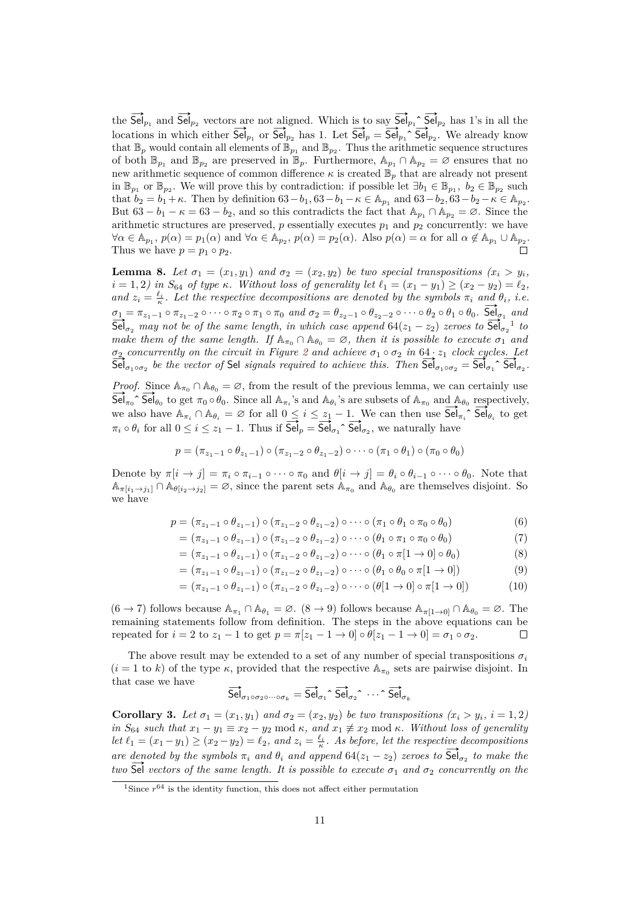the $\overrightarrow{\mathsf{Sel}}_{p_1}$ and $\overrightarrow{\mathsf{Sel}}_{p_2}$ vectors are not aligned. Which is to say $\overrightarrow{\mathsf{Sel}}_{p_1} \hat{} \, \overrightarrow{\mathsf{Sel}}_{p_2}$ has 1's in all the locations in which either $\overrightarrow{\mathsf{Sel}}_{p_1}$ or $\overrightarrow{\mathsf{Sel}}_{p_2}$ has 1. Let $\overrightarrow{\mathsf{Sel}}_{p} = \overrightarrow{\mathsf{Sel}}_{p_1} \hat{} \, \overrightarrow{\mathsf{Sel}}_{p_2}$. We already know that $\mathbb{B}_p$ would contain all elements of $\mathbb{B}_{p_1}$ and $\mathbb{B}_{p_2}$. Thus the arithmetic sequence structures of both $\mathbb{B}_{p_1}$ and $\mathbb{B}_{p_2}$ are preserved in $\mathbb{B}_p$. Furthermore, $\mathbb{A}_{p_1} \cap \mathbb{A}_{p_2} = \varnothing$ ensures that no new arithmetic sequence of common difference $\kappa$ is created $\mathbb{B}_p$ that are already not present in $\mathbb{B}_{p_1}$ or $\mathbb{B}_{p_2}$. We will prove this by contradiction: if possible let $\exists b_1 \in \mathbb{B}_{p_1},\ b_2 \in \mathbb{B}_{p_2}$ such that $b_2 = b_1 + \kappa$. Then by definition $63 - b_1, 63 - b_1 - \kappa \in \mathbb{A}_{p_1}$ and $63 - b_2, 63 - b_2 - \kappa \in \mathbb{A}_{p_2}$. But $63 - b_1 - \kappa = 63 - b_2$, and so this contradicts the fact that $\mathbb{A}_{p_1} \cap \mathbb{A}_{p_2} = \varnothing$. Since the arithmetic structures are preserved, $p$ essentially executes $p_1$ and $p_2$ concurrently: we have $\forall \alpha \in \mathbb{A}_{p_1},\ p(\alpha) = p_1(\alpha)$ and $\forall \alpha \in \mathbb{A}_{p_2},\ p(\alpha) = p_2(\alpha)$. Also $p(\alpha) = \alpha$ for all $\alpha \notin \mathbb{A}_{p_1} \cup \mathbb{A}_{p_2}$. Thus we have $p = p_1 \circ p_2$. $\square$

**Lemma 8.** *Let $\sigma_1 = (x_1, y_1)$ and $\sigma_2 = (x_2, y_2)$ be two special transpositions ($x_i > y_i$, $i = 1, 2$) in $S_{64}$ of type $\kappa$. Without loss of generality let $\ell_1 = (x_1 - y_1) \geq (x_2 - y_2) = \ell_2$, and $z_i = \frac{\ell_i}{\kappa}$. Let the respective decompositions are denoted by the symbols $\pi_i$ and $\theta_i$, i.e. $\sigma_1 = \pi_{z_1-1} \circ \pi_{z_1-2} \circ \cdots \circ \pi_2 \circ \pi_1 \circ \pi_0$ and $\sigma_2 = \theta_{z_2-1} \circ \theta_{z_2-2} \circ \cdots \circ \theta_2 \circ \theta_1 \circ \theta_0$. $\overrightarrow{\mathsf{Sel}}_{\sigma_1}$ and $\overrightarrow{\mathsf{Sel}}_{\sigma_2}$ may not be of the same length, in which case append $64(z_1 - z_2)$ zeroes to $\overrightarrow{\mathsf{Sel}}_{\sigma_2}$*[1] *to make them of the same length. If $\mathbb{A}_{\pi_0} \cap \mathbb{A}_{\theta_0} = \varnothing$, then it is possible to execute $\sigma_1$ and $\sigma_2$ concurrently on the circuit in Figure 2 and achieve $\sigma_1 \circ \sigma_2$ in $64 \cdot z_1$ clock cycles. Let $\overrightarrow{\mathsf{Sel}}_{\sigma_1 \circ \sigma_2}$ be the vector of $\mathsf{Sel}$ signals required to achieve this. Then $\overrightarrow{\mathsf{Sel}}_{\sigma_1 \circ \sigma_2} = \overrightarrow{\mathsf{Sel}}_{\sigma_1} \hat{} \, \overrightarrow{\mathsf{Sel}}_{\sigma_2}$.*

*Proof.* Since $\mathbb{A}_{\pi_0} \cap \mathbb{A}_{\theta_0} = \varnothing$, from the result of the previous lemma, we can certainly use $\overrightarrow{\mathsf{Sel}}_{\pi_0} \hat{} \, \overrightarrow{\mathsf{Sel}}_{\theta_0}$ to get $\pi_0 \circ \theta_0$. Since all $\mathbb{A}_{\pi_i}$'s and $\mathbb{A}_{\theta_i}$'s are subsets of $\mathbb{A}_{\pi_0}$ and $\mathbb{A}_{\theta_0}$ respectively, we also have $\mathbb{A}_{\pi_i} \cap \mathbb{A}_{\theta_i} = \varnothing$ for all $0 \leq i \leq z_1 - 1$. We can then use $\overrightarrow{\mathsf{Sel}}_{\pi_i} \hat{} \, \overrightarrow{\mathsf{Sel}}_{\theta_i}$ to get $\pi_i \circ \theta_i$ for all $0 \leq i \leq z_1 - 1$. Thus if $\overrightarrow{\mathsf{Sel}}_{p} = \overrightarrow{\mathsf{Sel}}_{\sigma_1} \hat{} \, \overrightarrow{\mathsf{Sel}}_{\sigma_2}$, we naturally have

$$p = (\pi_{z_1-1} \circ \theta_{z_1-1}) \circ (\pi_{z_1-2} \circ \theta_{z_1-2}) \circ \cdots \circ (\pi_1 \circ \theta_1) \circ (\pi_0 \circ \theta_0)$$

Denote by $\pi[i \to j] = \pi_i \circ \pi_{i-1} \circ \cdots \circ \pi_0$ and $\theta[i \to j] = \theta_i \circ \theta_{i-1} \circ \cdots \circ \theta_0$. Note that $\mathbb{A}_{\pi[i_1 \to j_1]} \cap \mathbb{A}_{\theta[i_2 \to j_2]} = \varnothing$, since the parent sets $\mathbb{A}_{\pi_0}$ and $\mathbb{A}_{\theta_0}$ are themselves disjoint. So we have

$$
\begin{aligned}
p &= (\pi_{z_1-1} \circ \theta_{z_1-1}) \circ (\pi_{z_1-2} \circ \theta_{z_1-2}) \circ \cdots \circ (\pi_1 \circ \theta_1 \circ \pi_0 \circ \theta_0) && (6)\\
&= (\pi_{z_1-1} \circ \theta_{z_1-1}) \circ (\pi_{z_1-2} \circ \theta_{z_1-2}) \circ \cdots \circ (\theta_1 \circ \pi_1 \circ \pi_0 \circ \theta_0) && (7)\\
&= (\pi_{z_1-1} \circ \theta_{z_1-1}) \circ (\pi_{z_1-2} \circ \theta_{z_1-2}) \circ \cdots \circ (\theta_1 \circ \pi[1 \to 0] \circ \theta_0) && (8)\\
&= (\pi_{z_1-1} \circ \theta_{z_1-1}) \circ (\pi_{z_1-2} \circ \theta_{z_1-2}) \circ \cdots \circ (\theta_1 \circ \theta_0 \circ \pi[1 \to 0]) && (9)\\
&= (\pi_{z_1-1} \circ \theta_{z_1-1}) \circ (\pi_{z_1-2} \circ \theta_{z_1-2}) \circ \cdots \circ (\theta[1 \to 0] \circ \pi[1 \to 0]) && (10)
\end{aligned}
$$

$(6 \to 7)$ follows because $\mathbb{A}_{\pi_1} \cap \mathbb{A}_{\theta_1} = \varnothing$. $(8 \to 9)$ follows because $\mathbb{A}_{\pi[1 \to 0]} \cap \mathbb{A}_{\theta_0} = \varnothing$. The remaining statements follow from definition. The steps in the above equations can be repeated for $i = 2$ to $z_1 - 1$ to get $p = \pi[z_1 - 1 \to 0] \circ \theta[z_1 - 1 \to 0] = \sigma_1 \circ \sigma_2$. $\square$

The above result may be extended to a set of any number of special transpositions $\sigma_i$ ($i = 1$ to $k$) of the type $\kappa$, provided that the respective $\mathbb{A}_{\pi_0}$ sets are pairwise disjoint. In that case we have

$$\overrightarrow{\mathsf{Sel}}_{\sigma_1 \circ \sigma_2 \circ \cdots \circ \sigma_k} = \overrightarrow{\mathsf{Sel}}_{\sigma_1} \hat{} \, \overrightarrow{\mathsf{Sel}}_{\sigma_2} \hat{} \, \cdots \hat{} \, \overrightarrow{\mathsf{Sel}}_{\sigma_k}$$

**Corollary 3.** *Let $\sigma_1 = (x_1, y_1)$ and $\sigma_2 = (x_2, y_2)$ be two transpositions ($x_i > y_i$, $i = 1, 2$) in $S_{64}$ such that $x_1 - y_1 \equiv x_2 - y_2 \bmod \kappa$, and $x_1 \not\equiv x_2 \bmod \kappa$. Without loss of generality let $\ell_1 = (x_1 - y_1) \geq (x_2 - y_2) = \ell_2$, and $z_i = \frac{\ell_i}{\kappa}$. As before, let the respective decompositions are denoted by the symbols $\pi_i$ and $\theta_i$ and append $64(z_1 - z_2)$ zeroes to $\overrightarrow{\mathsf{Sel}}_{\sigma_2}$ to make the two $\overrightarrow{\mathsf{Sel}}$ vectors of the same length. It is possible to execute $\sigma_1$ and $\sigma_2$ concurrently on the*

[1] Since $r^{64}$ is the identity function, this does not affect either permutation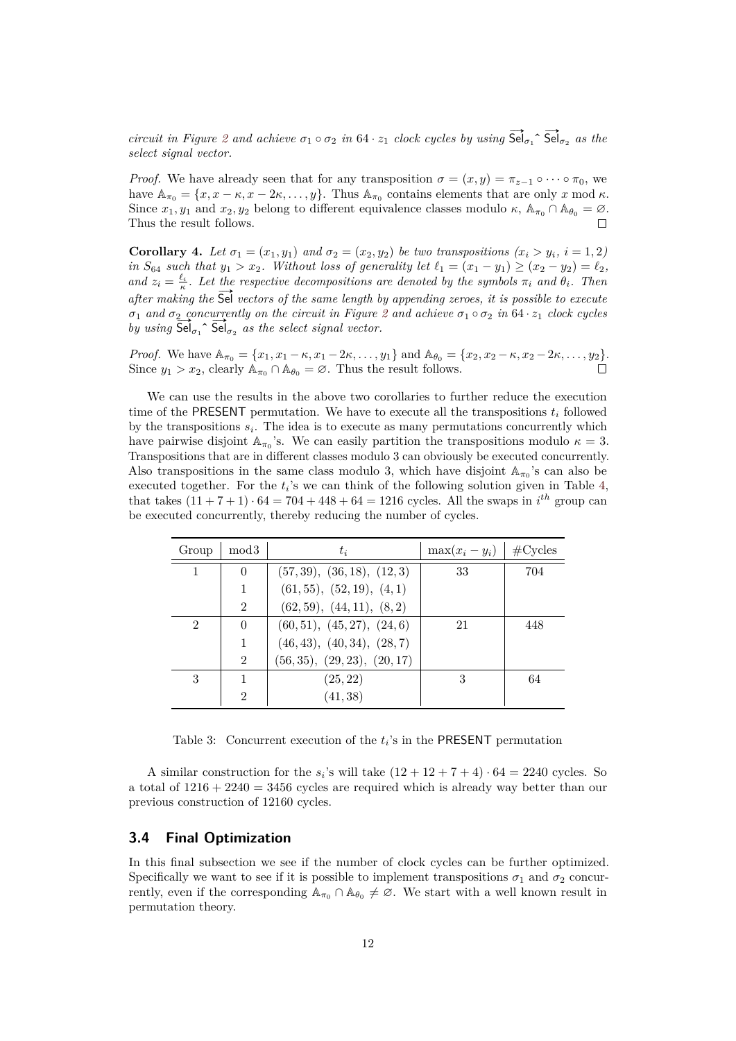*circuit in Figure 2 and achieve $\sigma_1 \circ \sigma_2$ in $64 \cdot z_1$ clock cycles by using $\overrightarrow{\mathsf{Sel}}_{\sigma_1} \hat{} \ \overrightarrow{\mathsf{Sel}}_{\sigma_2}$ as the select signal vector.*

*Proof.* We have already seen that for any transposition $\sigma = (x, y) = \pi_{z-1} \circ \cdots \circ \pi_0$, we have $\mathbb{A}_{\pi_0} = \{x, x - \kappa, x - 2\kappa, \ldots, y\}$. Thus $\mathbb{A}_{\pi_0}$ contains elements that are only $x \bmod \kappa$. Since $x_1, y_1$ and $x_2, y_2$ belong to different equivalence classes modulo $\kappa$, $\mathbb{A}_{\pi_0} \cap \mathbb{A}_{\theta_0} = \varnothing$. Thus the result follows. □

**Corollary 4.** *Let $\sigma_1 = (x_1, y_1)$ and $\sigma_2 = (x_2, y_2)$ be two transpositions ($x_i > y_i$, $i = 1, 2$) in $S_{64}$ such that $y_1 > x_2$. Without loss of generality let $\ell_1 = (x_1 - y_1) \geq (x_2 - y_2) = \ell_2$, and $z_i = \frac{\ell_i}{\kappa}$. Let the respective decompositions are denoted by the symbols $\pi_i$ and $\theta_i$. Then after making the $\overrightarrow{\mathsf{Sel}}$ vectors of the same length by appending zeroes, it is possible to execute $\sigma_1$ and $\sigma_2$ concurrently on the circuit in Figure 2 and achieve $\sigma_1 \circ \sigma_2$ in $64 \cdot z_1$ clock cycles by using $\overrightarrow{\mathsf{Sel}}_{\sigma_1} \hat{} \ \overrightarrow{\mathsf{Sel}}_{\sigma_2}$ as the select signal vector.*

*Proof.* We have $\mathbb{A}_{\pi_0} = \{x_1, x_1 - \kappa, x_1 - 2\kappa, \ldots, y_1\}$ and $\mathbb{A}_{\theta_0} = \{x_2, x_2 - \kappa, x_2 - 2\kappa, \ldots, y_2\}$. Since $y_1 > x_2$, clearly $\mathbb{A}_{\pi_0} \cap \mathbb{A}_{\theta_0} = \varnothing$. Thus the result follows. □

We can use the results in the above two corollaries to further reduce the execution time of the PRESENT permutation. We have to execute all the transpositions $t_i$ followed by the transpositions $s_i$. The idea is to execute as many permutations concurrently which have pairwise disjoint $\mathbb{A}_{\pi_0}$'s. We can easily partition the transpositions modulo $\kappa = 3$. Transpositions that are in different classes modulo 3 can obviously be executed concurrently. Also transpositions in the same class modulo 3, which have disjoint $\mathbb{A}_{\pi_0}$'s can also be executed together. For the $t_i$'s we can think of the following solution given in Table 4, that takes $(11 + 7 + 1) \cdot 64 = 704 + 448 + 64 = 1216$ cycles. All the swaps in $i^{th}$ group can be executed concurrently, thereby reducing the number of cycles.

| Group | mod3 | $t_i$ | $\max(x_i - y_i)$ | #Cycles |
|---|---|---|---|---|
| 1 | 0 | $(57, 39)$, $(36, 18)$, $(12, 3)$ | 33 | 704 |
| | 1 | $(61, 55)$, $(52, 19)$, $(4, 1)$ | | |
| | 2 | $(62, 59)$, $(44, 11)$, $(8, 2)$ | | |
| 2 | 0 | $(60, 51)$, $(45, 27)$, $(24, 6)$ | 21 | 448 |
| | 1 | $(46, 43)$, $(40, 34)$, $(28, 7)$ | | |
| | 2 | $(56, 35)$, $(29, 23)$, $(20, 17)$ | | |
| 3 | 1 | $(25, 22)$ | 3 | 64 |
| | 2 | $(41, 38)$ | | |

Table 3: Concurrent execution of the $t_i$'s in the PRESENT permutation

A similar construction for the $s_i$'s will take $(12 + 12 + 7 + 4) \cdot 64 = 2240$ cycles. So a total of $1216 + 2240 = 3456$ cycles are required which is already way better than our previous construction of 12160 cycles.

### 3.4 Final Optimization

In this final subsection we see if the number of clock cycles can be further optimized. Specifically we want to see if it is possible to implement transpositions $\sigma_1$ and $\sigma_2$ concurrently, even if the corresponding $\mathbb{A}_{\pi_0} \cap \mathbb{A}_{\theta_0} \neq \varnothing$. We start with a well known result in permutation theory.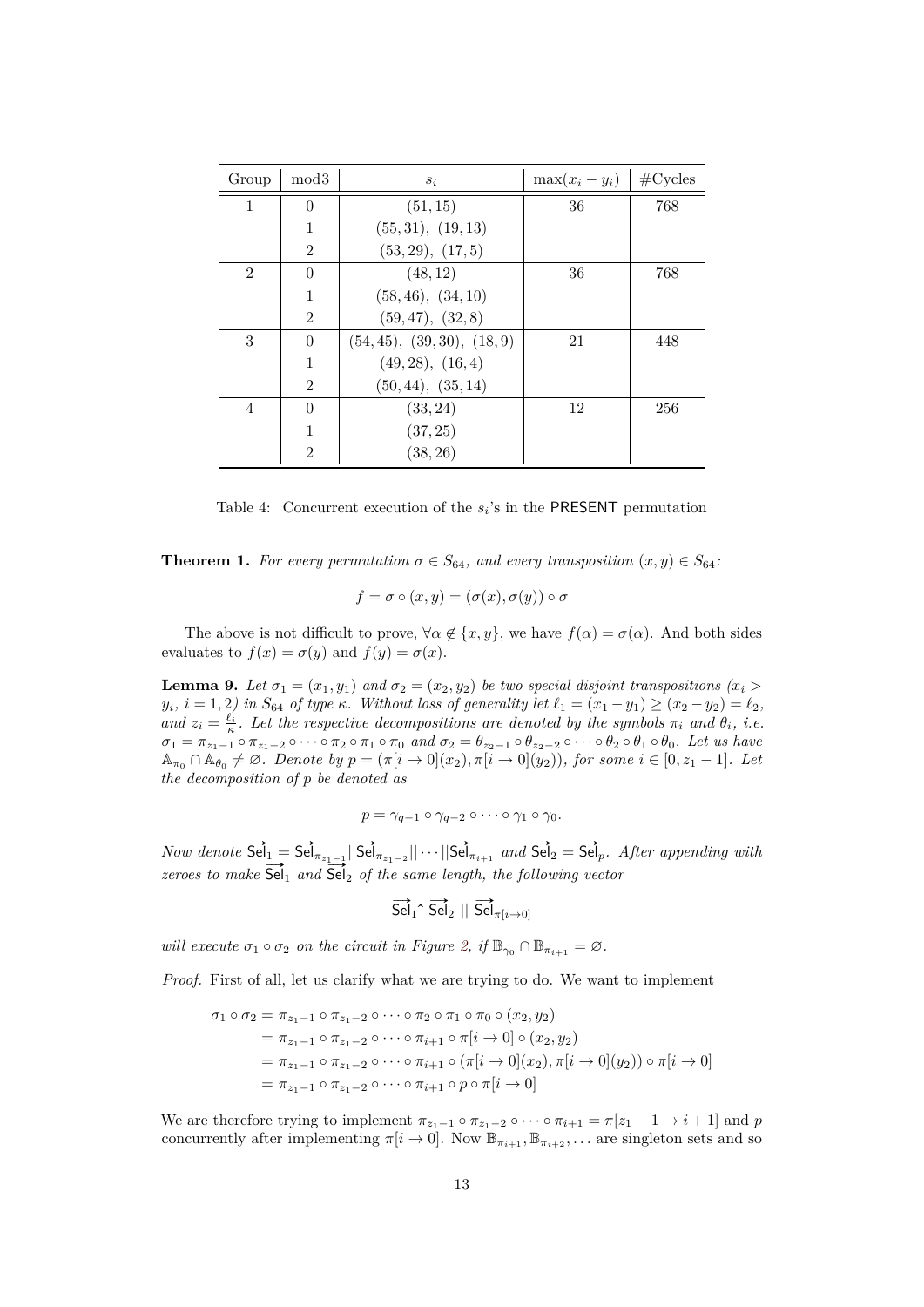| Group | mod3 | $s_i$ | $\max(x_i - y_i)$ | #Cycles |
|---|---|---|---|---|
| 1 | 0 | $(51, 15)$ | 36 | 768 |
| | 1 | $(55, 31),\ (19, 13)$ | | |
| | 2 | $(53, 29),\ (17, 5)$ | | |
| 2 | 0 | $(48, 12)$ | 36 | 768 |
| | 1 | $(58, 46),\ (34, 10)$ | | |
| | 2 | $(59, 47),\ (32, 8)$ | | |
| 3 | 0 | $(54, 45),\ (39, 30),\ (18, 9)$ | 21 | 448 |
| | 1 | $(49, 28),\ (16, 4)$ | | |
| | 2 | $(50, 44),\ (35, 14)$ | | |
| 4 | 0 | $(33, 24)$ | 12 | 256 |
| | 1 | $(37, 25)$ | | |
| | 2 | $(38, 26)$ | | |

Table 4: Concurrent execution of the $s_i$'s in the PRESENT permutation

**Theorem 1.** *For every permutation $\sigma \in S_{64}$, and every transposition $(x, y) \in S_{64}$:*

$$f = \sigma \circ (x, y) = (\sigma(x), \sigma(y)) \circ \sigma$$

The above is not difficult to prove, $\forall \alpha \notin \{x, y\}$, we have $f(\alpha) = \sigma(\alpha)$. And both sides evaluates to $f(x) = \sigma(y)$ and $f(y) = \sigma(x)$.

**Lemma 9.** *Let $\sigma_1 = (x_1, y_1)$ and $\sigma_2 = (x_2, y_2)$ be two special disjoint transpositions ($x_i > y_i$, $i = 1, 2$) in $S_{64}$ of type $\kappa$. Without loss of generality let $\ell_1 = (x_1 - y_1) \geq (x_2 - y_2) = \ell_2$, and $z_i = \frac{\ell_i}{\kappa}$. Let the respective decompositions are denoted by the symbols $\pi_i$ and $\theta_i$, i.e. $\sigma_1 = \pi_{z_1-1} \circ \pi_{z_1-2} \circ \cdots \circ \pi_2 \circ \pi_1 \circ \pi_0$ and $\sigma_2 = \theta_{z_2-1} \circ \theta_{z_2-2} \circ \cdots \circ \theta_2 \circ \theta_1 \circ \theta_0$. Let us have $\mathbb{A}_{\pi_0} \cap \mathbb{A}_{\theta_0} \neq \varnothing$. Denote by $p = (\pi[i \to 0](x_2), \pi[i \to 0](y_2))$, for some $i \in [0, z_1 - 1]$. Let the decomposition of $p$ be denoted as*

$$p = \gamma_{q-1} \circ \gamma_{q-2} \circ \cdots \circ \gamma_1 \circ \gamma_0.$$

*Now denote $\overrightarrow{\mathsf{Sel}}_1 = \overrightarrow{\mathsf{Sel}}_{\pi_{z_1-1}} || \overrightarrow{\mathsf{Sel}}_{\pi_{z_1-2}} || \cdots || \overrightarrow{\mathsf{Sel}}_{\pi_{i+1}}$ and $\overrightarrow{\mathsf{Sel}}_2 = \overrightarrow{\mathsf{Sel}}_p$. After appending with zeroes to make $\overrightarrow{\mathsf{Sel}}_1$ and $\overrightarrow{\mathsf{Sel}}_2$ of the same length, the following vector*

$$\overrightarrow{\mathsf{Sel}}_1 \hat{}\ \overrightarrow{\mathsf{Sel}}_2 \ || \ \overrightarrow{\mathsf{Sel}}_{\pi[i \to 0]}$$

*will execute $\sigma_1 \circ \sigma_2$ on the circuit in Figure 2, if $\mathbb{B}_{\gamma_0} \cap \mathbb{B}_{\pi_{i+1}} = \varnothing$.*

*Proof.* First of all, let us clarify what we are trying to do. We want to implement

$$\begin{aligned}
\sigma_1 \circ \sigma_2 &= \pi_{z_1-1} \circ \pi_{z_1-2} \circ \cdots \circ \pi_2 \circ \pi_1 \circ \pi_0 \circ (x_2, y_2) \\
&= \pi_{z_1-1} \circ \pi_{z_1-2} \circ \cdots \circ \pi_{i+1} \circ \pi[i \to 0] \circ (x_2, y_2) \\
&= \pi_{z_1-1} \circ \pi_{z_1-2} \circ \cdots \circ \pi_{i+1} \circ (\pi[i \to 0](x_2), \pi[i \to 0](y_2)) \circ \pi[i \to 0] \\
&= \pi_{z_1-1} \circ \pi_{z_1-2} \circ \cdots \circ \pi_{i+1} \circ p \circ \pi[i \to 0]
\end{aligned}$$

We are therefore trying to implement $\pi_{z_1-1} \circ \pi_{z_1-2} \circ \cdots \circ \pi_{i+1} = \pi[z_1 - 1 \to i + 1]$ and $p$ concurrently after implementing $\pi[i \to 0]$. Now $\mathbb{B}_{\pi_{i+1}}, \mathbb{B}_{\pi_{i+2}}, \ldots$ are singleton sets and so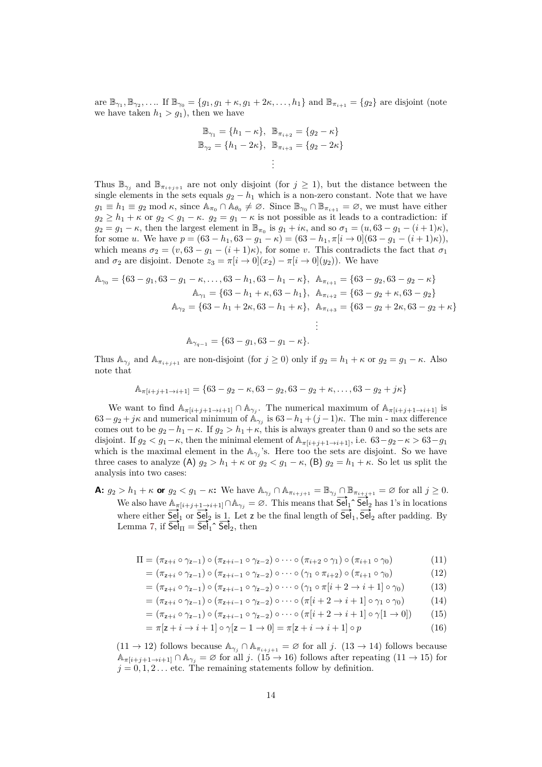are $\mathbb{B}_{\gamma_1}, \mathbb{B}_{\gamma_2}, \ldots$. If $\mathbb{B}_{\gamma_0} = \{g_1, g_1+\kappa, g_1+2\kappa, \ldots, h_1\}$ and $\mathbb{B}_{\pi_{i+1}} = \{g_2\}$ are disjoint (note we have taken $h_1 > g_1$), then we have

$$\mathbb{B}_{\gamma_1} = \{h_1 - \kappa\},\ \ \mathbb{B}_{\pi_{i+2}} = \{g_2 - \kappa\}$$
$$\mathbb{B}_{\gamma_2} = \{h_1 - 2\kappa\},\ \ \mathbb{B}_{\pi_{i+3}} = \{g_2 - 2\kappa\}$$
$$\vdots$$

Thus $\mathbb{B}_{\gamma_j}$ and $\mathbb{B}_{\pi_{i+j+1}}$ are not only disjoint (for $j \geq 1$), but the distance between the single elements in the sets equals $g_2 - h_1$ which is a non-zero constant. Note that we have $g_1 \equiv h_1 \equiv g_2 \bmod \kappa$, since $\mathbb{A}_{\pi_0} \cap \mathbb{A}_{\theta_0} \neq \varnothing$. Since $\mathbb{B}_{\gamma_0} \cap \mathbb{B}_{\pi_{i+1}} = \varnothing$, we must have either $g_2 \geq h_1 + \kappa$ or $g_2 < g_1 - \kappa$. $g_2 = g_1 - \kappa$ is not possible as it leads to a contradiction: if $g_2 = g_1 - \kappa$, then the largest element in $\mathbb{B}_{\pi_0}$ is $g_1 + i\kappa$, and so $\sigma_1 = (u, 63 - g_1 - (i+1)\kappa)$, for some $u$. We have $p = (63 - h_1, 63 - g_1 - \kappa) = (63 - h_1, \pi[i \to 0](63 - g_1 - (i+1)\kappa))$, which means $\sigma_2 = (v, 63 - g_1 - (i+1)\kappa)$, for some $v$. This contradicts the fact that $\sigma_1$ and $\sigma_2$ are disjoint. Denote $z_3 = \pi[i \to 0](x_2) - \pi[i \to 0](y_2))$. We have

$$\mathbb{A}_{\gamma_0} = \{63 - g_1, 63 - g_1 - \kappa, \ldots, 63 - h_1, 63 - h_1 - \kappa\},\ \ \mathbb{A}_{\pi_{i+1}} = \{63 - g_2, 63 - g_2 - \kappa\}$$
$$\mathbb{A}_{\gamma_1} = \{63 - h_1 + \kappa, 63 - h_1\},\ \ \mathbb{A}_{\pi_{i+2}} = \{63 - g_2 + \kappa, 63 - g_2\}$$
$$\mathbb{A}_{\gamma_2} = \{63 - h_1 + 2\kappa, 63 - h_1 + \kappa\},\ \ \mathbb{A}_{\pi_{i+3}} = \{63 - g_2 + 2\kappa, 63 - g_2 + \kappa\}$$
$$\vdots$$
$$\mathbb{A}_{\gamma_{q-1}} = \{63 - g_1, 63 - g_1 - \kappa\}.$$

Thus $\mathbb{A}_{\gamma_j}$ and $\mathbb{A}_{\pi_{i+j+1}}$ are non-disjoint (for $j \geq 0$) only if $g_2 = h_1 + \kappa$ or $g_2 = g_1 - \kappa$. Also note that

$$\mathbb{A}_{\pi[i+j+1 \to i+1]} = \{63 - g_2 - \kappa, 63 - g_2, 63 - g_2 + \kappa, \ldots, 63 - g_2 + j\kappa\}$$

We want to find $\mathbb{A}_{\pi[i+j+1 \to i+1]} \cap \mathbb{A}_{\gamma_j}$. The numerical maximum of $\mathbb{A}_{\pi[i+j+1 \to i+1]}$ is $63 - g_2 + j\kappa$ and numerical minimum of $\mathbb{A}_{\gamma_j}$ is $63 - h_1 + (j-1)\kappa$. The min - max difference comes out to be $g_2 - h_1 - \kappa$. If $g_2 > h_1 + \kappa$, this is always greater than 0 and so the sets are disjoint. If $g_2 < g_1 - \kappa$, then the minimal element of $\mathbb{A}_{\pi[i+j+1 \to i+1]}$, i.e. $63 - g_2 - \kappa > 63 - g_1$ which is the maximal element in the $\mathbb{A}_{\gamma_j}$'s. Here too the sets are disjoint. So we have three cases to analyze (A) $g_2 > h_1 + \kappa$ or $g_2 < g_1 - \kappa$, (B) $g_2 = h_1 + \kappa$. So let us split the analysis into two cases:

**A:** $g_2 > h_1 + \kappa$ **or** $g_2 < g_1 - \kappa$**:** We have $\mathbb{A}_{\gamma_j} \cap \mathbb{A}_{\pi_{i+j+1}} = \mathbb{B}_{\gamma_j} \cap \mathbb{B}_{\pi_{i+j+1}} = \varnothing$ for all $j \geq 0$. We also have $\mathbb{A}_{\pi[i+j+1 \to i+1]} \cap \mathbb{A}_{\gamma_j} = \varnothing$. This means that $\overrightarrow{\mathsf{Sel}_1}\hat{\ }\overrightarrow{\mathsf{Sel}_2}$ has 1's in locations where either $\overrightarrow{\mathsf{Sel}_1}$ or $\overrightarrow{\mathsf{Sel}_2}$ is 1. Let $\mathsf{z}$ be the final length of $\overrightarrow{\mathsf{Sel}_1}, \overrightarrow{\mathsf{Sel}_2}$ after padding. By Lemma 7, if $\overrightarrow{\mathsf{Sel}_\Pi} = \overrightarrow{\mathsf{Sel}_1}\hat{\ }\overrightarrow{\mathsf{Sel}_2}$, then

$$\begin{aligned}
\Pi &= (\pi_{\mathsf{z}+i} \circ \gamma_{\mathsf{z}-1}) \circ (\pi_{\mathsf{z}+i-1} \circ \gamma_{\mathsf{z}-2}) \circ \cdots \circ (\pi_{i+2} \circ \gamma_1) \circ (\pi_{i+1} \circ \gamma_0) && (11)\\
&= (\pi_{\mathsf{z}+i} \circ \gamma_{\mathsf{z}-1}) \circ (\pi_{\mathsf{z}+i-1} \circ \gamma_{\mathsf{z}-2}) \circ \cdots \circ (\gamma_1 \circ \pi_{i+2}) \circ (\pi_{i+1} \circ \gamma_0) && (12)\\
&= (\pi_{\mathsf{z}+i} \circ \gamma_{\mathsf{z}-1}) \circ (\pi_{\mathsf{z}+i-1} \circ \gamma_{\mathsf{z}-2}) \circ \cdots \circ (\gamma_1 \circ \pi[i+2 \to i+1] \circ \gamma_0) && (13)\\
&= (\pi_{\mathsf{z}+i} \circ \gamma_{\mathsf{z}-1}) \circ (\pi_{\mathsf{z}+i-1} \circ \gamma_{\mathsf{z}-2}) \circ \cdots \circ (\pi[i+2 \to i+1] \circ \gamma_1 \circ \gamma_0) && (14)\\
&= (\pi_{\mathsf{z}+i} \circ \gamma_{\mathsf{z}-1}) \circ (\pi_{\mathsf{z}+i-1} \circ \gamma_{\mathsf{z}-2}) \circ \cdots \circ (\pi[i+2 \to i+1] \circ \gamma[1 \to 0]) && (15)\\
&= \pi[\mathsf{z}+i \to i+1] \circ \gamma[\mathsf{z}-1 \to 0] = \pi[\mathsf{z}+i \to i+1] \circ p && (16)
\end{aligned}$$

$(11 \to 12)$ follows because $\mathbb{A}_{\gamma_j} \cap \mathbb{A}_{\pi_{i+j+1}} = \varnothing$ for all $j$. $(13 \to 14)$ follows because $\mathbb{A}_{\pi[i+j+1 \to i+1]} \cap \mathbb{A}_{\gamma_j} = \varnothing$ for all $j$. $(15 \to 16)$ follows after repeating $(11 \to 15)$ for $j = 0, 1, 2 \ldots$ etc. The remaining statements follow by definition.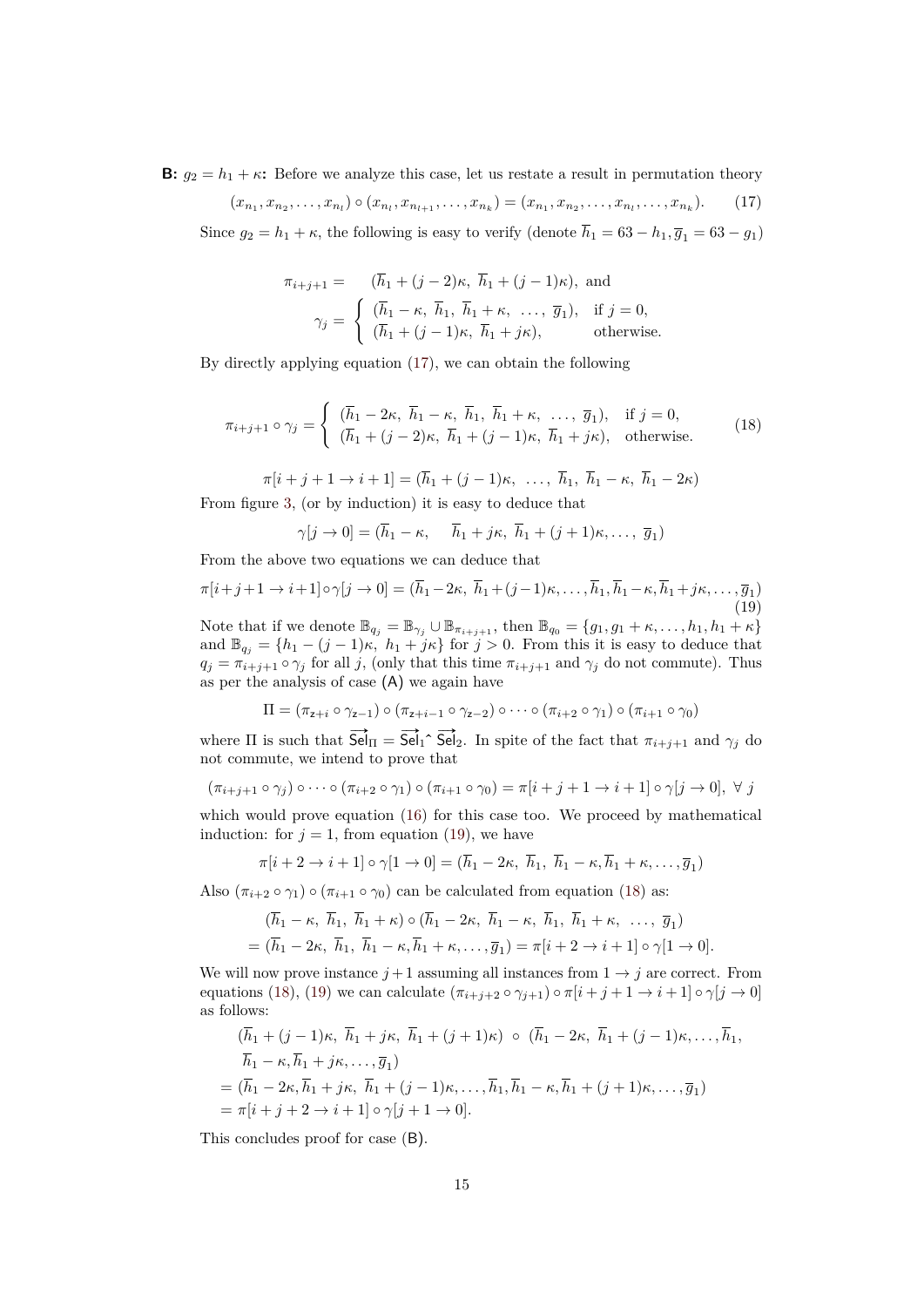**B:** $g_2 = h_1 + \kappa$**:** Before we analyze this case, let us restate a result in permutation theory

$$(x_{n_1}, x_{n_2}, \dots, x_{n_l}) \circ (x_{n_l}, x_{n_{l+1}}, \dots, x_{n_k}) = (x_{n_1}, x_{n_2}, \dots, x_{n_l}, \dots, x_{n_k}). \tag{17}$$

Since $g_2 = h_1 + \kappa$, the following is easy to verify (denote $\overline{h}_1 = 63 - h_1, \overline{g}_1 = 63 - g_1$)

$$\pi_{i+j+1} = \quad (\overline{h}_1 + (j-2)\kappa,\ \overline{h}_1 + (j-1)\kappa), \text{ and}$$

$$\gamma_j = \begin{cases} (\overline{h}_1 - \kappa,\ \overline{h}_1,\ \overline{h}_1 + \kappa,\ \dots,\ \overline{g}_1), & \text{if } j = 0, \\ (\overline{h}_1 + (j-1)\kappa,\ \overline{h}_1 + j\kappa), & \text{otherwise.} \end{cases}$$

By directly applying equation (17), we can obtain the following

$$\pi_{i+j+1} \circ \gamma_j = \begin{cases} (\overline{h}_1 - 2\kappa,\ \overline{h}_1 - \kappa,\ \overline{h}_1,\ \overline{h}_1 + \kappa,\ \dots,\ \overline{g}_1), & \text{if } j = 0, \\ (\overline{h}_1 + (j-2)\kappa,\ \overline{h}_1 + (j-1)\kappa,\ \overline{h}_1 + j\kappa), & \text{otherwise.} \end{cases} \tag{18}$$

$$\pi[i+j+1 \to i+1] = (\overline{h}_1 + (j-1)\kappa,\ \dots,\ \overline{h}_1,\ \overline{h}_1 - \kappa,\ \overline{h}_1 - 2\kappa)$$

From figure 3, (or by induction) it is easy to deduce that

$$\gamma[j \to 0] = (\overline{h}_1 - \kappa, \quad \overline{h}_1 + j\kappa,\ \overline{h}_1 + (j+1)\kappa, \dots,\ \overline{g}_1)$$

From the above two equations we can deduce that

$$\pi[i+j+1 \to i+1] \circ \gamma[j \to 0] = (\overline{h}_1 - 2\kappa,\ \overline{h}_1 + (j-1)\kappa, \dots, \overline{h}_1, \overline{h}_1 - \kappa, \overline{h}_1 + j\kappa, \dots, \overline{g}_1) \tag{19}$$

Note that if we denote $\mathbb{B}_{q_j} = \mathbb{B}_{\gamma_j} \cup \mathbb{B}_{\pi_{i+j+1}}$, then $\mathbb{B}_{q_0} = \{g_1, g_1 + \kappa, \dots, h_1, h_1 + \kappa\}$ and $\mathbb{B}_{q_j} = \{h_1 - (j-1)\kappa,\ h_1 + j\kappa\}$ for $j > 0$. From this it is easy to deduce that $q_j = \pi_{i+j+1} \circ \gamma_j$ for all $j$, (only that this time $\pi_{i+j+1}$ and $\gamma_j$ do not commute). Thus as per the analysis of case (A) we again have

$$\Pi = (\pi_{z+i} \circ \gamma_{z-1}) \circ (\pi_{z+i-1} \circ \gamma_{z-2}) \circ \dots \circ (\pi_{i+2} \circ \gamma_1) \circ (\pi_{i+1} \circ \gamma_0)$$

where $\Pi$ is such that $\overrightarrow{\mathsf{Sel}}_\Pi = \overrightarrow{\mathsf{Sel}}_1 \hat{}\ \overrightarrow{\mathsf{Sel}}_2$. In spite of the fact that $\pi_{i+j+1}$ and $\gamma_j$ do not commute, we intend to prove that

$$(\pi_{i+j+1} \circ \gamma_j) \circ \dots \circ (\pi_{i+2} \circ \gamma_1) \circ (\pi_{i+1} \circ \gamma_0) = \pi[i+j+1 \to i+1] \circ \gamma[j \to 0],\ \forall\ j$$

which would prove equation (16) for this case too. We proceed by mathematical induction: for $j = 1$, from equation (19), we have

$$\pi[i+2 \to i+1] \circ \gamma[1 \to 0] = (\overline{h}_1 - 2\kappa,\ \overline{h}_1,\ \overline{h}_1 - \kappa, \overline{h}_1 + \kappa, \dots, \overline{g}_1)$$

Also $(\pi_{i+2} \circ \gamma_1) \circ (\pi_{i+1} \circ \gamma_0)$ can be calculated from equation (18) as:

$$(\overline{h}_1 - \kappa,\ \overline{h}_1,\ \overline{h}_1 + \kappa) \circ (\overline{h}_1 - 2\kappa,\ \overline{h}_1 - \kappa,\ \overline{h}_1,\ \overline{h}_1 + \kappa,\ \dots,\ \overline{g}_1)$$
$$= (\overline{h}_1 - 2\kappa,\ \overline{h}_1,\ \overline{h}_1 - \kappa, \overline{h}_1 + \kappa, \dots, \overline{g}_1) = \pi[i+2 \to i+1] \circ \gamma[1 \to 0].$$

We will now prove instance $j+1$ assuming all instances from $1 \to j$ are correct. From equations (18), (19) we can calculate $(\pi_{i+j+2} \circ \gamma_{j+1}) \circ \pi[i+j+1 \to i+1] \circ \gamma[j \to 0]$ as follows:

$$(\overline{h}_1 + (j-1)\kappa,\ \overline{h}_1 + j\kappa,\ \overline{h}_1 + (j+1)\kappa) \ \circ\ (\overline{h}_1 - 2\kappa,\ \overline{h}_1 + (j-1)\kappa, \dots, \overline{h}_1,$$
$$\overline{h}_1 - \kappa, \overline{h}_1 + j\kappa, \dots, \overline{g}_1)$$
$$= (\overline{h}_1 - 2\kappa, \overline{h}_1 + j\kappa,\ \overline{h}_1 + (j-1)\kappa, \dots, \overline{h}_1, \overline{h}_1 - \kappa, \overline{h}_1 + (j+1)\kappa, \dots, \overline{g}_1)$$
$$= \pi[i+j+2 \to i+1] \circ \gamma[j+1 \to 0].$$

This concludes proof for case (B).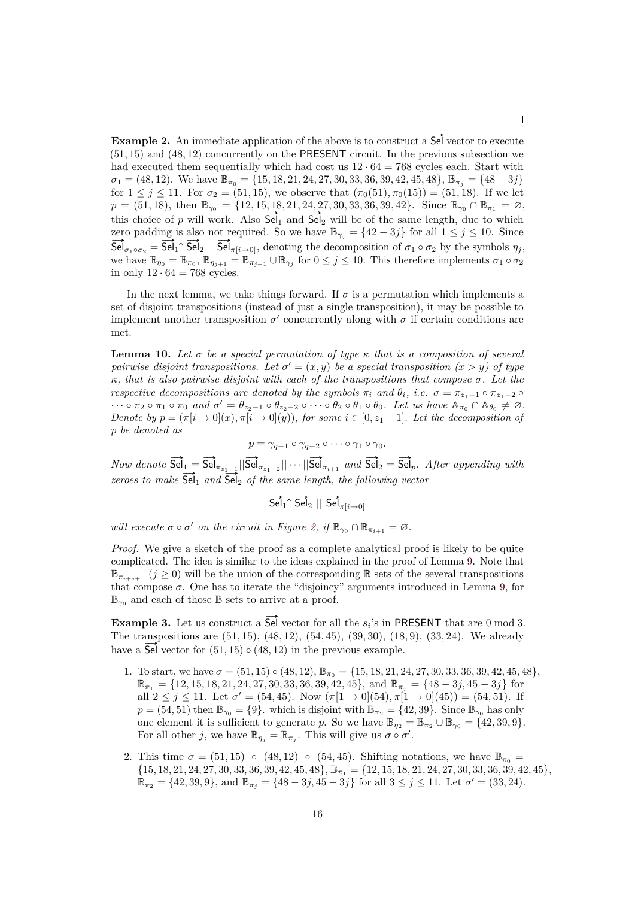□

**Example 2.** An immediate application of the above is to construct a $\overrightarrow{\mathsf{Sel}}$ vector to execute $(51, 15)$ and $(48, 12)$ concurrently on the PRESENT circuit. In the previous subsection we had executed them sequentially which had cost us $12 \cdot 64 = 768$ cycles each. Start with $\sigma_1 = (48, 12)$. We have $\mathbb{B}_{\pi_0} = \{15, 18, 21, 24, 27, 30, 33, 36, 39, 42, 45, 48\}$, $\mathbb{B}_{\pi_j} = \{48 - 3j\}$ for $1 \leq j \leq 11$. For $\sigma_2 = (51, 15)$, we observe that $(\pi_0(51), \pi_0(15)) = (51, 18)$. If we let $p = (51, 18)$, then $\mathbb{B}_{\gamma_0} = \{12, 15, 18, 21, 24, 27, 30, 33, 36, 39, 42\}$. Since $\mathbb{B}_{\gamma_0} \cap \mathbb{B}_{\pi_1} = \varnothing$, this choice of $p$ will work. Also $\overrightarrow{\mathsf{Sel}}_1$ and $\overrightarrow{\mathsf{Sel}}_2$ will be of the same length, due to which zero padding is also not required. So we have $\mathbb{B}_{\gamma_j} = \{42 - 3j\}$ for all $1 \leq j \leq 10$. Since $\overrightarrow{\mathsf{Sel}}_{\sigma_1 \circ \sigma_2} = \overrightarrow{\mathsf{Sel}}_1 \hat{\ } \overrightarrow{\mathsf{Sel}}_2 \mid\mid \overrightarrow{\mathsf{Sel}}_{\pi[i \to 0]}$, denoting the decomposition of $\sigma_1 \circ \sigma_2$ by the symbols $\eta_j$, we have $\mathbb{B}_{\eta_0} = \mathbb{B}_{\pi_0}$, $\mathbb{B}_{\eta_{j+1}} = \mathbb{B}_{\pi_{j+1}} \cup \mathbb{B}_{\gamma_j}$ for $0 \leq j \leq 10$. This therefore implements $\sigma_1 \circ \sigma_2$ in only $12 \cdot 64 = 768$ cycles.

In the next lemma, we take things forward. If $\sigma$ is a permutation which implements a set of disjoint transpositions (instead of just a single transposition), it may be possible to implement another transposition $\sigma'$ concurrently along with $\sigma$ if certain conditions are met.

**Lemma 10.** *Let $\sigma$ be a special permutation of type $\kappa$ that is a composition of several pairwise disjoint transpositions. Let $\sigma' = (x, y)$ be a special transposition $(x > y)$ of type $\kappa$, that is also pairwise disjoint with each of the transpositions that compose $\sigma$. Let the respective decompositions are denoted by the symbols $\pi_i$ and $\theta_i$, i.e. $\sigma = \pi_{z_1-1} \circ \pi_{z_1-2} \circ \cdots \circ \pi_2 \circ \pi_1 \circ \pi_0$ and $\sigma' = \theta_{z_2-1} \circ \theta_{z_2-2} \circ \cdots \circ \theta_2 \circ \theta_1 \circ \theta_0$. Let us have $\mathbb{A}_{\pi_0} \cap \mathbb{A}_{\theta_0} \neq \varnothing$. Denote by $p = (\pi[i \to 0](x), \pi[i \to 0](y))$, for some $i \in [0, z_1 - 1]$. Let the decomposition of $p$ be denoted as*

$$p = \gamma_{q-1} \circ \gamma_{q-2} \circ \cdots \circ \gamma_1 \circ \gamma_0.$$

*Now denote $\overrightarrow{\mathsf{Sel}}_1 = \overrightarrow{\mathsf{Sel}}_{\pi_{z_1-1}} || \overrightarrow{\mathsf{Sel}}_{\pi_{z_1-2}} || \cdots || \overrightarrow{\mathsf{Sel}}_{\pi_{i+1}}$ and $\overrightarrow{\mathsf{Sel}}_2 = \overrightarrow{\mathsf{Sel}}_p$. After appending with zeroes to make $\overrightarrow{\mathsf{Sel}}_1$ and $\overrightarrow{\mathsf{Sel}}_2$ of the same length, the following vector*

$$\overrightarrow{\mathsf{Sel}}_1 \hat{\ } \overrightarrow{\mathsf{Sel}}_2 \mid\mid \overrightarrow{\mathsf{Sel}}_{\pi[i \to 0]}$$

*will execute $\sigma \circ \sigma'$ on the circuit in Figure 2, if $\mathbb{B}_{\gamma_0} \cap \mathbb{B}_{\pi_{i+1}} = \varnothing$.*

*Proof.* We give a sketch of the proof as a complete analytical proof is likely to be quite complicated. The idea is similar to the ideas explained in the proof of Lemma 9. Note that $\mathbb{B}_{\pi_{i+j+1}}$ $(j \geq 0)$ will be the union of the corresponding $\mathbb{B}$ sets of the several transpositions that compose $\sigma$. One has to iterate the "disjoincy" arguments introduced in Lemma 9, for $\mathbb{B}_{\gamma_0}$ and each of those $\mathbb{B}$ sets to arrive at a proof.

**Example 3.** Let us construct a $\overrightarrow{\mathsf{Sel}}$ vector for all the $s_i$'s in PRESENT that are 0 mod 3. The transpositions are $(51, 15)$, $(48, 12)$, $(54, 45)$, $(39, 30)$, $(18, 9)$, $(33, 24)$. We already have a $\overrightarrow{\mathsf{Sel}}$ vector for $(51, 15) \circ (48, 12)$ in the previous example.

1. To start, we have $\sigma = (51, 15) \circ (48, 12)$, $\mathbb{B}_{\pi_0} = \{15, 18, 21, 24, 27, 30, 33, 36, 39, 42, 45, 48\}$, $\mathbb{B}_{\pi_1} = \{12, 15, 18, 21, 24, 27, 30, 33, 36, 39, 42, 45\}$, and $\mathbb{B}_{\pi_j} = \{48 - 3j, 45 - 3j\}$ for all $2 \leq j \leq 11$. Let $\sigma' = (54, 45)$. Now $(\pi[1 \to 0](54), \pi[1 \to 0](45)) = (54, 51)$. If $p = (54, 51)$ then $\mathbb{B}_{\gamma_0} = \{9\}$. which is disjoint with $\mathbb{B}_{\pi_2} = \{42, 39\}$. Since $\mathbb{B}_{\gamma_0}$ has only one element it is sufficient to generate $p$. So we have $\mathbb{B}_{\eta_2} = \mathbb{B}_{\pi_2} \cup \mathbb{B}_{\gamma_0} = \{42, 39, 9\}$. For all other $j$, we have $\mathbb{B}_{\eta_j} = \mathbb{B}_{\pi_j}$. This will give us $\sigma \circ \sigma'$.

2. This time $\sigma = (51, 15) \circ (48, 12) \circ (54, 45)$. Shifting notations, we have $\mathbb{B}_{\pi_0} = \{15, 18, 21, 24, 27, 30, 33, 36, 39, 42, 45, 48\}$, $\mathbb{B}_{\pi_1} = \{12, 15, 18, 21, 24, 27, 30, 33, 36, 39, 42, 45\}$, $\mathbb{B}_{\pi_2} = \{42, 39, 9\}$, and $\mathbb{B}_{\pi_j} = \{48 - 3j, 45 - 3j\}$ for all $3 \leq j \leq 11$. Let $\sigma' = (33, 24)$.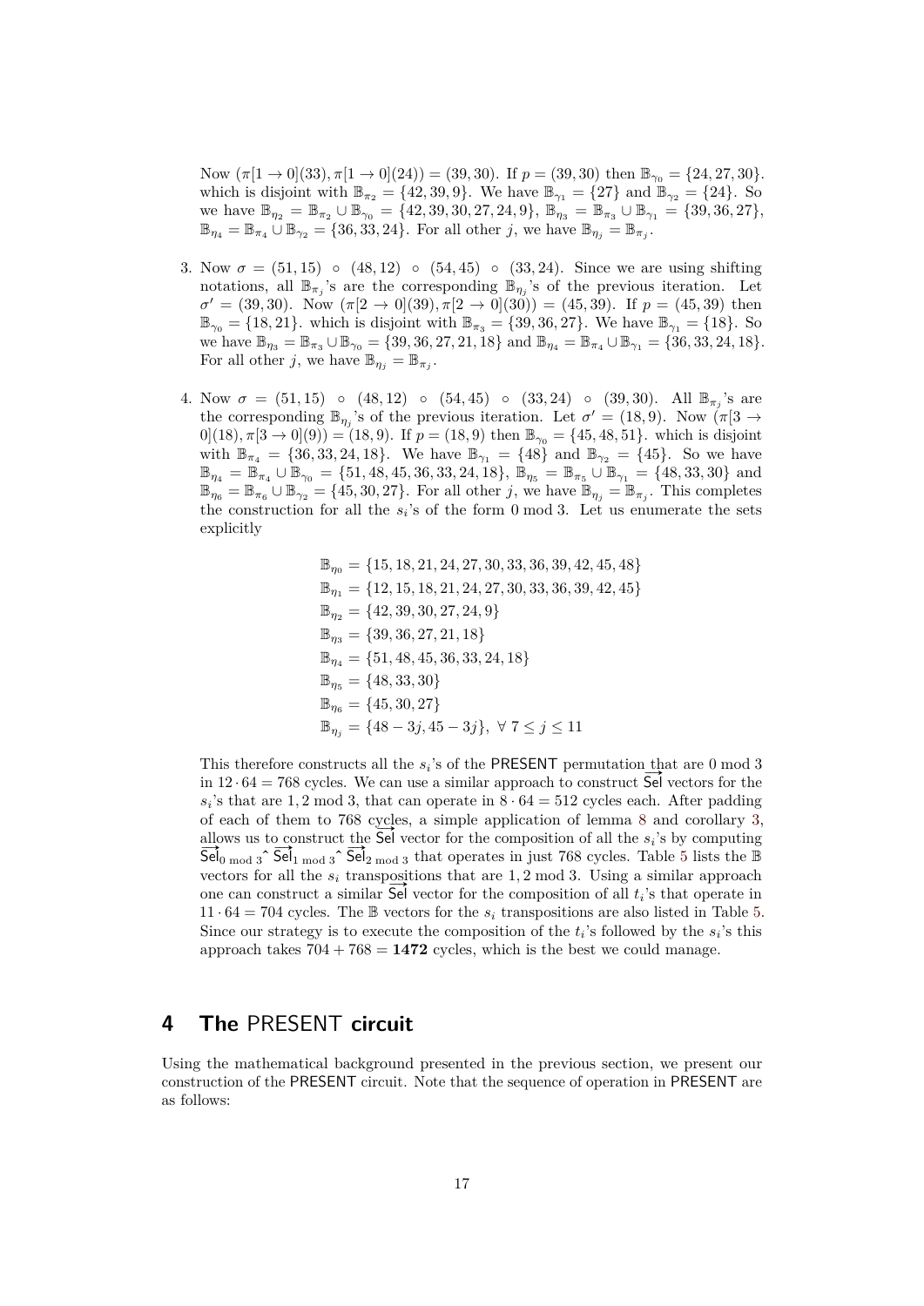Now $(\pi[1 \to 0](33), \pi[1 \to 0](24)) = (39, 30)$. If $p = (39, 30)$ then $\mathbb{B}_{\gamma_0} = \{24, 27, 30\}$. which is disjoint with $\mathbb{B}_{\pi_2} = \{42, 39, 9\}$. We have $\mathbb{B}_{\gamma_1} = \{27\}$ and $\mathbb{B}_{\gamma_2} = \{24\}$. So we have $\mathbb{B}_{\eta_2} = \mathbb{B}_{\pi_2} \cup \mathbb{B}_{\gamma_0} = \{42, 39, 30, 27, 24, 9\}$, $\mathbb{B}_{\eta_3} = \mathbb{B}_{\pi_3} \cup \mathbb{B}_{\gamma_1} = \{39, 36, 27\}$, $\mathbb{B}_{\eta_4} = \mathbb{B}_{\pi_4} \cup \mathbb{B}_{\gamma_2} = \{36, 33, 24\}$. For all other $j$, we have $\mathbb{B}_{\eta_j} = \mathbb{B}_{\pi_j}$.

3. Now $\sigma = (51, 15) \circ (48, 12) \circ (54, 45) \circ (33, 24)$. Since we are using shifting notations, all $\mathbb{B}_{\pi_j}$'s are the corresponding $\mathbb{B}_{\eta_j}$'s of the previous iteration. Let $\sigma' = (39, 30)$. Now $(\pi[2 \to 0](39), \pi[2 \to 0](30)) = (45, 39)$. If $p = (45, 39)$ then $\mathbb{B}_{\gamma_0} = \{18, 21\}$. which is disjoint with $\mathbb{B}_{\pi_3} = \{39, 36, 27\}$. We have $\mathbb{B}_{\gamma_1} = \{18\}$. So we have $\mathbb{B}_{\eta_3} = \mathbb{B}_{\pi_3} \cup \mathbb{B}_{\gamma_0} = \{39, 36, 27, 21, 18\}$ and $\mathbb{B}_{\eta_4} = \mathbb{B}_{\pi_4} \cup \mathbb{B}_{\gamma_1} = \{36, 33, 24, 18\}$. For all other $j$, we have $\mathbb{B}_{\eta_j} = \mathbb{B}_{\pi_j}$.

4. Now $\sigma = (51, 15) \circ (48, 12) \circ (54, 45) \circ (33, 24) \circ (39, 30)$. All $\mathbb{B}_{\pi_j}$'s are the corresponding $\mathbb{B}_{\eta_j}$'s of the previous iteration. Let $\sigma' = (18, 9)$. Now $(\pi[3 \to 0](18), \pi[3 \to 0](9)) = (18, 9)$. If $p = (18, 9)$ then $\mathbb{B}_{\gamma_0} = \{45, 48, 51\}$. which is disjoint with $\mathbb{B}_{\pi_4} = \{36, 33, 24, 18\}$. We have $\mathbb{B}_{\gamma_1} = \{48\}$ and $\mathbb{B}_{\gamma_2} = \{45\}$. So we have $\mathbb{B}_{\eta_4} = \mathbb{B}_{\pi_4} \cup \mathbb{B}_{\gamma_0} = \{51, 48, 45, 36, 33, 24, 18\}$, $\mathbb{B}_{\eta_5} = \mathbb{B}_{\pi_5} \cup \mathbb{B}_{\gamma_1} = \{48, 33, 30\}$ and $\mathbb{B}_{\eta_6} = \mathbb{B}_{\pi_6} \cup \mathbb{B}_{\gamma_2} = \{45, 30, 27\}$. For all other $j$, we have $\mathbb{B}_{\eta_j} = \mathbb{B}_{\pi_j}$. This completes the construction for all the $s_i$'s of the form $0 \bmod 3$. Let us enumerate the sets explicitly

$$
\begin{aligned}
\mathbb{B}_{\eta_0} &= \{15, 18, 21, 24, 27, 30, 33, 36, 39, 42, 45, 48\} \\
\mathbb{B}_{\eta_1} &= \{12, 15, 18, 21, 24, 27, 30, 33, 36, 39, 42, 45\} \\
\mathbb{B}_{\eta_2} &= \{42, 39, 30, 27, 24, 9\} \\
\mathbb{B}_{\eta_3} &= \{39, 36, 27, 21, 18\} \\
\mathbb{B}_{\eta_4} &= \{51, 48, 45, 36, 33, 24, 18\} \\
\mathbb{B}_{\eta_5} &= \{48, 33, 30\} \\
\mathbb{B}_{\eta_6} &= \{45, 30, 27\} \\
\mathbb{B}_{\eta_j} &= \{48 - 3j, 45 - 3j\}, \ \forall\ 7 \le j \le 11
\end{aligned}
$$

This therefore constructs all the $s_i$'s of the PRESENT permutation that are 0 mod 3 in $12 \cdot 64 = 768$ cycles. We can use a similar approach to construct $\overrightarrow{\mathsf{Sel}}$ vectors for the $s_i$'s that are 1, 2 mod 3, that can operate in $8 \cdot 64 = 512$ cycles each. After padding of each of them to 768 cycles, a simple application of lemma 8 and corollary 3, allows us to construct the $\overrightarrow{\mathsf{Sel}}$ vector for the composition of all the $s_i$'s by computing $\overrightarrow{\mathsf{Sel}}_{0 \bmod 3} \hat{}\ \overrightarrow{\mathsf{Sel}}_{1 \bmod 3} \hat{}\ \overrightarrow{\mathsf{Sel}}_{2 \bmod 3}$ that operates in just 768 cycles. Table 5 lists the $\mathbb{B}$ vectors for all the $s_i$ transpositions that are 1, 2 mod 3. Using a similar approach one can construct a similar $\overrightarrow{\mathsf{Sel}}$ vector for the composition of all $t_i$'s that operate in $11 \cdot 64 = 704$ cycles. The $\mathbb{B}$ vectors for the $s_i$ transpositions are also listed in Table 5. Since our strategy is to execute the composition of the $t_i$'s followed by the $s_i$'s this approach takes $704 + 768 = \mathbf{1472}$ cycles, which is the best we could manage.

# 4 The PRESENT circuit

Using the mathematical background presented in the previous section, we present our construction of the PRESENT circuit. Note that the sequence of operation in PRESENT are as follows: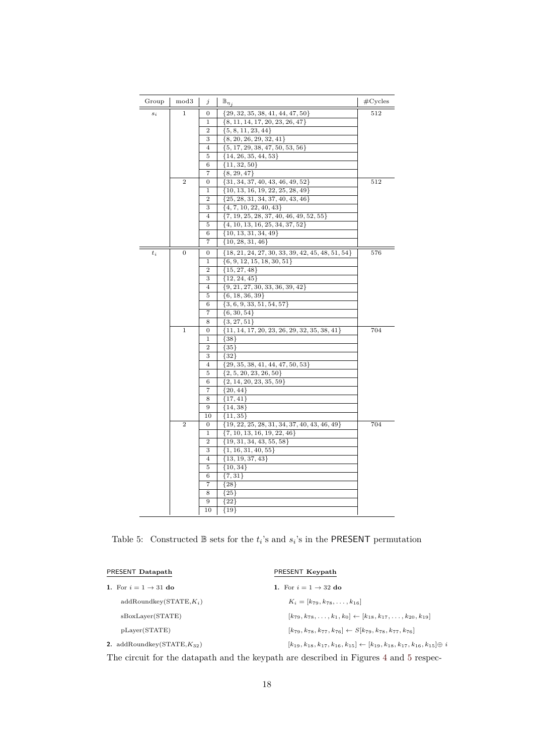| Group | mod3 | $j$ | $\mathbb{B}_{\eta_j}$ | #Cycles |
|---|---|---|---|---|
| $s_i$ | 1 | 0 | $\{29, 32, 35, 38, 41, 44, 47, 50\}$ | 512 |
| | | 1 | $\{8, 11, 14, 17, 20, 23, 26, 47\}$ | |
| | | 2 | $\{5, 8, 11, 23, 44\}$ | |
| | | 3 | $\{8, 20, 26, 29, 32, 41\}$ | |
| | | 4 | $\{5, 17, 29, 38, 47, 50, 53, 56\}$ | |
| | | 5 | $\{14, 26, 35, 44, 53\}$ | |
| | | 6 | $\{11, 32, 50\}$ | |
| | | 7 | $\{8, 29, 47\}$ | |
| | 2 | 0 | $\{31, 34, 37, 40, 43, 46, 49, 52\}$ | 512 |
| | | 1 | $\{10, 13, 16, 19, 22, 25, 28, 49\}$ | |
| | | 2 | $\{25, 28, 31, 34, 37, 40, 43, 46\}$ | |
| | | 3 | $\{4, 7, 10, 22, 40, 43\}$ | |
| | | 4 | $\{7, 19, 25, 28, 37, 40, 46, 49, 52, 55\}$ | |
| | | 5 | $\{4, 10, 13, 16, 25, 34, 37, 52\}$ | |
| | | 6 | $\{10, 13, 31, 34, 49\}$ | |
| | | 7 | $\{10, 28, 31, 46\}$ | |
| $t_i$ | 0 | 0 | $\{18, 21, 24, 27, 30, 33, 39, 42, 45, 48, 51, 54\}$ | 576 |
| | | 1 | $\{6, 9, 12, 15, 18, 30, 51\}$ | |
| | | 2 | $\{15, 27, 48\}$ | |
| | | 3 | $\{12, 24, 45\}$ | |
| | | 4 | $\{9, 21, 27, 30, 33, 36, 39, 42\}$ | |
| | | 5 | $\{6, 18, 36, 39\}$ | |
| | | 6 | $\{3, 6, 9, 33, 51, 54, 57\}$ | |
| | | 7 | $\{6, 30, 54\}$ | |
| | | 8 | $\{3, 27, 51\}$ | |
| | 1 | 0 | $\{11, 14, 17, 20, 23, 26, 29, 32, 35, 38, 41\}$ | 704 |
| | | 1 | $\{38\}$ | |
| | | 2 | $\{35\}$ | |
| | | 3 | $\{32\}$ | |
| | | 4 | $\{29, 35, 38, 41, 44, 47, 50, 53\}$ | |
| | | 5 | $\{2, 5, 20, 23, 26, 50\}$ | |
| | | 6 | $\{2, 14, 20, 23, 35, 59\}$ | |
| | | 7 | $\{20, 44\}$ | |
| | | 8 | $\{17, 41\}$ | |
| | | 9 | $\{14, 38\}$ | |
| | | 10 | $\{11, 35\}$ | |
| | 2 | 0 | $\{19, 22, 25, 28, 31, 34, 37, 40, 43, 46, 49\}$ | 704 |
| | | 1 | $\{7, 10, 13, 16, 19, 22, 46\}$ | |
| | | 2 | $\{19, 31, 34, 43, 55, 58\}$ | |
| | | 3 | $\{1, 16, 31, 40, 55\}$ | |
| | | 4 | $\{13, 19, 37, 43\}$ | |
| | | 5 | $\{10, 34\}$ | |
| | | 6 | $\{7, 31\}$ | |
| | | 7 | $\{28\}$ | |
| | | 8 | $\{25\}$ | |
| | | 9 | $\{22\}$ | |
| | | 10 | $\{19\}$ | |

Table 5: Constructed $\mathbb{B}$ sets for the $t_i$'s and $s_i$'s in the PRESENT permutation

**PRESENT Datapath**

**1.** For $i = 1 \rightarrow 31$ **do**

addRoundkey(STATE,$K_i$)

sBoxLayer(STATE)

pLayer(STATE)

**2.** addRoundkey(STATE,$K_{32}$)

**PRESENT Keypath**

**1.** For $i = 1 \rightarrow 32$ **do**

$K_i = [k_{79}, k_{78}, \ldots, k_{16}]$

$[k_{79}, k_{78}, \ldots, k_1, k_0] \leftarrow [k_{18}, k_{17}, \ldots, k_{20}, k_{19}]$

$[k_{79}, k_{78}, k_{77}, k_{76}] \leftarrow S[k_{79}, k_{78}, k_{77}, k_{76}]$

$[k_{19}, k_{18}, k_{17}, k_{16}, k_{15}] \leftarrow [k_{19}, k_{18}, k_{17}, k_{16}, k_{15}] \oplus i$

The circuit for the datapath and the keypath are described in Figures 4 and 5 respec-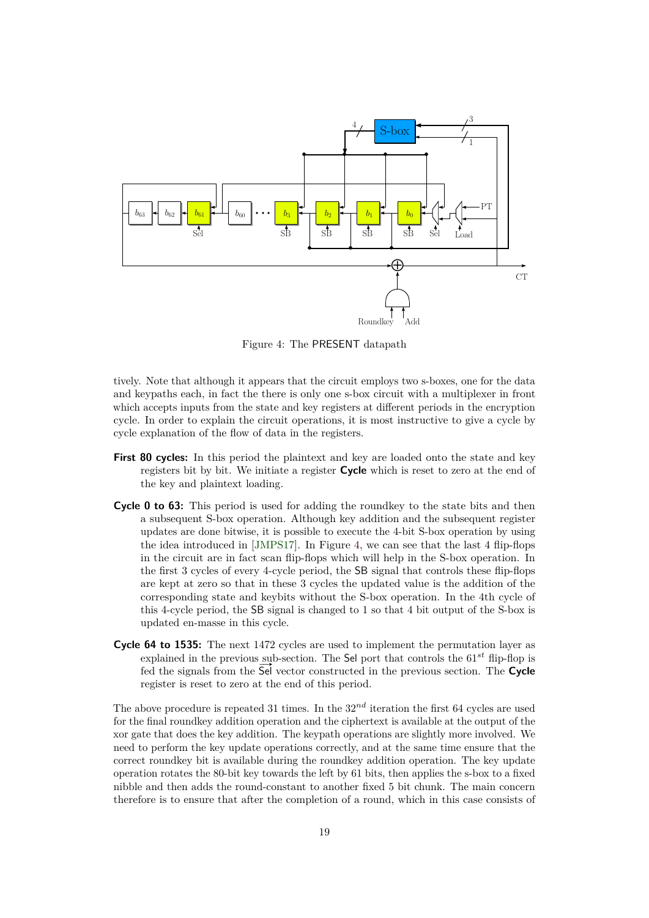Figure 4: The PRESENT datapath

tively. Note that although it appears that the circuit employs two s-boxes, one for the data and keypaths each, in fact the there is only one s-box circuit with a multiplexer in front which accepts inputs from the state and key registers at different periods in the encryption cycle. In order to explain the circuit operations, it is most instructive to give a cycle by cycle explanation of the flow of data in the registers.

- **First 80 cycles:** In this period the plaintext and key are loaded onto the state and key registers bit by bit. We initiate a register **Cycle** which is reset to zero at the end of the key and plaintext loading.
- **Cycle 0 to 63:** This period is used for adding the roundkey to the state bits and then a subsequent S-box operation. Although key addition and the subsequent register updates are done bitwise, it is possible to execute the 4-bit S-box operation by using the idea introduced in [JMPS17]. In Figure 4, we can see that the last 4 flip-flops in the circuit are in fact scan flip-flops which will help in the S-box operation. In the first 3 cycles of every 4-cycle period, the SB signal that controls these flip-flops are kept at zero so that in these 3 cycles the updated value is the addition of the corresponding state and keybits without the S-box operation. In the 4th cycle of this 4-cycle period, the SB signal is changed to 1 so that 4 bit output of the S-box is updated en-masse in this cycle.
- **Cycle 64 to 1535:** The next 1472 cycles are used to implement the permutation layer as explained in the previous sub-section. The Sel port that controls the $61^{st}$ flip-flop is fed the signals from the $\overrightarrow{\mathsf{Sel}}$ vector constructed in the previous section. The **Cycle** register is reset to zero at the end of this period.

The above procedure is repeated 31 times. In the $32^{nd}$ iteration the first 64 cycles are used for the final roundkey addition operation and the ciphertext is available at the output of the xor gate that does the key addition. The keypath operations are slightly more involved. We need to perform the key update operations correctly, and at the same time ensure that the correct roundkey bit is available during the roundkey addition operation. The key update operation rotates the 80-bit key towards the left by 61 bits, then applies the s-box to a fixed nibble and then adds the round-constant to another fixed 5 bit chunk. The main concern therefore is to ensure that after the completion of a round, which in this case consists of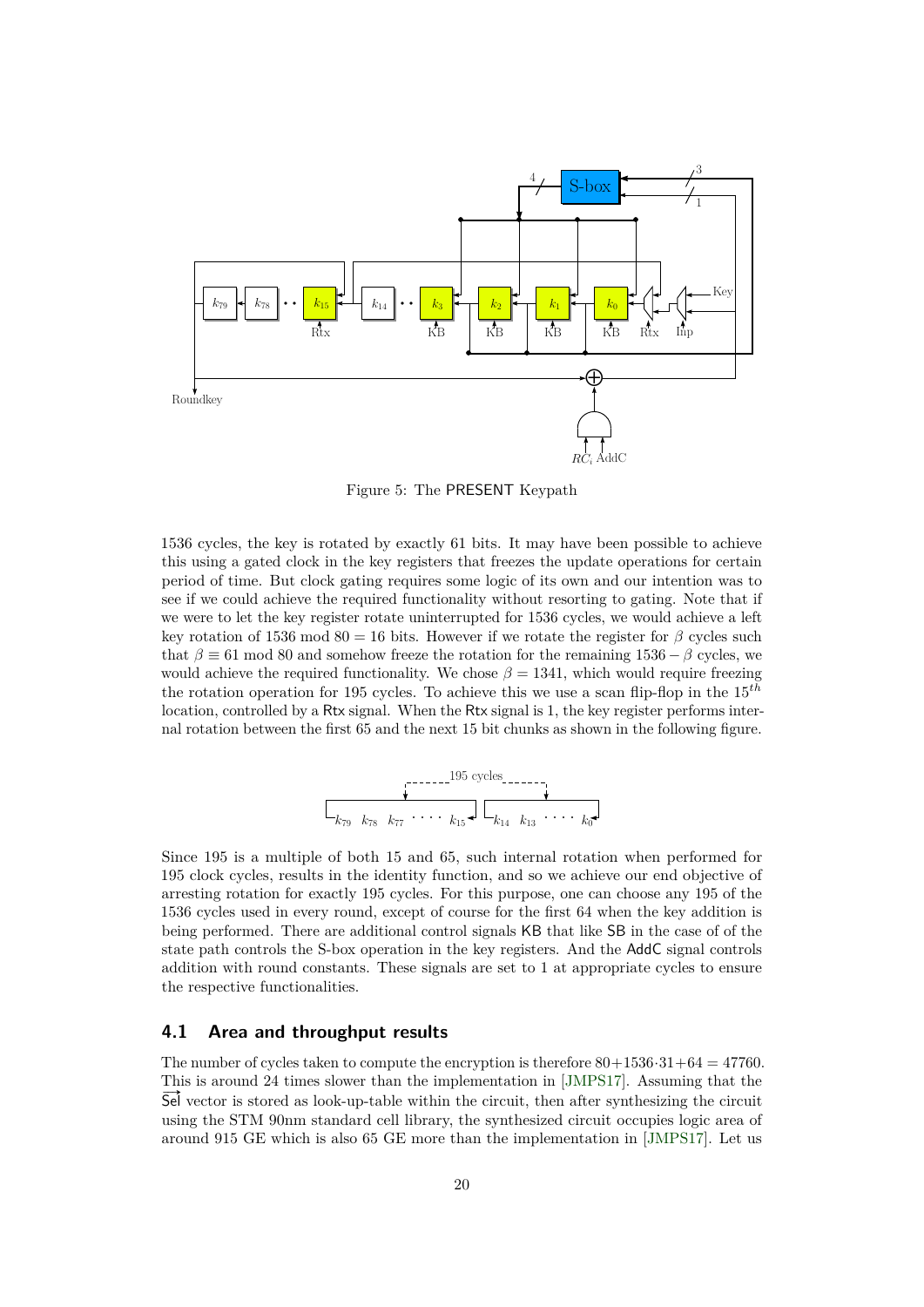Figure 5: The PRESENT Keypath

1536 cycles, the key is rotated by exactly 61 bits. It may have been possible to achieve this using a gated clock in the key registers that freezes the update operations for certain period of time. But clock gating requires some logic of its own and our intention was to see if we could achieve the required functionality without resorting to gating. Note that if we were to let the key register rotate uninterrupted for 1536 cycles, we would achieve a left key rotation of 1536 mod 80 = 16 bits. However if we rotate the register for $\beta$ cycles such that $\beta \equiv 61 \bmod 80$ and somehow freeze the rotation for the remaining $1536 - \beta$ cycles, we would achieve the required functionality. We chose $\beta = 1341$, which would require freezing the rotation operation for 195 cycles. To achieve this we use a scan flip-flop in the $15^{th}$ location, controlled by a Rtx signal. When the Rtx signal is 1, the key register performs internal rotation between the first 65 and the next 15 bit chunks as shown in the following figure.

Since 195 is a multiple of both 15 and 65, such internal rotation when performed for 195 clock cycles, results in the identity function, and so we achieve our end objective of arresting rotation for exactly 195 cycles. For this purpose, one can choose any 195 of the 1536 cycles used in every round, except of course for the first 64 when the key addition is being performed. There are additional control signals KB that like SB in the case of of the state path controls the S-box operation in the key registers. And the AddC signal controls addition with round constants. These signals are set to 1 at appropriate cycles to ensure the respective functionalities.

### 4.1 Area and throughput results

The number of cycles taken to compute the encryption is therefore $80+1536 \cdot 31+64 = 47760$. This is around 24 times slower than the implementation in [JMPS17]. Assuming that the $\overrightarrow{\mathsf{Sel}}$ vector is stored as look-up-table within the circuit, then after synthesizing the circuit using the STM 90nm standard cell library, the synthesized circuit occupies logic area of around 915 GE which is also 65 GE more than the implementation in [JMPS17]. Let us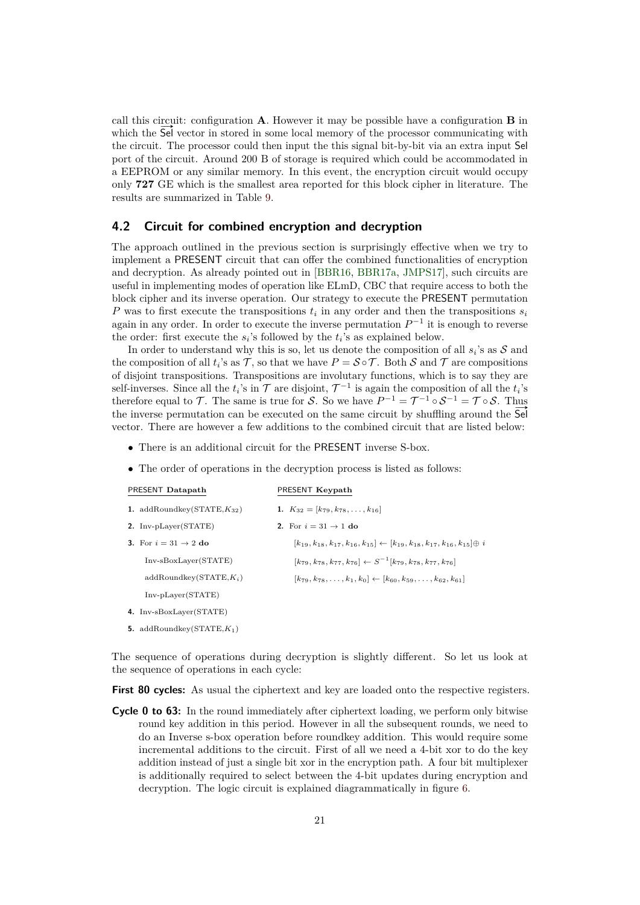call this circuit: configuration **A**. However it may be possible have a configuration **B** in which the $\overrightarrow{\mathsf{Sel}}$ vector in stored in some local memory of the processor communicating with the circuit. The processor could then input the this signal bit-by-bit via an extra input Sel port of the circuit. Around 200 B of storage is required which could be accommodated in a EEPROM or any similar memory. In this event, the encryption circuit would occupy only **727** GE which is the smallest area reported for this block cipher in literature. The results are summarized in Table 9.

## 4.2 Circuit for combined encryption and decryption

The approach outlined in the previous section is surprisingly effective when we try to implement a PRESENT circuit that can offer the combined functionalities of encryption and decryption. As already pointed out in [BBR16, BBR17a, JMPS17], such circuits are useful in implementing modes of operation like ELmD, CBC that require access to both the block cipher and its inverse operation. Our strategy to execute the PRESENT permutation $P$ was to first execute the transpositions $t_i$ in any order and then the transpositions $s_i$ again in any order. In order to execute the inverse permutation $P^{-1}$ it is enough to reverse the order: first execute the $s_i$'s followed by the $t_i$'s as explained below.

In order to understand why this is so, let us denote the composition of all $s_i$'s as $\mathcal{S}$ and the composition of all $t_i$'s as $\mathcal{T}$, so that we have $P = \mathcal{S} \circ \mathcal{T}$. Both $\mathcal{S}$ and $\mathcal{T}$ are compositions of disjoint transpositions. Transpositions are involutary functions, which is to say they are self-inverses. Since all the $t_i$'s in $\mathcal{T}$ are disjoint, $\mathcal{T}^{-1}$ is again the composition of all the $t_i$'s therefore equal to $\mathcal{T}$. The same is true for $\mathcal{S}$. So we have $P^{-1} = \mathcal{T}^{-1} \circ \mathcal{S}^{-1} = \mathcal{T} \circ \mathcal{S}$. Thus the inverse permutation can be executed on the same circuit by shuffling around the $\overrightarrow{\mathsf{Sel}}$ vector. There are however a few additions to the combined circuit that are listed below:

- There is an additional circuit for the PRESENT inverse S-box.
- The order of operations in the decryption process is listed as follows:

**PRESENT Datapath**

1. addRoundkey(STATE,$K_{32}$)
2. Inv-pLayer(STATE)
3. For $i = 31 \to 2$ **do**
   - Inv-sBoxLayer(STATE)
   - addRoundkey(STATE,$K_i$)
   - Inv-pLayer(STATE)
4. Inv-sBoxLayer(STATE)
5. addRoundkey(STATE,$K_1$)

**PRESENT Keypath**

1. $K_{32} = [k_{79}, k_{78}, \ldots, k_{16}]$
2. For $i = 31 \to 1$ **do**
   - $[k_{19}, k_{18}, k_{17}, k_{16}, k_{15}] \leftarrow [k_{19}, k_{18}, k_{17}, k_{16}, k_{15}] \oplus i$
   - $[k_{79}, k_{78}, k_{77}, k_{76}] \leftarrow S^{-1}[k_{79}, k_{78}, k_{77}, k_{76}]$
   - $[k_{79}, k_{78}, \ldots, k_1, k_0] \leftarrow [k_{60}, k_{59}, \ldots, k_{62}, k_{61}]$

The sequence of operations during decryption is slightly different. So let us look at the sequence of operations in each cycle:

**First 80 cycles:** As usual the ciphertext and key are loaded onto the respective registers.

**Cycle 0 to 63:** In the round immediately after ciphertext loading, we perform only bitwise round key addition in this period. However in all the subsequent rounds, we need to do an Inverse s-box operation before roundkey addition. This would require some incremental additions to the circuit. First of all we need a 4-bit xor to do the key addition instead of just a single bit xor in the encryption path. A four bit multiplexer is additionally required to select between the 4-bit updates during encryption and decryption. The logic circuit is explained diagrammatically in figure 6.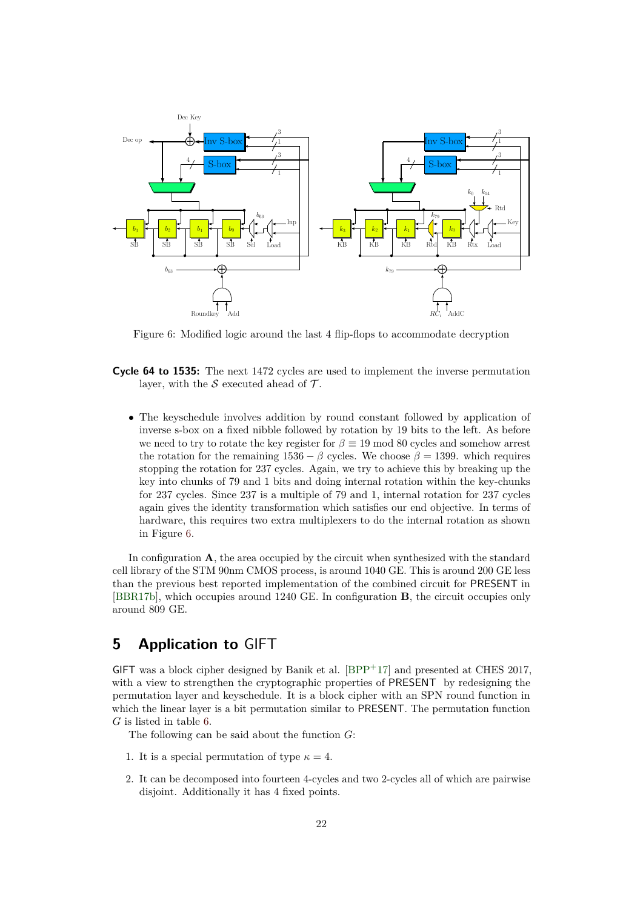Figure 6: Modified logic around the last 4 flip-flops to accommodate decryption

**Cycle 64 to 1535:** The next 1472 cycles are used to implement the inverse permutation layer, with the $\mathcal{S}$ executed ahead of $\mathcal{T}$.

- The keyschedule involves addition by round constant followed by application of inverse s-box on a fixed nibble followed by rotation by 19 bits to the left. As before we need to try to rotate the key register for $\beta \equiv 19 \bmod 80$ cycles and somehow arrest the rotation for the remaining $1536 - \beta$ cycles. We choose $\beta = 1399$. which requires stopping the rotation for 237 cycles. Again, we try to achieve this by breaking up the key into chunks of 79 and 1 bits and doing internal rotation within the key-chunks for 237 cycles. Since 237 is a multiple of 79 and 1, internal rotation for 237 cycles again gives the identity transformation which satisfies our end objective. In terms of hardware, this requires two extra multiplexers to do the internal rotation as shown in Figure 6.

In configuration **A**, the area occupied by the circuit when synthesized with the standard cell library of the STM 90nm CMOS process, is around 1040 GE. This is around 200 GE less than the previous best reported implementation of the combined circuit for PRESENT in [BBR17b], which occupies around 1240 GE. In configuration **B**, the circuit occupies only around 809 GE.

## 5 Application to GIFT

GIFT was a block cipher designed by Banik et al. [BPP+17] and presented at CHES 2017, with a view to strengthen the cryptographic properties of PRESENT by redesigning the permutation layer and keyschedule. It is a block cipher with an SPN round function in which the linear layer is a bit permutation similar to PRESENT. The permutation function $G$ is listed in table 6.

The following can be said about the function $G$:

1. It is a special permutation of type $\kappa = 4$.
2. It can be decomposed into fourteen 4-cycles and two 2-cycles all of which are pairwise disjoint. Additionally it has 4 fixed points.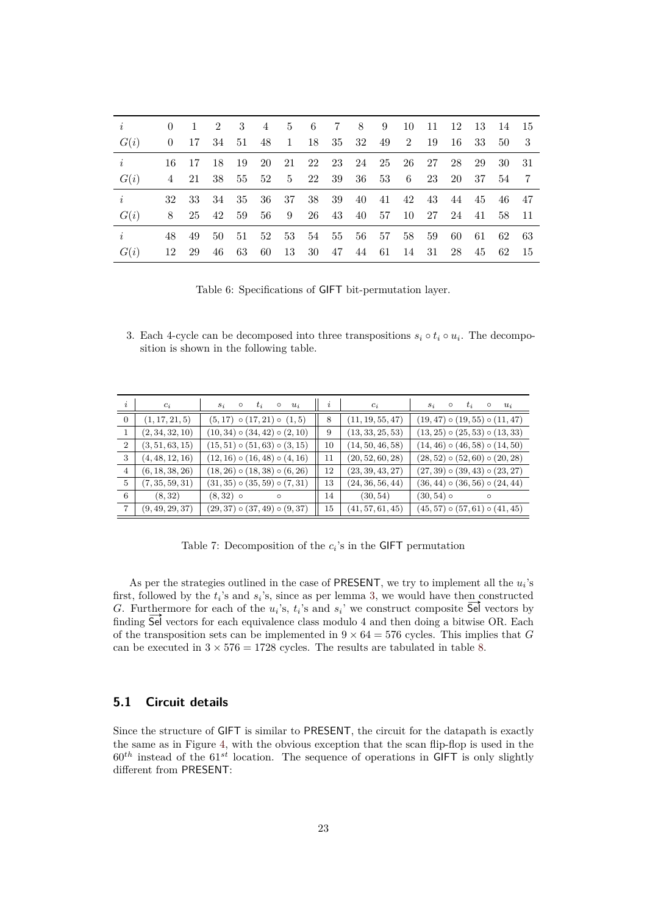| $i$ | 0 | 1 | 2 | 3 | 4 | 5 | 6 | 7 | 8 | 9 | 10 | 11 | 12 | 13 | 14 | 15 |
|---|---|---|---|---|---|---|---|---|---|---|---|---|---|---|---|---|
| $G(i)$ | 0 | 17 | 34 | 51 | 48 | 1 | 18 | 35 | 32 | 49 | 2 | 19 | 16 | 33 | 50 | 3 |
| $i$ | 16 | 17 | 18 | 19 | 20 | 21 | 22 | 23 | 24 | 25 | 26 | 27 | 28 | 29 | 30 | 31 |
| $G(i)$ | 4 | 21 | 38 | 55 | 52 | 5 | 22 | 39 | 36 | 53 | 6 | 23 | 20 | 37 | 54 | 7 |
| $i$ | 32 | 33 | 34 | 35 | 36 | 37 | 38 | 39 | 40 | 41 | 42 | 43 | 44 | 45 | 46 | 47 |
| $G(i)$ | 8 | 25 | 42 | 59 | 56 | 9 | 26 | 43 | 40 | 57 | 10 | 27 | 24 | 41 | 58 | 11 |
| $i$ | 48 | 49 | 50 | 51 | 52 | 53 | 54 | 55 | 56 | 57 | 58 | 59 | 60 | 61 | 62 | 63 |
| $G(i)$ | 12 | 29 | 46 | 63 | 60 | 13 | 30 | 47 | 44 | 61 | 14 | 31 | 28 | 45 | 62 | 15 |

Table 6: Specifications of GIFT bit-permutation layer.

3. Each 4-cycle can be decomposed into three transpositions $s_i \circ t_i \circ u_i$. The decomposition is shown in the following table.

| $i$ | $c_i$ | $s_i \circ t_i \circ u_i$ | $i$ | $c_i$ | $s_i \circ t_i \circ u_i$ |
|---|---|---|---|---|---|
| 0 | $(1, 17, 21, 5)$ | $(5, 17) \circ (17, 21) \circ (1, 5)$ | 8 | $(11, 19, 55, 47)$ | $(19, 47) \circ (19, 55) \circ (11, 47)$ |
| 1 | $(2, 34, 32, 10)$ | $(10, 34) \circ (34, 42) \circ (2, 10)$ | 9 | $(13, 33, 25, 53)$ | $(13, 25) \circ (25, 53) \circ (13, 33)$ |
| 2 | $(3, 51, 63, 15)$ | $(15, 51) \circ (51, 63) \circ (3, 15)$ | 10 | $(14, 50, 46, 58)$ | $(14, 46) \circ (46, 58) \circ (14, 50)$ |
| 3 | $(4, 48, 12, 16)$ | $(12, 16) \circ (16, 48) \circ (4, 16)$ | 11 | $(20, 52, 60, 28)$ | $(28, 52) \circ (52, 60) \circ (20, 28)$ |
| 4 | $(6, 18, 38, 26)$ | $(18, 26) \circ (18, 38) \circ (6, 26)$ | 12 | $(23, 39, 43, 27)$ | $(27, 39) \circ (39, 43) \circ (23, 27)$ |
| 5 | $(7, 35, 59, 31)$ | $(31, 35) \circ (35, 59) \circ (7, 31)$ | 13 | $(24, 36, 56, 44)$ | $(36, 44) \circ (36, 56) \circ (24, 44)$ |
| 6 | $(8, 32)$ | $(8, 32) \circ \quad \circ$ | 14 | $(30, 54)$ | $(30, 54) \circ \quad \circ$ |
| 7 | $(9, 49, 29, 37)$ | $(29, 37) \circ (37, 49) \circ (9, 37)$ | 15 | $(41, 57, 61, 45)$ | $(45, 57) \circ (57, 61) \circ (41, 45)$ |

Table 7: Decomposition of the $c_i$'s in the GIFT permutation

As per the strategies outlined in the case of PRESENT, we try to implement all the $u_i$'s first, followed by the $t_i$'s and $s_i$'s, since as per lemma 3, we would have then constructed $G$. Furthermore for each of the $u_i$'s, $t_i$'s and $s_i$' we construct composite $\overrightarrow{\mathsf{Sel}}$ vectors by finding $\overrightarrow{\mathsf{Sel}}$ vectors for each equivalence class modulo 4 and then doing a bitwise OR. Each of the transposition sets can be implemented in $9 \times 64 = 576$ cycles. This implies that $G$ can be executed in $3 \times 576 = 1728$ cycles. The results are tabulated in table 8.

## 5.1 Circuit details

Since the structure of GIFT is similar to PRESENT, the circuit for the datapath is exactly the same as in Figure 4, with the obvious exception that the scan flip-flop is used in the $60^{th}$ instead of the $61^{st}$ location. The sequence of operations in GIFT is only slightly different from PRESENT: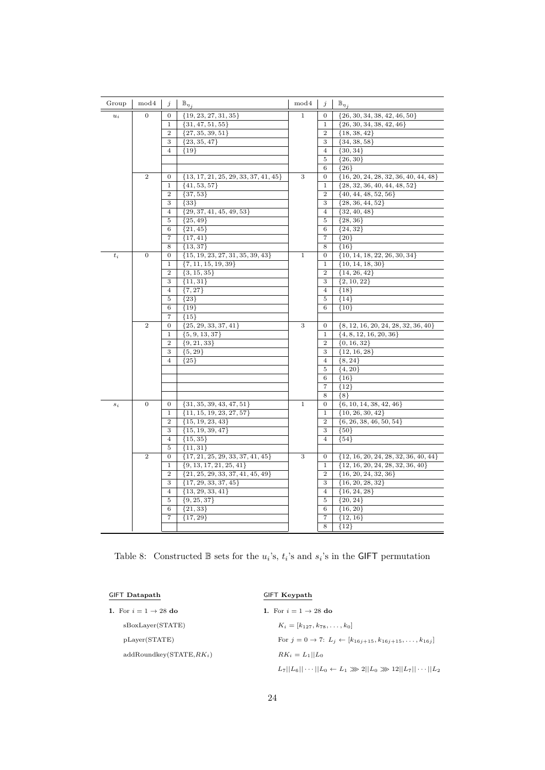| Group | mod4 | $j$ | $\mathbb{B}_{\eta_j}$ | mod4 | $j$ | $\mathbb{B}_{\eta_j}$ |
|---|---|---|---|---|---|---|
| $u_i$ | 0 | 0 | $\{19, 23, 27, 31, 35\}$ | 1 | 0 | $\{26, 30, 34, 38, 42, 46, 50\}$ |
| | | 1 | $\{31, 47, 51, 55\}$ | | 1 | $\{26, 30, 34, 38, 42, 46\}$ |
| | | 2 | $\{27, 35, 39, 51\}$ | | 2 | $\{18, 38, 42\}$ |
| | | 3 | $\{23, 35, 47\}$ | | 3 | $\{34, 38, 58\}$ |
| | | 4 | $\{19\}$ | | 4 | $\{30, 34\}$ |
| | | | | | 5 | $\{26, 30\}$ |
| | | | | | 6 | $\{26\}$ |
| | 2 | 0 | $\{13, 17, 21, 25, 29, 33, 37, 41, 45\}$ | 3 | 0 | $\{16, 20, 24, 28, 32, 36, 40, 44, 48\}$ |
| | | 1 | $\{41, 53, 57\}$ | | 1 | $\{28, 32, 36, 40, 44, 48, 52\}$ |
| | | 2 | $\{37, 53\}$ | | 2 | $\{40, 44, 48, 52, 56\}$ |
| | | 3 | $\{33\}$ | | 3 | $\{28, 36, 44, 52\}$ |
| | | 4 | $\{29, 37, 41, 45, 49, 53\}$ | | 4 | $\{32, 40, 48\}$ |
| | | 5 | $\{25, 49\}$ | | 5 | $\{28, 36\}$ |
| | | 6 | $\{21, 45\}$ | | 6 | $\{24, 32\}$ |
| | | 7 | $\{17, 41\}$ | | 7 | $\{20\}$ |
| | | 8 | $\{13, 37\}$ | | 8 | $\{16\}$ |
| $t_i$ | 0 | 0 | $\{15, 19, 23, 27, 31, 35, 39, 43\}$ | 1 | 0 | $\{10, 14, 18, 22, 26, 30, 34\}$ |
| | | 1 | $\{7, 11, 15, 19, 39\}$ | | 1 | $\{10, 14, 18, 30\}$ |
| | | 2 | $\{3, 15, 35\}$ | | 2 | $\{14, 26, 42\}$ |
| | | 3 | $\{11, 31\}$ | | 3 | $\{2, 10, 22\}$ |
| | | 4 | $\{7, 27\}$ | | 4 | $\{18\}$ |
| | | 5 | $\{23\}$ | | 5 | $\{14\}$ |
| | | 6 | $\{19\}$ | | 6 | $\{10\}$ |
| | | 7 | $\{15\}$ | | | |
| | 2 | 0 | $\{25, 29, 33, 37, 41\}$ | 3 | 0 | $\{8, 12, 16, 20, 24, 28, 32, 36, 40\}$ |
| | | 1 | $\{5, 9, 13, 37\}$ | | 1 | $\{4, 8, 12, 16, 20, 36\}$ |
| | | 2 | $\{9, 21, 33\}$ | | 2 | $\{0, 16, 32\}$ |
| | | 3 | $\{5, 29\}$ | | 3 | $\{12, 16, 28\}$ |
| | | 4 | $\{25\}$ | | 4 | $\{8, 24\}$ |
| | | | | | 5 | $\{4, 20\}$ |
| | | | | | 6 | $\{16\}$ |
| | | | | | 7 | $\{12\}$ |
| | | | | | 8 | $\{8\}$ |
| $s_i$ | 0 | 0 | $\{31, 35, 39, 43, 47, 51\}$ | 1 | 0 | $\{6, 10, 14, 38, 42, 46\}$ |
| | | 1 | $\{11, 15, 19, 23, 27, 57\}$ | | 1 | $\{10, 26, 30, 42\}$ |
| | | 2 | $\{15, 19, 23, 43\}$ | | 2 | $\{6, 26, 38, 46, 50, 54\}$ |
| | | 3 | $\{15, 19, 39, 47\}$ | | 3 | $\{50\}$ |
| | | 4 | $\{15, 35\}$ | | 4 | $\{54\}$ |
| | | 5 | $\{11, 31\}$ | | | |
| | 2 | 0 | $\{17, 21, 25, 29, 33, 37, 41, 45\}$ | 3 | 0 | $\{12, 16, 20, 24, 28, 32, 36, 40, 44\}$ |
| | | 1 | $\{9, 13, 17, 21, 25, 41\}$ | | 1 | $\{12, 16, 20, 24, 28, 32, 36, 40\}$ |
| | | 2 | $\{21, 25, 29, 33, 37, 41, 45, 49\}$ | | 2 | $\{16, 20, 24, 32, 36\}$ |
| | | 3 | $\{17, 29, 33, 37, 45\}$ | | 3 | $\{16, 20, 28, 32\}$ |
| | | 4 | $\{13, 29, 33, 41\}$ | | 4 | $\{16, 24, 28\}$ |
| | | 5 | $\{9, 25, 37\}$ | | 5 | $\{20, 24\}$ |
| | | 6 | $\{21, 33\}$ | | 6 | $\{16, 20\}$ |
| | | 7 | $\{17, 29\}$ | | 7 | $\{12, 16\}$ |
| | | | | | 8 | $\{12\}$ |

Table 8: Constructed $\mathbb{B}$ sets for the $u_i$'s, $t_i$'s and $s_i$'s in the GIFT permutation

**GIFT Datapath**

**1.** For $i = 1 \to 28$ **do**

sBoxLayer(STATE)

pLayer(STATE)

addRoundkey(STATE,$RK_i$)

**GIFT Keypath**

**1.** For $i = 1 \to 28$ **do**

$K_i = [k_{127}, k_{78}, \ldots, k_0]$

For $j = 0 \to 7$: $L_j \leftarrow [k_{16j+15}, k_{16j+15}, \ldots, k_{16j}]$

$RK_i = L_1 || L_0$

$L_7||L_6|| \cdots ||L_0 \leftarrow L_1 \ggg 2||L_0 \ggg 12||L_7|| \cdots ||L_2$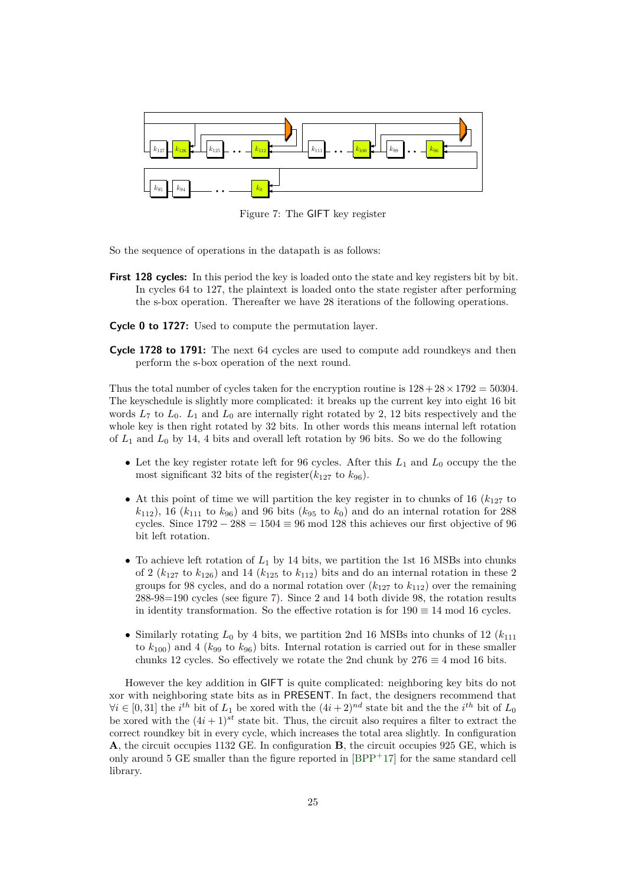Figure 7: The GIFT key register

So the sequence of operations in the datapath is as follows:

**First 128 cycles:** In this period the key is loaded onto the state and key registers bit by bit. In cycles 64 to 127, the plaintext is loaded onto the state register after performing the s-box operation. Thereafter we have 28 iterations of the following operations.

**Cycle 0 to 1727:** Used to compute the permutation layer.

**Cycle 1728 to 1791:** The next 64 cycles are used to compute add roundkeys and then perform the s-box operation of the next round.

Thus the total number of cycles taken for the encryption routine is $128 + 28 \times 1792 = 50304$. The keyschedule is slightly more complicated: it breaks up the current key into eight 16 bit words $L_7$ to $L_0$. $L_1$ and $L_0$ are internally right rotated by 2, 12 bits respectively and the whole key is then right rotated by 32 bits. In other words this means internal left rotation of $L_1$ and $L_0$ by 14, 4 bits and overall left rotation by 96 bits. So we do the following

- Let the key register rotate left for 96 cycles. After this $L_1$ and $L_0$ occupy the the most significant 32 bits of the register($k_{127}$ to $k_{96}$).
- At this point of time we will partition the key register in to chunks of 16 ($k_{127}$ to $k_{112}$), 16 ($k_{111}$ to $k_{96}$) and 96 bits ($k_{95}$ to $k_0$) and do an internal rotation for 288 cycles. Since $1792 - 288 = 1504 \equiv 96 \bmod 128$ this achieves our first objective of 96 bit left rotation.
- To achieve left rotation of $L_1$ by 14 bits, we partition the 1st 16 MSBs into chunks of 2 ($k_{127}$ to $k_{126}$) and 14 ($k_{125}$ to $k_{112}$) bits and do an internal rotation in these 2 groups for 98 cycles, and do a normal rotation over ($k_{127}$ to $k_{112}$) over the remaining 288-98=190 cycles (see figure 7). Since 2 and 14 both divide 98, the rotation results in identity transformation. So the effective rotation is for $190 \equiv 14 \bmod 16$ cycles.
- Similarly rotating $L_0$ by 4 bits, we partition 2nd 16 MSBs into chunks of 12 ($k_{111}$ to $k_{100}$) and 4 ($k_{99}$ to $k_{96}$) bits. Internal rotation is carried out for in these smaller chunks 12 cycles. So effectively we rotate the 2nd chunk by $276 \equiv 4 \bmod 16$ bits.

However the key addition in GIFT is quite complicated: neighboring key bits do not xor with neighboring state bits as in PRESENT. In fact, the designers recommend that $\forall i \in [0, 31]$ the $i^{th}$ bit of $L_1$ be xored with the $(4i+2)^{nd}$ state bit and the the $i^{th}$ bit of $L_0$ be xored with the $(4i+1)^{st}$ state bit. Thus, the circuit also requires a filter to extract the correct roundkey bit in every cycle, which increases the total area slightly. In configuration **A**, the circuit occupies 1132 GE. In configuration **B**, the circuit occupies 925 GE, which is only around 5 GE smaller than the figure reported in [BPP+17] for the same standard cell library.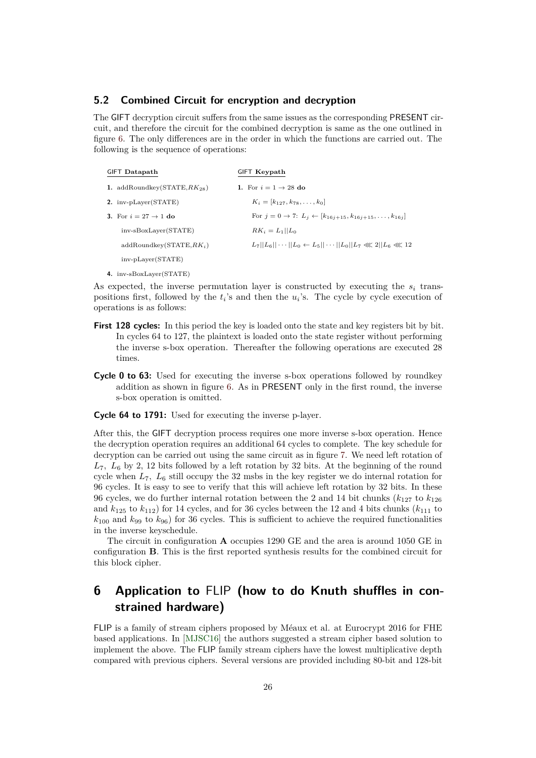### 5.2 Combined Circuit for encryption and decryption

The GIFT decryption circuit suffers from the same issues as the corresponding PRESENT circuit, and therefore the circuit for the combined decryption is same as the one outlined in figure 6. The only differences are in the order in which the functions are carried out. The following is the sequence of operations:

| GIFT **Datapath** | GIFT **Keypath** |
|---|---|
| **1.** addRoundkey(STATE,$RK_{28}$) | **1.** For $i = 1 \to 28$ **do** |
| **2.** inv-pLayer(STATE) | $K_i = [k_{127}, k_{78}, \ldots, k_0]$ |
| **3.** For $i = 27 \to 1$ **do** | For $j = 0 \to 7$: $L_j \leftarrow [k_{16j+15}, k_{16j+15}, \ldots, k_{16j}]$ |
| inv-sBoxLayer(STATE) | $RK_i = L_1 \| L_0$ |
| addRoundkey(STATE,$RK_i$) | $L_7 \| L_6 \| \cdots \| L_0 \leftarrow L_5 \| \cdots \| L_0 \| L_7 \lll 2 \| L_6 \lll 12$ |
| inv-pLayer(STATE) | |
| **4.** inv-sBoxLayer(STATE) | |

As expected, the inverse permutation layer is constructed by executing the $s_i$ transpositions first, followed by the $t_i$'s and then the $u_i$'s. The cycle by cycle execution of operations is as follows:

**First 128 cycles:** In this period the key is loaded onto the state and key registers bit by bit. In cycles 64 to 127, the plaintext is loaded onto the state register without performing the inverse s-box operation. Thereafter the following operations are executed 28 times.

**Cycle 0 to 63:** Used for executing the inverse s-box operations followed by roundkey addition as shown in figure 6. As in PRESENT only in the first round, the inverse s-box operation is omitted.

**Cycle 64 to 1791:** Used for executing the inverse p-layer.

After this, the GIFT decryption process requires one more inverse s-box operation. Hence the decryption operation requires an additional 64 cycles to complete. The key schedule for decryption can be carried out using the same circuit as in figure 7. We need left rotation of $L_7$, $L_6$ by 2, 12 bits followed by a left rotation by 32 bits. At the beginning of the round cycle when $L_7$, $L_6$ still occupy the 32 msbs in the key register we do internal rotation for 96 cycles. It is easy to see to verify that this will achieve left rotation by 32 bits. In these 96 cycles, we do further internal rotation between the 2 and 14 bit chunks ($k_{127}$ to $k_{126}$ and $k_{125}$ to $k_{112}$) for 14 cycles, and for 36 cycles between the 12 and 4 bits chunks ($k_{111}$ to $k_{100}$ and $k_{99}$ to $k_{96}$) for 36 cycles. This is sufficient to achieve the required functionalities in the inverse keyschedule.

The circuit in configuration **A** occupies 1290 GE and the area is around 1050 GE in configuration **B**. This is the first reported synthesis results for the combined circuit for this block cipher.

# 6 Application to FLIP (how to do Knuth shuffles in constrained hardware)

FLIP is a family of stream ciphers proposed by Méaux et al. at Eurocrypt 2016 for FHE based applications. In [MJSC16] the authors suggested a stream cipher based solution to implement the above. The FLIP family stream ciphers have the lowest multiplicative depth compared with previous ciphers. Several versions are provided including 80-bit and 128-bit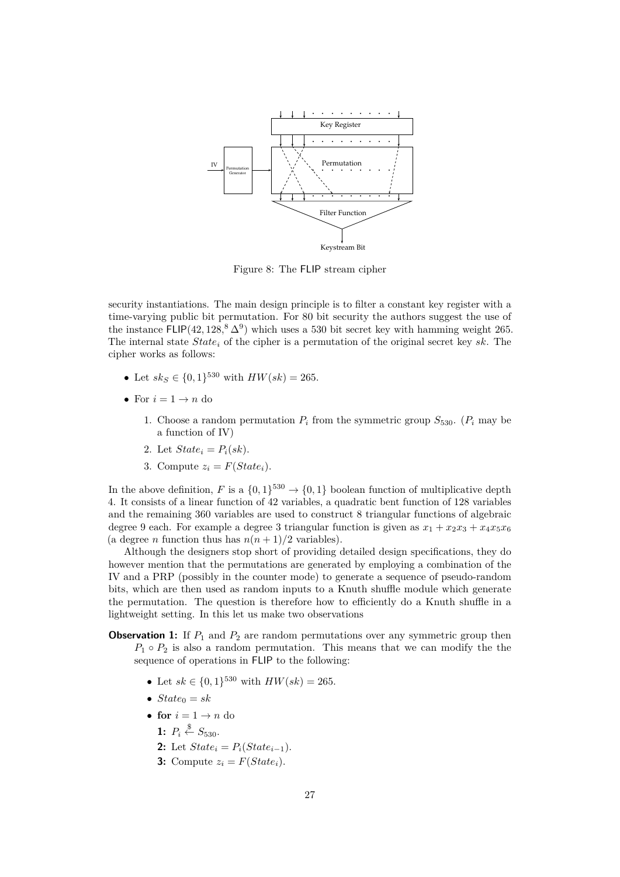Figure 8: The FLIP stream cipher

security instantiations. The main design principle is to filter a constant key register with a time-varying public bit permutation. For 80 bit security the authors suggest the use of the instance $\mathsf{FLIP}(42, 128, {}^8\Delta^9)$ which uses a 530 bit secret key with hamming weight 265. The internal state $State_i$ of the cipher is a permutation of the original secret key $sk$. The cipher works as follows:

- Let $sk_S \in \{0,1\}^{530}$ with $HW(sk) = 265$.
- For $i = 1 \to n$ do
  1. Choose a random permutation $P_i$ from the symmetric group $S_{530}$. ($P_i$ may be a function of IV)
  2. Let $State_i = P_i(sk)$.
  3. Compute $z_i = F(State_i)$.

In the above definition, $F$ is a $\{0,1\}^{530} \to \{0,1\}$ boolean function of multiplicative depth 4. It consists of a linear function of 42 variables, a quadratic bent function of 128 variables and the remaining 360 variables are used to construct 8 triangular functions of algebraic degree 9 each. For example a degree 3 triangular function is given as $x_1 + x_2x_3 + x_4x_5x_6$ (a degree $n$ function thus has $n(n+1)/2$ variables).

Although the designers stop short of providing detailed design specifications, they do however mention that the permutations are generated by employing a combination of the IV and a PRP (possibly in the counter mode) to generate a sequence of pseudo-random bits, which are then used as random inputs to a Knuth shuffle module which generate the permutation. The question is therefore how to efficiently do a Knuth shuffle in a lightweight setting. In this let us make two observations

**Observation 1:** If $P_1$ and $P_2$ are random permutations over any symmetric group then $P_1 \circ P_2$ is also a random permutation. This means that we can modify the the sequence of operations in FLIP to the following:

- Let $sk \in \{0,1\}^{530}$ with $HW(sk) = 265$.
- $State_0 = sk$
- **for** $i = 1 \to n$ do

  **1:** $P_i \xleftarrow{\$} S_{530}$.

  **2:** Let $State_i = P_i(State_{i-1})$.

  **3:** Compute $z_i = F(State_i)$.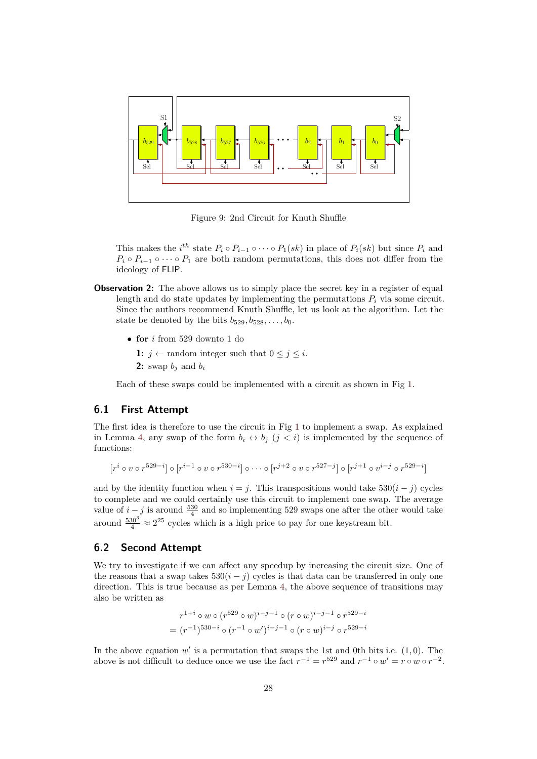Figure 9: 2nd Circuit for Knuth Shuffle

This makes the $i^{th}$ state $P_i \circ P_{i-1} \circ \cdots \circ P_1(sk)$ in place of $P_i(sk)$ but since $P_i$ and $P_i \circ P_{i-1} \circ \cdots \circ P_1$ are both random permutations, this does not differ from the ideology of FLIP.

**Observation 2:** The above allows us to simply place the secret key in a register of equal length and do state updates by implementing the permutations $P_i$ via some circuit. Since the authors recommend Knuth Shuffle, let us look at the algorithm. Let the state be denoted by the bits $b_{529}, b_{528}, \ldots, b_0$.

- **for** $i$ from 529 downto 1 do

  **1:** $j \leftarrow$ random integer such that $0 \leq j \leq i$.

  **2:** swap $b_j$ and $b_i$

Each of these swaps could be implemented with a circuit as shown in Fig 1.

## 6.1 First Attempt

The first idea is therefore to use the circuit in Fig 1 to implement a swap. As explained in Lemma 4, any swap of the form $b_i \leftrightarrow b_j$ $(j < i)$ is implemented by the sequence of functions:

$$[r^i \circ v \circ r^{529-i}] \circ [r^{i-1} \circ v \circ r^{530-i}] \circ \cdots \circ [r^{j+2} \circ v \circ r^{527-j}] \circ [r^{j+1} \circ v^{i-j} \circ r^{529-i}]$$

and by the identity function when $i = j$. This transpositions would take $530(i-j)$ cycles to complete and we could certainly use this circuit to implement one swap. The average value of $i - j$ is around $\frac{530}{4}$ and so implementing 529 swaps one after the other would take around $\frac{530^3}{4} \approx 2^{25}$ cycles which is a high price to pay for one keystream bit.

## 6.2 Second Attempt

We try to investigate if we can affect any speedup by increasing the circuit size. One of the reasons that a swap takes $530(i-j)$ cycles is that data can be transferred in only one direction. This is true because as per Lemma 4, the above sequence of transitions may also be written as

$$\begin{aligned} & r^{1+i} \circ w \circ (r^{529} \circ w)^{i-j-1} \circ (r \circ w)^{i-j-1} \circ r^{529-i} \\ = \ & (r^{-1})^{530-i} \circ (r^{-1} \circ w')^{i-j-1} \circ (r \circ w)^{i-j} \circ r^{529-i} \end{aligned}$$

In the above equation $w'$ is a permutation that swaps the 1st and 0th bits i.e. $(1, 0)$. The above is not difficult to deduce once we use the fact $r^{-1} = r^{529}$ and $r^{-1} \circ w' = r \circ w \circ r^{-2}$.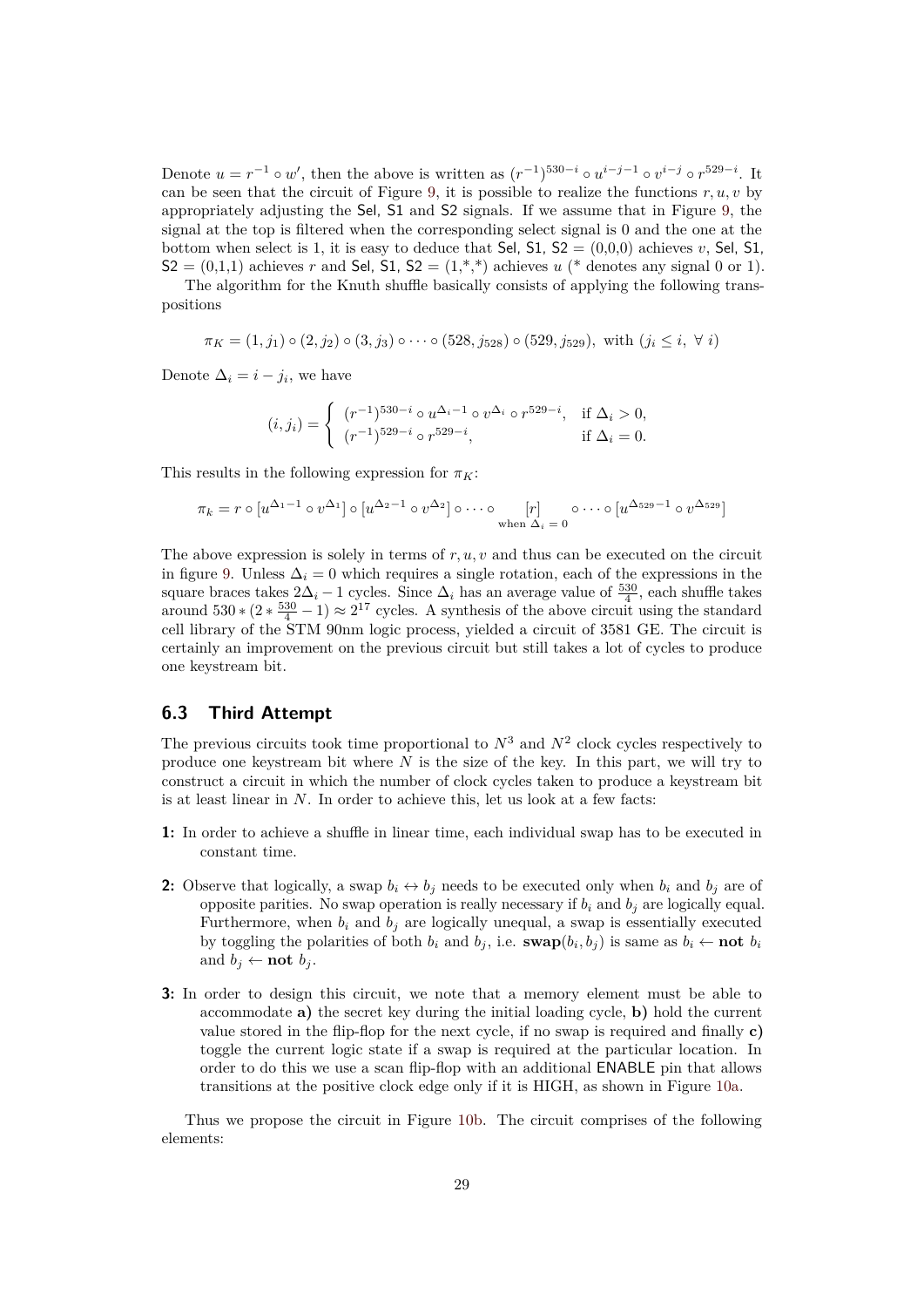Denote $u = r^{-1} \circ w'$, then the above is written as $(r^{-1})^{530-i} \circ u^{i-j-1} \circ v^{i-j} \circ r^{529-i}$. It can be seen that the circuit of Figure 9, it is possible to realize the functions $r, u, v$ by appropriately adjusting the Sel, S1 and S2 signals. If we assume that in Figure 9, the signal at the top is filtered when the corresponding select signal is 0 and the one at the bottom when select is 1, it is easy to deduce that Sel, S1, S2 = (0,0,0) achieves $v$, Sel, S1, S2 = (0,1,1) achieves $r$ and Sel, S1, S2 = (1,*,*) achieves $u$ (* denotes any signal 0 or 1).

The algorithm for the Knuth shuffle basically consists of applying the following transpositions

$$\pi_K = (1, j_1) \circ (2, j_2) \circ (3, j_3) \circ \cdots \circ (528, j_{528}) \circ (529, j_{529}), \text{ with } (j_i \le i, \ \forall\ i)$$

Denote $\Delta_i = i - j_i$, we have

$$(i, j_i) = \begin{cases} (r^{-1})^{530-i} \circ u^{\Delta_i - 1} \circ v^{\Delta_i} \circ r^{529-i}, & \text{if } \Delta_i > 0, \\ (r^{-1})^{529-i} \circ r^{529-i}, & \text{if } \Delta_i = 0. \end{cases}$$

This results in the following expression for $\pi_K$:

$$\pi_k = r \circ [u^{\Delta_1 - 1} \circ v^{\Delta_1}] \circ [u^{\Delta_2 - 1} \circ v^{\Delta_2}] \circ \cdots \circ \underset{\text{when } \Delta_i = 0}{[r]} \circ \cdots \circ [u^{\Delta_{529} - 1} \circ v^{\Delta_{529}}]$$

The above expression is solely in terms of $r, u, v$ and thus can be executed on the circuit in figure 9. Unless $\Delta_i = 0$ which requires a single rotation, each of the expressions in the square braces takes $2\Delta_i - 1$ cycles. Since $\Delta_i$ has an average value of $\frac{530}{4}$, each shuffle takes around $530 * (2 * \frac{530}{4} - 1) \approx 2^{17}$ cycles. A synthesis of the above circuit using the standard cell library of the STM 90nm logic process, yielded a circuit of 3581 GE. The circuit is certainly an improvement on the previous circuit but still takes a lot of cycles to produce one keystream bit.

### 6.3 Third Attempt

The previous circuits took time proportional to $N^3$ and $N^2$ clock cycles respectively to produce one keystream bit where $N$ is the size of the key. In this part, we will try to construct a circuit in which the number of clock cycles taken to produce a keystream bit is at least linear in $N$. In order to achieve this, let us look at a few facts:

**1:** In order to achieve a shuffle in linear time, each individual swap has to be executed in constant time.

**2:** Observe that logically, a swap $b_i \leftrightarrow b_j$ needs to be executed only when $b_i$ and $b_j$ are of opposite parities. No swap operation is really necessary if $b_i$ and $b_j$ are logically equal. Furthermore, when $b_i$ and $b_j$ are logically unequal, a swap is essentially executed by toggling the polarities of both $b_i$ and $b_j$, i.e. **swap**$(b_i, b_j)$ is same as $b_i \leftarrow$ **not** $b_i$ and $b_j \leftarrow$ **not** $b_j$.

**3:** In order to design this circuit, we note that a memory element must be able to accommodate **a)** the secret key during the initial loading cycle, **b)** hold the current value stored in the flip-flop for the next cycle, if no swap is required and finally **c)** toggle the current logic state if a swap is required at the particular location. In order to do this we use a scan flip-flop with an additional ENABLE pin that allows transitions at the positive clock edge only if it is HIGH, as shown in Figure 10a.

Thus we propose the circuit in Figure 10b. The circuit comprises of the following elements: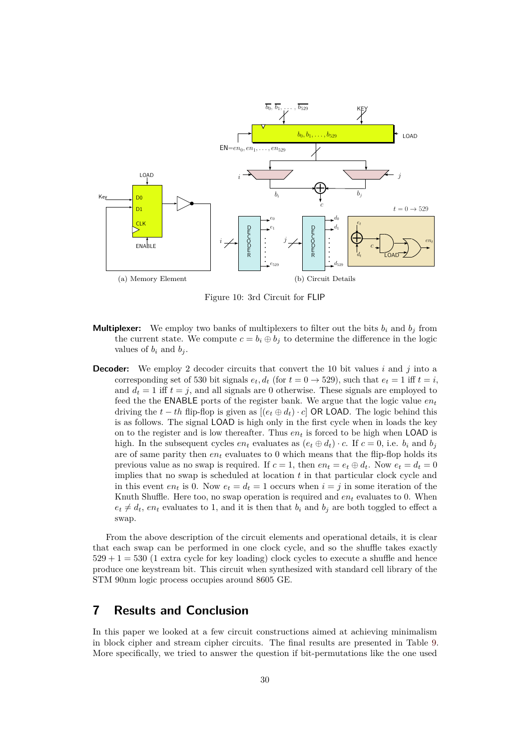(a) Memory Element

(b) Circuit Details

Figure 10: 3rd Circuit for FLIP

**Multiplexer:** We employ two banks of multiplexers to filter out the bits $b_i$ and $b_j$ from the current state. We compute $c = b_i \oplus b_j$ to determine the difference in the logic values of $b_i$ and $b_j$.

**Decoder:** We employ 2 decoder circuits that convert the 10 bit values $i$ and $j$ into a corresponding set of 530 bit signals $e_t, d_t$ (for $t = 0 \rightarrow 529$), such that $e_t = 1$ iff $t = i$, and $d_t = 1$ iff $t = j$, and all signals are 0 otherwise. These signals are employed to feed the the ENABLE ports of the register bank. We argue that the logic value $en_t$ driving the $t-th$ flip-flop is given as $[(e_t \oplus d_t) \cdot c]$ OR LOAD. The logic behind this is as follows. The signal LOAD is high only in the first cycle when in loads the key on to the register and is low thereafter. Thus $en_t$ is forced to be high when LOAD is high. In the subsequent cycles $en_t$ evaluates as $(e_t \oplus d_t) \cdot c$. If $c = 0$, i.e. $b_i$ and $b_j$ are of same parity then $en_t$ evaluates to 0 which means that the flip-flop holds its previous value as no swap is required. If $c = 1$, then $en_t = e_t \oplus d_t$. Now $e_t = d_t = 0$ implies that no swap is scheduled at location $t$ in that particular clock cycle and in this event $en_t$ is 0. Now $e_t = d_t = 1$ occurs when $i = j$ in some iteration of the Knuth Shuffle. Here too, no swap operation is required and $en_t$ evaluates to 0. When $e_t \neq d_t$, $en_t$ evaluates to 1, and it is then that $b_i$ and $b_j$ are both toggled to effect a swap.

From the above description of the circuit elements and operational details, it is clear that each swap can be performed in one clock cycle, and so the shuffle takes exactly $529 + 1 = 530$ (1 extra cycle for key loading) clock cycles to execute a shuffle and hence produce one keystream bit. This circuit when synthesized with standard cell library of the STM 90nm logic process occupies around 8605 GE.

## 7 Results and Conclusion

In this paper we looked at a few circuit constructions aimed at achieving minimalism in block cipher and stream cipher circuits. The final results are presented in Table 9. More specifically, we tried to answer the question if bit-permutations like the one used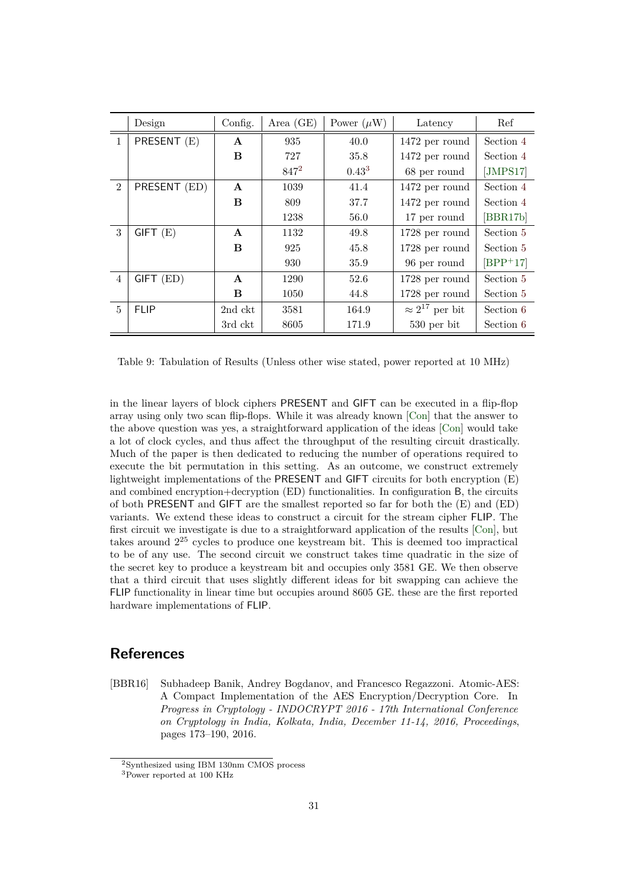|  | Design | Config. | Area (GE) | Power ($\mu$W) | Latency | Ref |
|---|---|---|---|---|---|---|
| 1 | PRESENT (E) | **A** | 935 | 40.0 | 1472 per round | Section 4 |
|  |  | **B** | 727 | 35.8 | 1472 per round | Section 4 |
|  |  |  | 847[2] | 0.43[3] | 68 per round | [JMPS17] |
| 2 | PRESENT (ED) | **A** | 1039 | 41.4 | 1472 per round | Section 4 |
|  |  | **B** | 809 | 37.7 | 1472 per round | Section 4 |
|  |  |  | 1238 | 56.0 | 17 per round | [BBR17b] |
| 3 | GIFT (E) | **A** | 1132 | 49.8 | 1728 per round | Section 5 |
|  |  | **B** | 925 | 45.8 | 1728 per round | Section 5 |
|  |  |  | 930 | 35.9 | 96 per round | [BPP+17] |
| 4 | GIFT (ED) | **A** | 1290 | 52.6 | 1728 per round | Section 5 |
|  |  | **B** | 1050 | 44.8 | 1728 per round | Section 5 |
| 5 | FLIP | 2nd ckt | 3581 | 164.9 | $\approx 2^{17}$ per bit | Section 6 |
|  |  | 3rd ckt | 8605 | 171.9 | 530 per bit | Section 6 |

Table 9: Tabulation of Results (Unless other wise stated, power reported at 10 MHz)

in the linear layers of block ciphers PRESENT and GIFT can be executed in a flip-flop array using only two scan flip-flops. While it was already known [Con] that the answer to the above question was yes, a straightforward application of the ideas [Con] would take a lot of clock cycles, and thus affect the throughput of the resulting circuit drastically. Much of the paper is then dedicated to reducing the number of operations required to execute the bit permutation in this setting. As an outcome, we construct extremely lightweight implementations of the PRESENT and GIFT circuits for both encryption (E) and combined encryption+decryption (ED) functionalities. In configuration B, the circuits of both PRESENT and GIFT are the smallest reported so far for both the (E) and (ED) variants. We extend these ideas to construct a circuit for the stream cipher FLIP. The first circuit we investigate is due to a straightforward application of the results [Con], but takes around $2^{25}$ cycles to produce one keystream bit. This is deemed too impractical to be of any use. The second circuit we construct takes time quadratic in the size of the secret key to produce a keystream bit and occupies only 3581 GE. We then observe that a third circuit that uses slightly different ideas for bit swapping can achieve the FLIP functionality in linear time but occupies around 8605 GE. these are the first reported hardware implementations of FLIP.

## References

[BBR16] Subhadeep Banik, Andrey Bogdanov, and Francesco Regazzoni. Atomic-AES: A Compact Implementation of the AES Encryption/Decryption Core. In *Progress in Cryptology - INDOCRYPT 2016 - 17th International Conference on Cryptology in India, Kolkata, India, December 11-14, 2016, Proceedings*, pages 173–190, 2016.

[2] Synthesized using IBM 130nm CMOS process

[3] Power reported at 100 KHz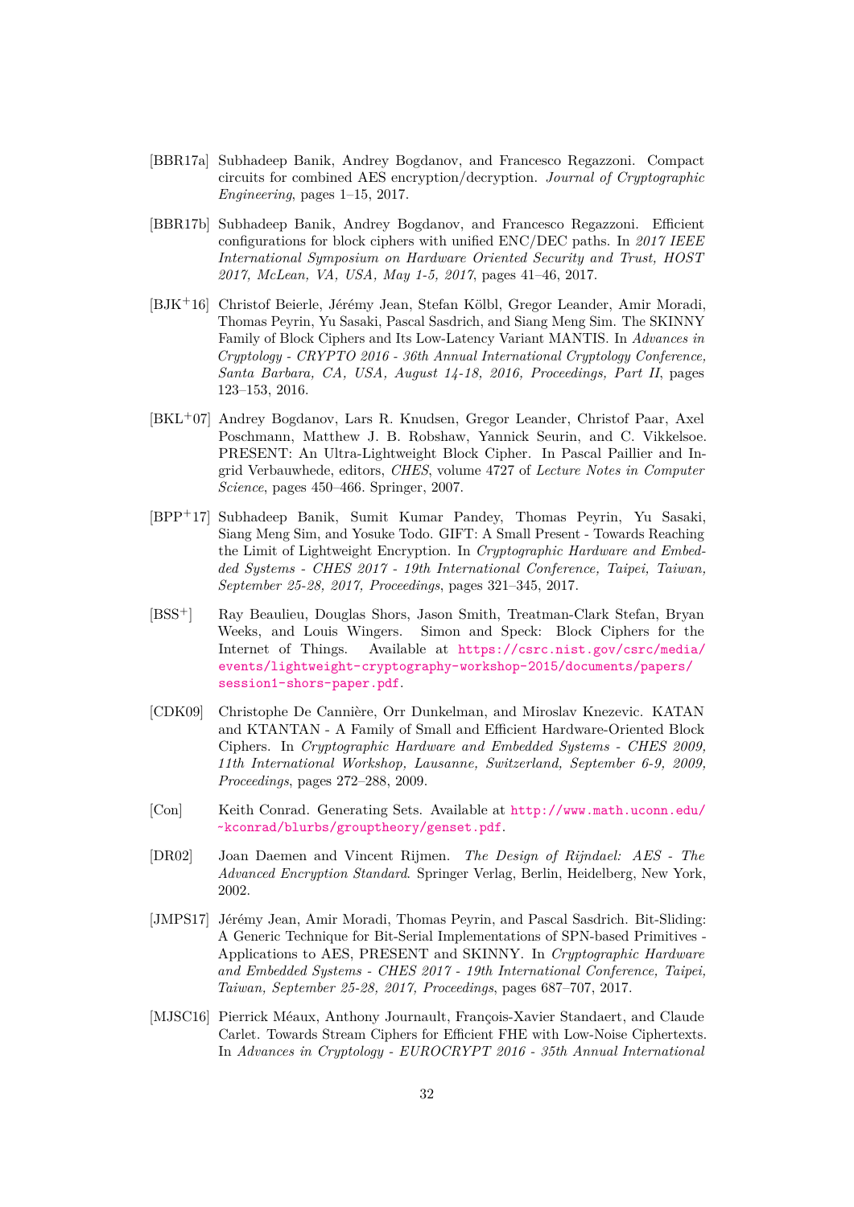[BBR17a] Subhadeep Banik, Andrey Bogdanov, and Francesco Regazzoni. Compact circuits for combined AES encryption/decryption. *Journal of Cryptographic Engineering*, pages 1–15, 2017.

[BBR17b] Subhadeep Banik, Andrey Bogdanov, and Francesco Regazzoni. Efficient configurations for block ciphers with unified ENC/DEC paths. In *2017 IEEE International Symposium on Hardware Oriented Security and Trust, HOST 2017, McLean, VA, USA, May 1-5, 2017*, pages 41–46, 2017.

[BJK+16] Christof Beierle, Jérémy Jean, Stefan Kölbl, Gregor Leander, Amir Moradi, Thomas Peyrin, Yu Sasaki, Pascal Sasdrich, and Siang Meng Sim. The SKINNY Family of Block Ciphers and Its Low-Latency Variant MANTIS. In *Advances in Cryptology - CRYPTO 2016 - 36th Annual International Cryptology Conference, Santa Barbara, CA, USA, August 14-18, 2016, Proceedings, Part II*, pages 123–153, 2016.

[BKL+07] Andrey Bogdanov, Lars R. Knudsen, Gregor Leander, Christof Paar, Axel Poschmann, Matthew J. B. Robshaw, Yannick Seurin, and C. Vikkelsoe. PRESENT: An Ultra-Lightweight Block Cipher. In Pascal Paillier and Ingrid Verbauwhede, editors, *CHES*, volume 4727 of *Lecture Notes in Computer Science*, pages 450–466. Springer, 2007.

[BPP+17] Subhadeep Banik, Sumit Kumar Pandey, Thomas Peyrin, Yu Sasaki, Siang Meng Sim, and Yosuke Todo. GIFT: A Small Present - Towards Reaching the Limit of Lightweight Encryption. In *Cryptographic Hardware and Embedded Systems - CHES 2017 - 19th International Conference, Taipei, Taiwan, September 25-28, 2017, Proceedings*, pages 321–345, 2017.

[BSS+] Ray Beaulieu, Douglas Shors, Jason Smith, Treatman-Clark Stefan, Bryan Weeks, and Louis Wingers. Simon and Speck: Block Ciphers for the Internet of Things. Available at https://csrc.nist.gov/csrc/media/events/lightweight-cryptography-workshop-2015/documents/papers/session1-shors-paper.pdf.

[CDK09] Christophe De Cannière, Orr Dunkelman, and Miroslav Knezevic. KATAN and KTANTAN - A Family of Small and Efficient Hardware-Oriented Block Ciphers. In *Cryptographic Hardware and Embedded Systems - CHES 2009, 11th International Workshop, Lausanne, Switzerland, September 6-9, 2009, Proceedings*, pages 272–288, 2009.

[Con] Keith Conrad. Generating Sets. Available at http://www.math.uconn.edu/~kconrad/blurbs/grouptheory/genset.pdf.

[DR02] Joan Daemen and Vincent Rijmen. *The Design of Rijndael: AES - The Advanced Encryption Standard*. Springer Verlag, Berlin, Heidelberg, New York, 2002.

[JMPS17] Jérémy Jean, Amir Moradi, Thomas Peyrin, and Pascal Sasdrich. Bit-Sliding: A Generic Technique for Bit-Serial Implementations of SPN-based Primitives - Applications to AES, PRESENT and SKINNY. In *Cryptographic Hardware and Embedded Systems - CHES 2017 - 19th International Conference, Taipei, Taiwan, September 25-28, 2017, Proceedings*, pages 687–707, 2017.

[MJSC16] Pierrick Méaux, Anthony Journault, François-Xavier Standaert, and Claude Carlet. Towards Stream Ciphers for Efficient FHE with Low-Noise Ciphertexts. In *Advances in Cryptology - EUROCRYPT 2016 - 35th Annual International*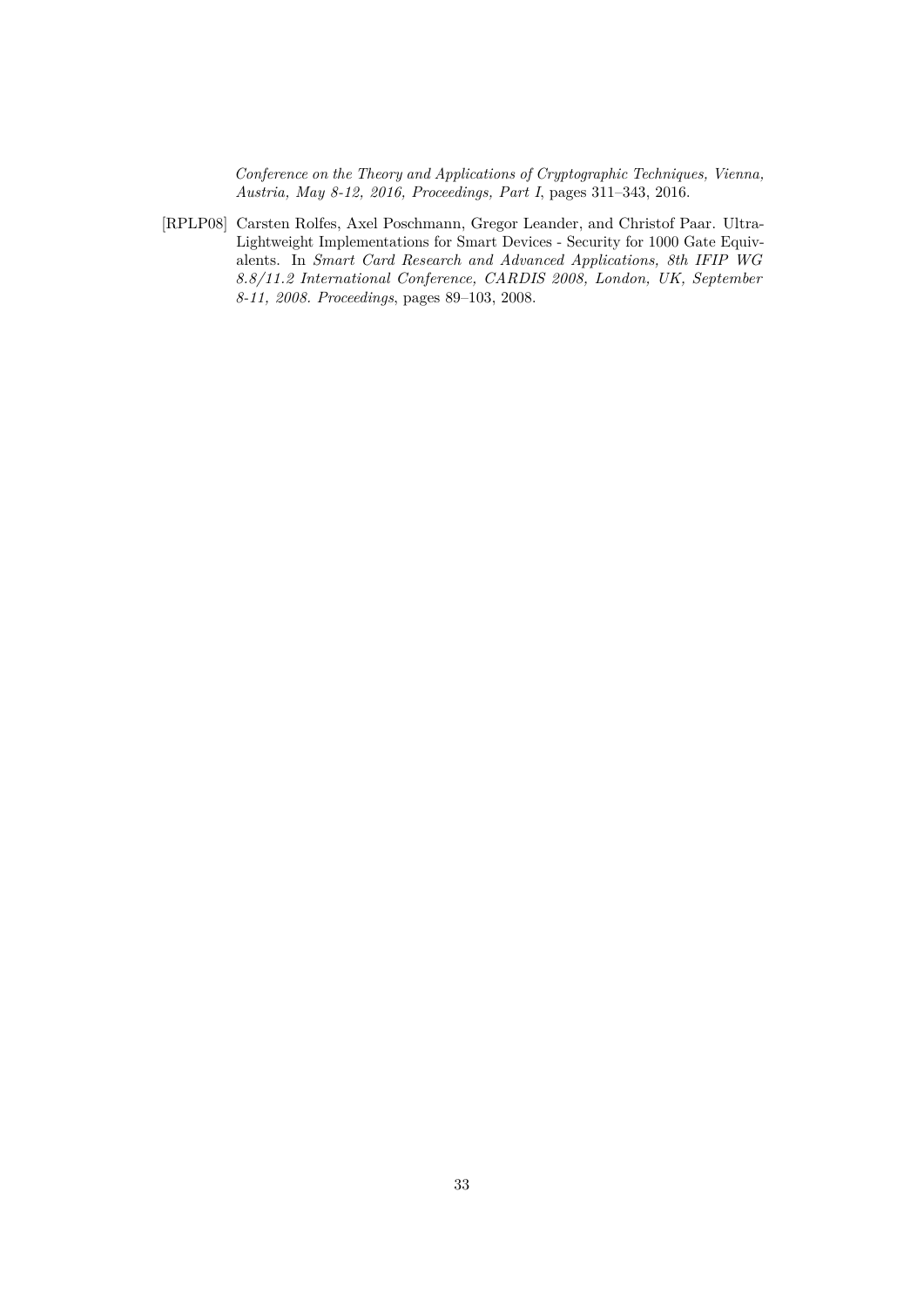*Conference on the Theory and Applications of Cryptographic Techniques, Vienna, Austria, May 8-12, 2016, Proceedings, Part I*, pages 311–343, 2016.

[RPLP08] Carsten Rolfes, Axel Poschmann, Gregor Leander, and Christof Paar. Ultra-Lightweight Implementations for Smart Devices - Security for 1000 Gate Equivalents. In *Smart Card Research and Advanced Applications, 8th IFIP WG 8.8/11.2 International Conference, CARDIS 2008, London, UK, September 8-11, 2008. Proceedings*, pages 89–103, 2008.